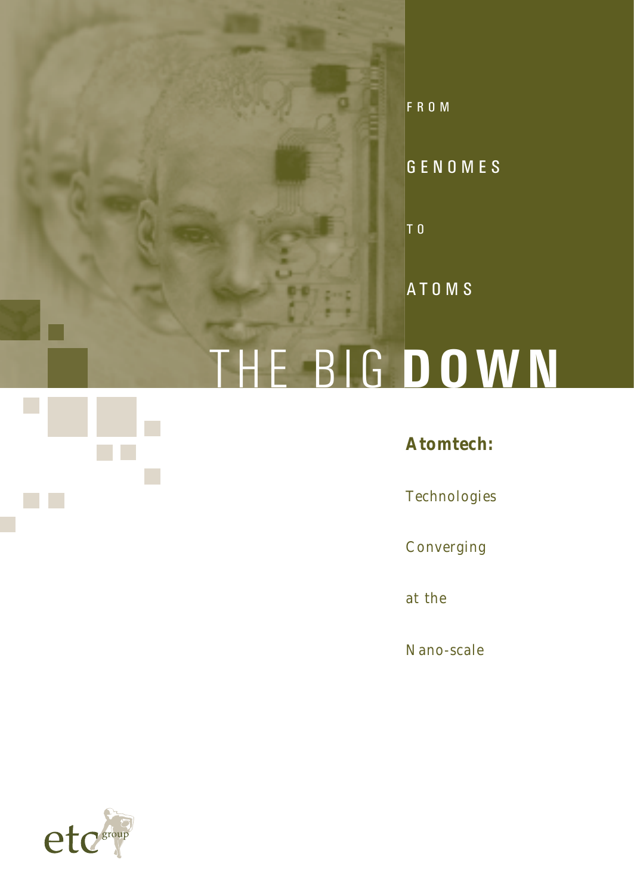FROM

GENOMES

TO

ATOMS

# THE BIG **DOWN**

**Atomtech:**

Technologies

Converging

at the

Nano-scale

etc group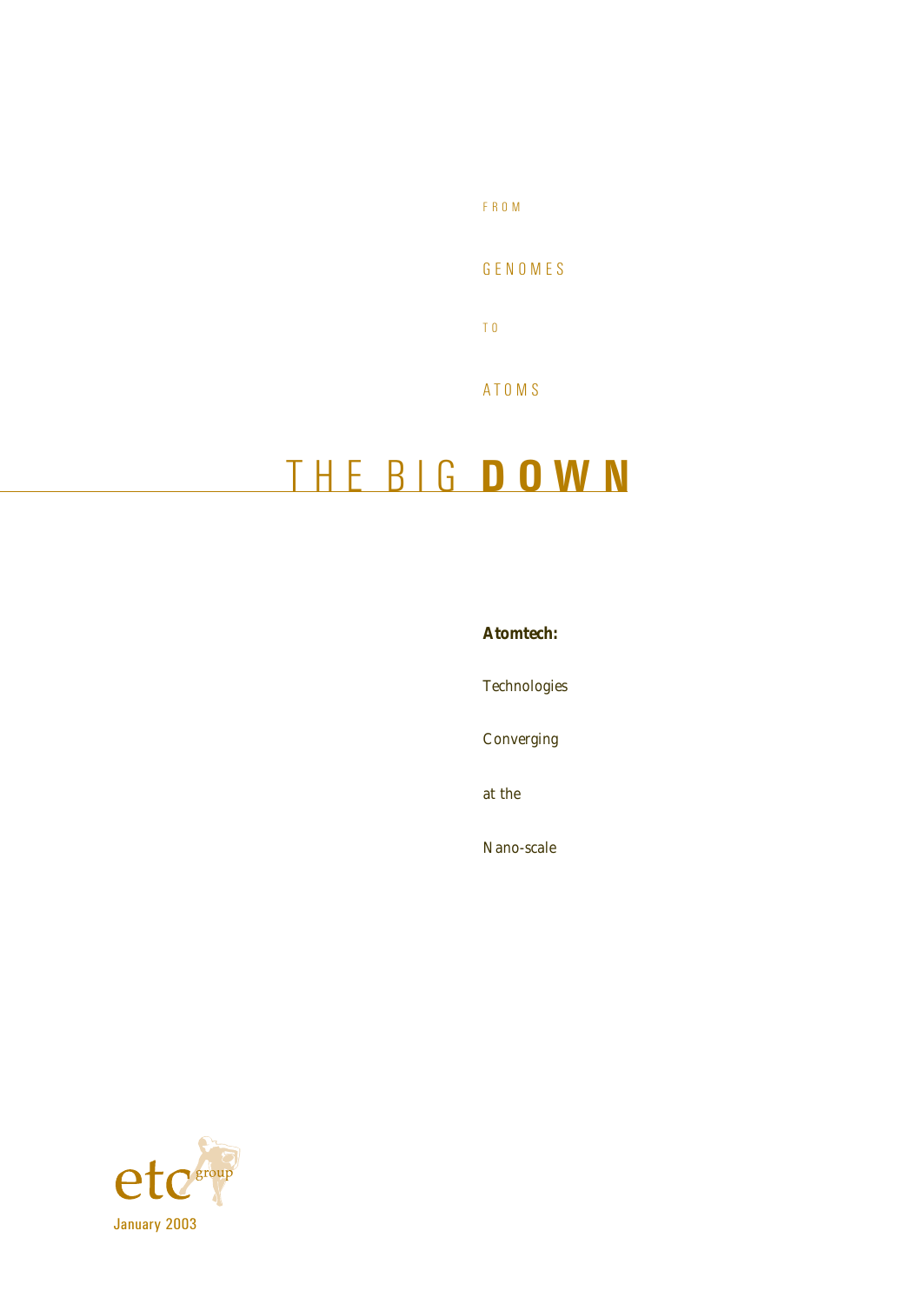FROM

GENOMES

TO

ATOMS

# THE BIG **DOWN**

**Atomtech:**

Technologies

Converging

at the

Nano-scale

etc group

January 2003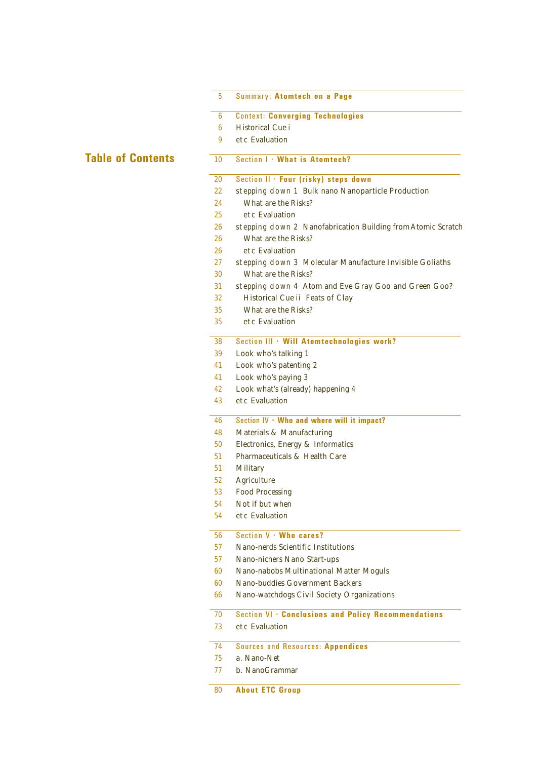# Table of Contents

| | |
|---|---|
| 5 | Summary: **Atomtech on a Page** |
| 6 | Context: **Converging Technologies** |
| 6 | Historical Cue i |
| 9 | etc Evaluation |
| 10 | Section I · **What is Atomtech?** |
| 20 | Section II · **Four (risky) steps down** |
| 22 | stepping down 1 Bulk nano Nanoparticle Production |
| 24 | What are the Risks? |
| 25 | etc Evaluation |
| 26 | stepping down 2 Nanofabrication Building from Atomic Scratch |
| 26 | What are the Risks? |
| 26 | etc Evaluation |
| 27 | stepping down 3 Molecular Manufacture Invisible Goliaths |
| 30 | What are the Risks? |
| 31 | stepping down 4 Atom and Eve Gray Goo and Green Goo? |
| 32 | Historical Cue ii Feats of Clay |
| 35 | What are the Risks? |
| 35 | etc Evaluation |
| 38 | Section III · **Will Atomtechnologies work?** |
| 39 | Look who's talking 1 |
| 41 | Look who's patenting 2 |
| 41 | Look who's paying 3 |
| 42 | Look what's (already) happening 4 |
| 43 | etc Evaluation |
| 46 | Section IV · **Who and where will it impact?** |
| 48 | Materials & Manufacturing |
| 50 | Electronics, Energy & Informatics |
| 51 | Pharmaceuticals & Health Care |
| 51 | Military |
| 52 | Agriculture |
| 53 | Food Processing |
| 54 | Not if but when |
| 54 | etc Evaluation |
| 56 | Section V · **Who cares?** |
| 57 | Nano-nerds Scientific Institutions |
| 57 | Nano-nichers Nano Start-ups |
| 60 | Nano-nabobs Multinational Matter Moguls |
| 60 | Nano-buddies Government Backers |
| 66 | Nano-watchdogs Civil Society Organizations |
| 70 | Section VI · **Conclusions and Policy Recommendations** |
| 73 | etc Evaluation |
| 74 | Sources and Resources: **Appendices** |
| 75 | a. Nano-Net |
| 77 | b. NanoGrammar |
| 80 | **About ETC Group** |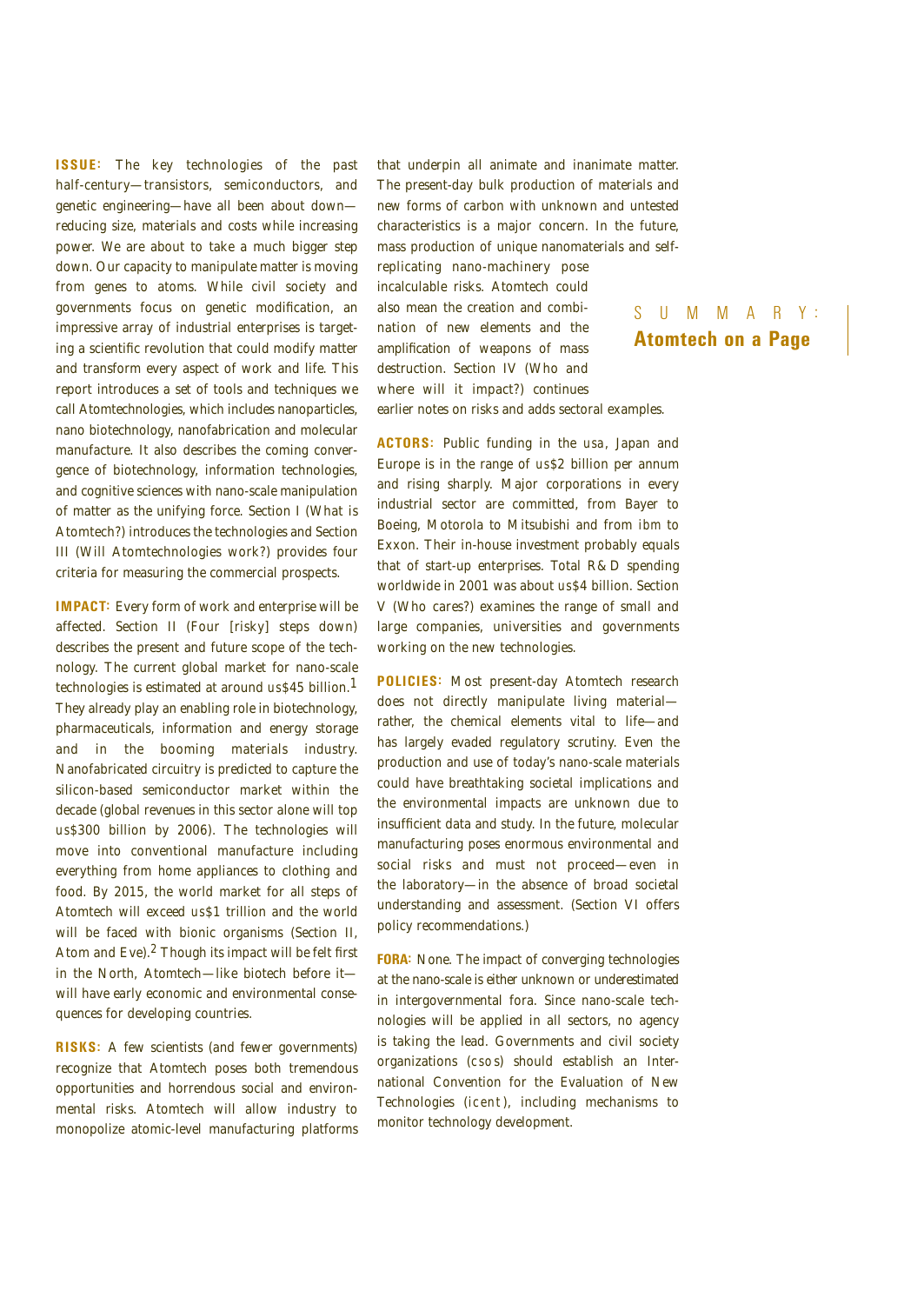## SUMMARY: Atomtech on a Page

**ISSUE:** The key technologies of the past half-century—transistors, semiconductors, and genetic engineering—have all been about down—reducing size, materials and costs while increasing power. We are about to take a much bigger step down. Our capacity to manipulate matter is moving from genes to atoms. While civil society and governments focus on genetic modification, an impressive array of industrial enterprises is targeting a scientific revolution that could modify matter and transform every aspect of work and life. This report introduces a set of tools and techniques we call Atomtechnologies, which includes nanoparticles, nano biotechnology, nanofabrication and molecular manufacture. It also describes the coming convergence of biotechnology, information technologies, and cognitive sciences with nano-scale manipulation of matter as the unifying force. Section I (What is Atomtech?) introduces the technologies and Section III (Will Atomtechnologies work?) provides four criteria for measuring the commercial prospects.

**IMPACT:** Every form of work and enterprise will be affected. Section II (Four [risky] steps down) describes the present and future scope of the technology. The current global market for nano-scale technologies is estimated at around US$45 billion.[1] They already play an enabling role in biotechnology, pharmaceuticals, information and energy storage and in the booming materials industry. Nanofabricated circuitry is predicted to capture the silicon-based semiconductor market within the decade (global revenues in this sector alone will top US$300 billion by 2006). The technologies will move into conventional manufacture including everything from home appliances to clothing and food. By 2015, the world market for all steps of Atomtech will exceed US$1 trillion and the world will be faced with bionic organisms (Section II, Atom and Eve).[2] Though its impact will be felt first in the North, Atomtech—like biotech before it—will have early economic and environmental consequences for developing countries.

**RISKS:** A few scientists (and fewer governments) recognize that Atomtech poses both tremendous opportunities and horrendous social and environmental risks. Atomtech will allow industry to monopolize atomic-level manufacturing platforms that underpin all animate and inanimate matter. The present-day bulk production of materials and new forms of carbon with unknown and untested characteristics is a major concern. In the future, mass production of unique nanomaterials and self-replicating nano-machinery pose incalculable risks. Atomtech could also mean the creation and combination of new elements and the amplification of weapons of mass destruction. Section IV (Who and where will it impact?) continues earlier notes on risks and adds sectoral examples.

**ACTORS:** Public funding in the USA, Japan and Europe is in the range of US$2 billion per annum and rising sharply. Major corporations in every industrial sector are committed, from Bayer to Boeing, Motorola to Mitsubishi and from IBM to Exxon. Their in-house investment probably equals that of start-up enterprises. Total R&D spending worldwide in 2001 was about US$4 billion. Section V (Who cares?) examines the range of small and large companies, universities and governments working on the new technologies.

**POLICIES:** Most present-day Atomtech research does not directly manipulate living material—rather, the chemical elements vital to life—and has largely evaded regulatory scrutiny. Even the production and use of today's nano-scale materials could have breathtaking societal implications and the environmental impacts are unknown due to insufficient data and study. In the future, molecular manufacturing poses enormous environmental and social risks and must not proceed—even in the laboratory—in the absence of broad societal understanding and assessment. (Section VI offers policy recommendations.)

**FORA:** None. The impact of converging technologies at the nano-scale is either unknown or underestimated in intergovernmental fora. Since nano-scale technologies will be applied in all sectors, no agency is taking the lead. Governments and civil society organizations (CSOs) should establish an International Convention for the Evaluation of New Technologies (ICENT), including mechanisms to monitor technology development.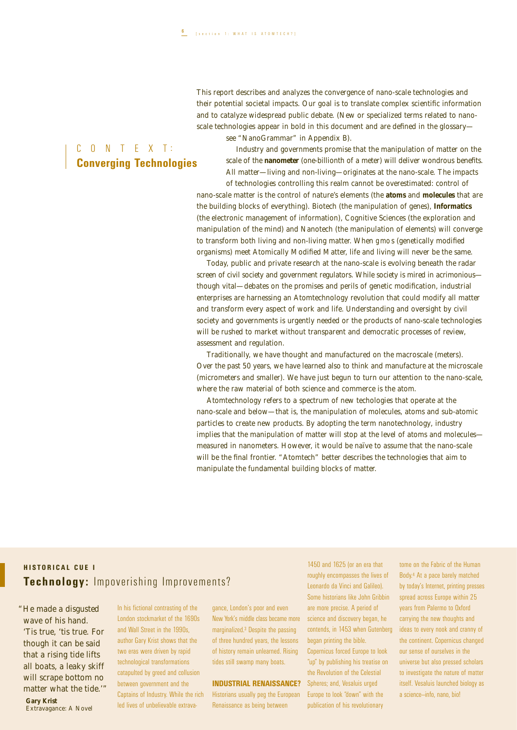## CONTEXT: Converging Technologies

This report describes and analyzes the convergence of nano-scale technologies and their potential societal impacts. Our goal is to translate complex scientific information and to catalyze widespread public debate. (New or specialized terms related to nano-scale technologies appear in bold in this document and are defined in the glossary—see "NanoGrammar" in Appendix B).

Industry and governments promise that the manipulation of matter on the scale of the **nanometer** (one-billionth of a meter) will deliver wondrous benefits. All matter—living and non-living—originates at the nano-scale. The impacts of technologies controlling this realm cannot be overestimated: control of nano-scale matter is the control of nature's elements (the **atoms** and **molecules** that are the building blocks of everything). Biotech (the manipulation of genes), **Informatics** (the electronic management of information), Cognitive Sciences (the exploration and manipulation of the mind) and Nanotech (the manipulation of elements) will converge to transform both living and non-living matter. When GMOs (genetically modified organisms) meet Atomically Modified Matter, life and living will never be the same.

Today, public and private research at the nano-scale is evolving beneath the radar screen of civil society and government regulators. While society is mired in acrimonious—though vital—debates on the promises and perils of genetic modification, industrial enterprises are harnessing an Atomtechnology revolution that could modify all matter and transform every aspect of work and life. Understanding and oversight by civil society and governments is urgently needed or the products of nano-scale technologies will be rushed to market without transparent and democratic processes of review, assessment and regulation.

Traditionally, we have thought and manufactured on the macroscale (meters). Over the past 50 years, we have learned also to think and manufacture at the microscale (micrometers and smaller). We have just begun to turn our attention to the nano-scale, where the raw material of both science and commerce is the atom.

Atomtechnology refers to a spectrum of new techologies that operate at the nano-scale and below—that is, the manipulation of molecules, atoms and sub-atomic particles to create new products. By adopting the term nanotechnology, industry implies that the manipulation of matter will stop at the level of atoms and molecules—measured in nanometers. However, it would be naïve to assume that the nano-scale will be the final frontier. "Atomtech" better describes the technologies that aim to manipulate the fundamental building blocks of matter.

### HISTORICAL CUE I

## **Technology:** Impoverishing Improvements?

"He made a disgusted wave of his hand. 'Tis true, 'tis true. For though it can be said that a rising tide lifts all boats, a leaky skiff will scrape bottom no matter what the tide.'"

**Gary Krist**
*Extravagance: A Novel*

In his fictional contrasting of the London stockmarket of the 1690s and Wall Street in the 1990s, author Gary Krist shows that the two eras were driven by rapid technological transformations catapulted by greed and collusion between government and the Captains of Industry. While the rich led lives of unbelievable extravagance, London's poor and even New York's middle class became more marginalized.[3] Despite the passing of three hundred years, the lessons of history remain unlearned. Rising tides still swamp many boats.

**INDUSTRIAL RENAISSANCE?** Historians usually peg the European Renaissance as being between 1450 and 1625 (or an era that roughly encompasses the lives of Leonardo da Vinci and Galileo). Some historians like John Gribbin are more precise. A period of science and discovery began, he contends, in 1453 when Gutenberg began printing the bible. Copernicus forced Europe to look "up" by publishing his treatise on the Revolution of the Celestial Spheres; and, Vesaluis urged Europe to look "down" with the publication of his revolutionary tome on the Fabric of the Human Body.[4] At a pace barely matched by today's Internet, printing presses spread across Europe within 25 years from Palermo to Oxford carrying the new thoughts and ideas to every nook and cranny of the continent. Copernicus changed our sense of ourselves in the universe but also pressed scholars to investigate the nature of matter itself. Vesaluis launched biology as a science–info, nano, bio!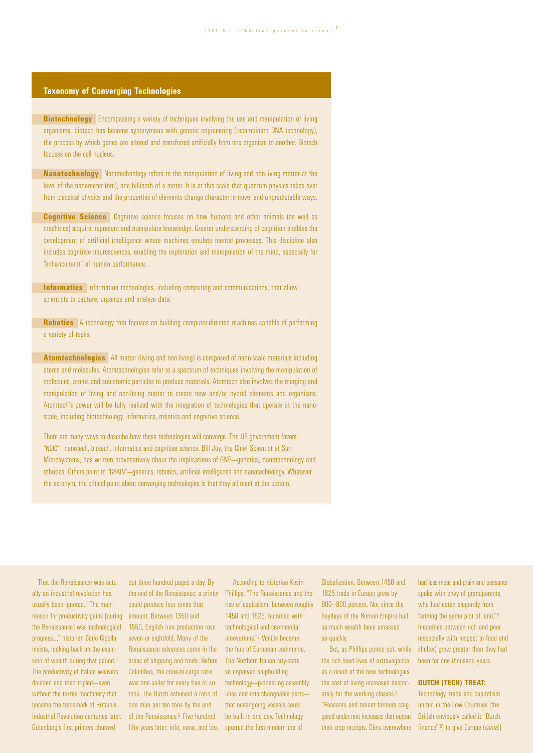## Taxonomy of Converging Technologies

**Biotechnology** Encompassing a variety of techniques involving the use and manipulation of living organisms, biotech has become synonymous with genetic engineering (recombinant DNA technology), the process by which genes are altered and transferred artificially from one organism to another. Biotech focuses on the cell nucleus.

**Nanotechnology** Nanotechnology refers to the manipulation of living and non-living matter at the level of the nanometer (nm), one billionth of a meter. It is at this scale that quantum physics takes over from classical physics and the properties of elements change character in novel and unpredictable ways.

**Cognitive Science** Cognitive science focuses on how humans and other animals (as well as machines) acquire, represent and manipulate knowledge. Greater understanding of cognition enables the development of artificial intelligence where machines emulate mental processes. This discipline also includes cognitive neurosciences, enabling the exploration and manipulation of the mind, especially for "enhancement" of human performance.

**Informatics** Information technologies, including computing and communications, that allow scientists to capture, organize and analyze data.

**Robotics** A technology that focuses on building computer-directed machines capable of performing a variety of tasks.

**Atomtechnologies** All matter (living and non-living) is composed of nano-scale materials including atoms and molecules. Atomtechnologies refer to a spectrum of techniques involving the manipulation of molecules, atoms and sub-atomic particles to produce materials. Atomtech also involves the merging and manipulation of living and non-living matter to create new and/or hybrid elements and organisms. Atomtech's power will be fully realized with the integration of technologies that operate at the nano-scale, including biotechnology, informatics, robotics and cognitive science.

There are many ways to describe how these technologies will converge. The US government favors "NBIC"—nanotech, biotech, informatics and cognitive science. Bill Joy, the Chief Scientist at Sun Microsystems, has written provocatively about the implications of GNR—genetics, nanotechnology and robotics. Others point to "GRAIN"—genetics, robotics, artificial intelligence and nanotechnology. Whatever the acronym, the critical point about converging technologies is that they all meet at the bottom.

That the Renaissance was actually an industrial revolution has usually been ignored. "The main reason for productivity gains [during the Renaissance] was technological progress...," historian Carlo Cipolla insists, looking back on the explosion of wealth during that period.[5] The productivity of Italian weavers doubled and then tripled—even without the textile machinery that became the trademark of Britain's Industrial Revolution centuries later. Gutenberg's first printers churned out three hundred pages a day. By the end of the Renaissance, a printer could produce four times that amount. Between 1350 and 1550, English iron production rose seven or eightfold. Many of the Renaissance advances came in the areas of shipping and trade. Before Columbus, the crew-to-cargo ratio was one sailor for every five or six tons. The Dutch achieved a ratio of one man per ten tons by the end of the Renaissance.[6] Five hundred fifty years later: info, nano, and bio.

According to historian Kevin Phillips, "The Renaissance and the rise of capitalism, between roughly 1450 and 1625, hummed with technological and commercial innovations."[7] Venice became the hub of European commerce. The Northern Italian city-state so improved shipbuilding technology—pioneering assembly lines and interchangeable parts—that oceangoing vessels could be built in one day. Technology spurred the first modern era of Globalization. Between 1450 and 1625 trade in Europe grew by 600–800 percent. Not since the heydays of the Roman Empire had so much wealth been amassed so quickly.

But, as Phillips points out, while the rich lived lives of extravagance as a result of the new technologies, the cost of living increased desperately for the working classes.[8] "Peasants and tenant farmers staggered under rent increases that outran their crop receipts. Diets everywhere had less meat and grain and peasants spoke with envy of grandparents who had eaten elegantly from farming the same plot of land."[9] Inequities between rich and poor (especially with respect to food and shelter) grew greater than they had been for one thousand years.

### DUTCH (TECH) TREAT:

Technology, trade and capitalism united in the Low Countries (the British enviously called it "Dutch finance"[10]) to give Europe (*contd.*)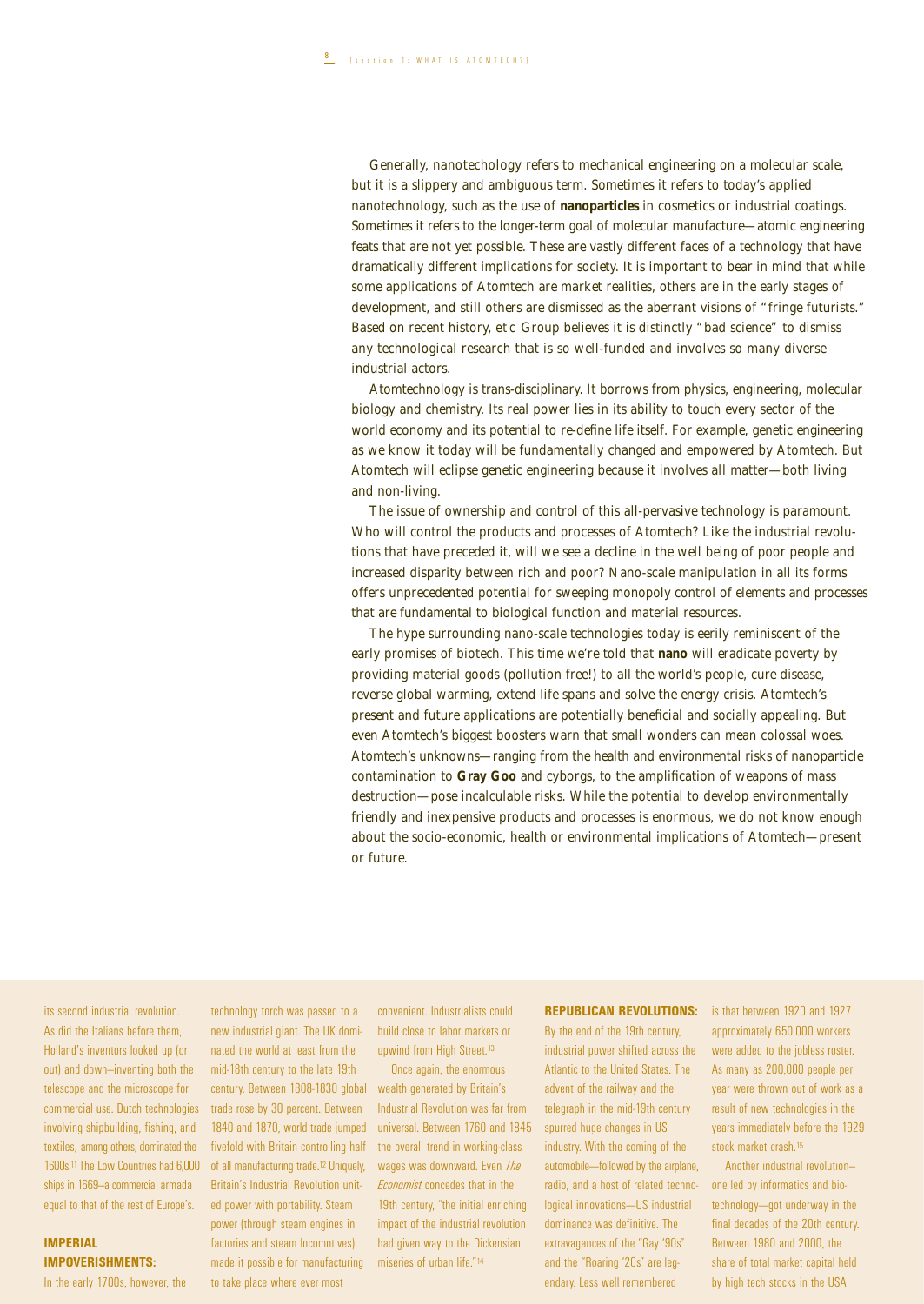Generally, nanotechology refers to mechanical engineering on a molecular scale, but it is a slippery and ambiguous term. Sometimes it refers to today's applied nanotechnology, such as the use of **nanoparticles** in cosmetics or industrial coatings. Sometimes it refers to the longer-term goal of molecular manufacture—atomic engineering feats that are not yet possible. These are vastly different faces of a technology that have dramatically different implications for society. It is important to bear in mind that while some applications of Atomtech are market realities, others are in the early stages of development, and still others are dismissed as the aberrant visions of "fringe futurists." Based on recent history, etc Group believes it is distinctly "bad science" to dismiss any technological research that is so well-funded and involves so many diverse industrial actors.

Atomtechnology is trans-disciplinary. It borrows from physics, engineering, molecular biology and chemistry. Its real power lies in its ability to touch every sector of the world economy and its potential to re-define life itself. For example, genetic engineering as we know it today will be fundamentally changed and empowered by Atomtech. But Atomtech will eclipse genetic engineering because it involves all matter—both living and non-living.

The issue of ownership and control of this all-pervasive technology is paramount. Who will control the products and processes of Atomtech? Like the industrial revolutions that have preceded it, will we see a decline in the well being of poor people and increased disparity between rich and poor? Nano-scale manipulation in all its forms offers unprecedented potential for sweeping monopoly control of elements and processes that are fundamental to biological function and material resources.

The hype surrounding nano-scale technologies today is eerily reminiscent of the early promises of biotech. This time we're told that **nano** will eradicate poverty by providing material goods (pollution free!) to all the world's people, cure disease, reverse global warming, extend life spans and solve the energy crisis. Atomtech's present and future applications are potentially beneficial and socially appealing. But even Atomtech's biggest boosters warn that small wonders can mean colossal woes. Atomtech's unknowns—ranging from the health and environmental risks of nanoparticle contamination to **Gray Goo** and cyborgs, to the amplification of weapons of mass destruction—pose incalculable risks. While the potential to develop environmentally friendly and inexpensive products and processes is enormous, we do not know enough about the socio-economic, health or environmental implications of Atomtech—present or future.

its second industrial revolution. As did the Italians before them, Holland's inventors looked up (or out) and down—inventing both the telescope and the microscope for commercial use. Dutch technologies involving shipbuilding, fishing, and textiles, among others, dominated the 1600s.[11] The Low Countries had 6,000 ships in 1669—a commercial armada equal to that of the rest of Europe's.

**IMPERIAL IMPOVERISHMENTS:**

In the early 1700s, however, the technology torch was passed to a new industrial giant. The UK dominated the world at least from the mid-18th century to the late 19th century. Between 1808-1830 global trade rose by 30 percent. Between 1840 and 1870, world trade jumped fivefold with Britain controlling half of all manufacturing trade.[12] Uniquely, Britain's Industrial Revolution united power with portability. Steam power (through steam engines in factories and steam locomotives) made it possible for manufacturing to take place where ever most convenient. Industrialists could build close to labor markets or upwind from High Street.[13]

Once again, the enormous wealth generated by Britain's Industrial Revolution was far from universal. Between 1760 and 1845 the overall trend in working-class wages was downward. Even *The Economist* concedes that in the 19th century, "the initial enriching impact of the industrial revolution had given way to the Dickensian miseries of urban life."[14]

**REPUBLICAN REVOLUTIONS:**

By the end of the 19th century, industrial power shifted across the Atlantic to the United States. The advent of the railway and the telegraph in the mid-19th century spurred huge changes in US industry. With the coming of the automobile—followed by the airplane, radio, and a host of related technological innovations—US industrial dominance was definitive. The extravagances of the "Gay '90s" and the "Roaring '20s" are legendary. Less well remembered is that between 1920 and 1927 approximately 650,000 workers were added to the jobless roster. As many as 200,000 people per year were thrown out of work as a result of new technologies in the years immediately before the 1929 stock market crash.[15]

Another industrial revolution—one led by informatics and biotechnology—got underway in the final decades of the 20th century. Between 1980 and 2000, the share of total market capital held by high tech stocks in the USA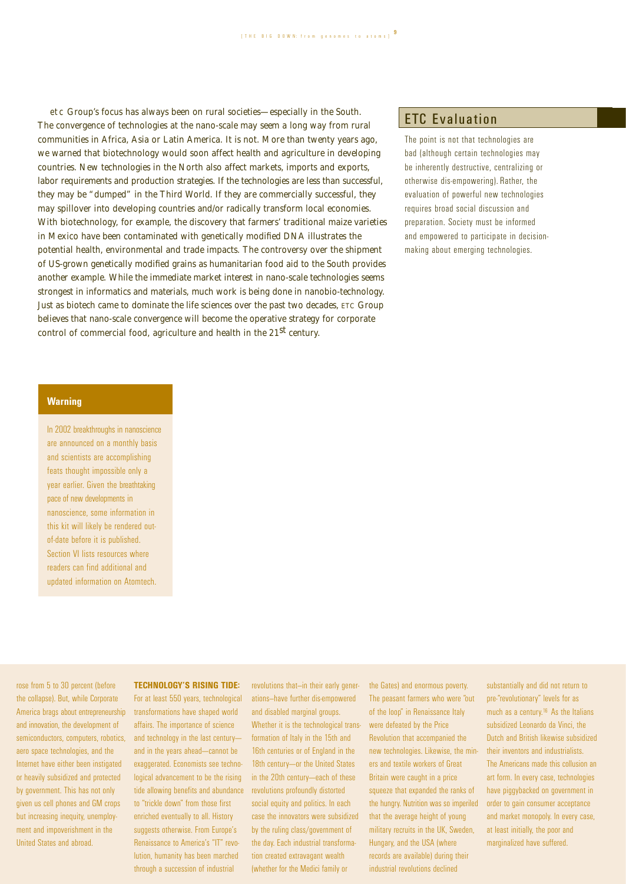etc Group's focus has always been on rural societies—especially in the South. The convergence of technologies at the nano-scale may seem a long way from rural communities in Africa, Asia or Latin America. It is not. More than twenty years ago, we warned that biotechnology would soon affect health and agriculture in developing countries. New technologies in the North also affect markets, imports and exports, labor requirements and production strategies. If the technologies are less than successful, they may be "dumped" in the Third World. If they are commercially successful, they may spillover into developing countries and/or radically transform local economies. With biotechnology, for example, the discovery that farmers' traditional maize varieties in Mexico have been contaminated with genetically modified DNA illustrates the potential health, environmental and trade impacts. The controversy over the shipment of US-grown genetically modified grains as humanitarian food aid to the South provides another example. While the immediate market interest in nano-scale technologies seems strongest in informatics and materials, much work is being done in nanobio-technology. Just as biotech came to dominate the life sciences over the past two decades, ETC Group believes that nano-scale convergence will become the operative strategy for corporate control of commercial food, agriculture and health in the 21st century.

## ETC Evaluation

The point is not that technologies are bad (although certain technologies may be inherently destructive, centralizing or otherwise dis-empowering). Rather, the evaluation of powerful new technologies requires broad social discussion and preparation. Society must be informed and empowered to participate in decision-making about emerging technologies.

### Warning

In 2002 breakthroughs in nanoscience are announced on a monthly basis and scientists are accomplishing feats thought impossible only a year earlier. Given the breathtaking pace of new developments in nanoscience, some information in this kit will likely be rendered out-of-date before it is published. Section VI lists resources where readers can find additional and updated information on Atomtech.

rose from 5 to 30 percent (before the collapse). But, while Corporate America brags about entrepreneurship and innovation, the development of semiconductors, computers, robotics, aero space technologies, and the Internet have either been instigated or heavily subsidized and protected by government. This has not only given us cell phones and GM crops but increasing inequity, unemployment and impoverishment in the United States and abroad.

**TECHNOLOGY'S RISING TIDE:** For at least 550 years, technological transformations have shaped world affairs. The importance of science and technology in the last century—and in the years ahead—cannot be exaggerated. Economists see technological advancement to be the rising tide allowing benefits and abundance to "trickle down" from those first enriched eventually to all. History suggests otherwise. From Europe's Renaissance to America's "IT" revolution, humanity has been marched through a succession of industrial revolutions that–in their early generations–have further dis-empowered and disabled marginal groups. Whether it is the technological transformation of Italy in the 15th and 16th centuries or of England in the 18th century—or the United States in the 20th century—each of these revolutions profoundly distorted social equity and politics. In each case the innovators were subsidized by the ruling class/government of the day. Each industrial transformation created extravagant wealth (whether for the Medici family or the Gates) and enormous poverty. The peasant farmers who were "out of the loop" in Renaissance Italy were defeated by the Price Revolution that accompanied the new technologies. Likewise, the miners and textile workers of Great Britain were caught in a price squeeze that expanded the ranks of the hungry. Nutrition was so imperiled that the average height of young military recruits in the UK, Sweden, Hungary, and the USA (where records are available) during their industrial revolutions declined substantially and did not return to pre-"revolutionary" levels for as much as a century.[16] As the Italians subsidized Leonardo da Vinci, the Dutch and British likewise subsidized their inventors and industrialists. The Americans made this collusion an art form. In every case, technologies have piggybacked on government in order to gain consumer acceptance and market monopoly. In every case, at least initially, the poor and marginalized have suffered.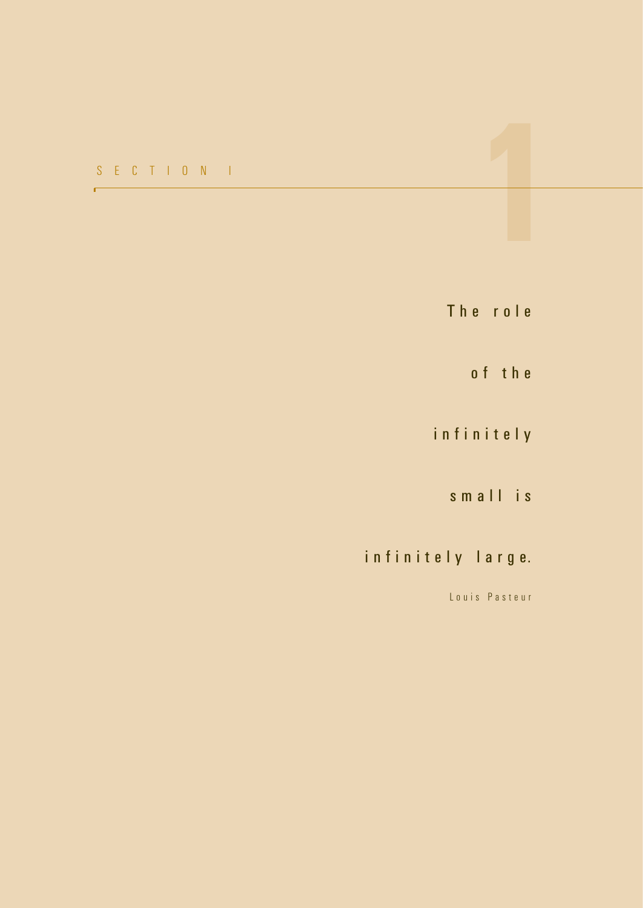# SECTION I

> The role of the infinitely small is infinitely large.
>
> Louis Pasteur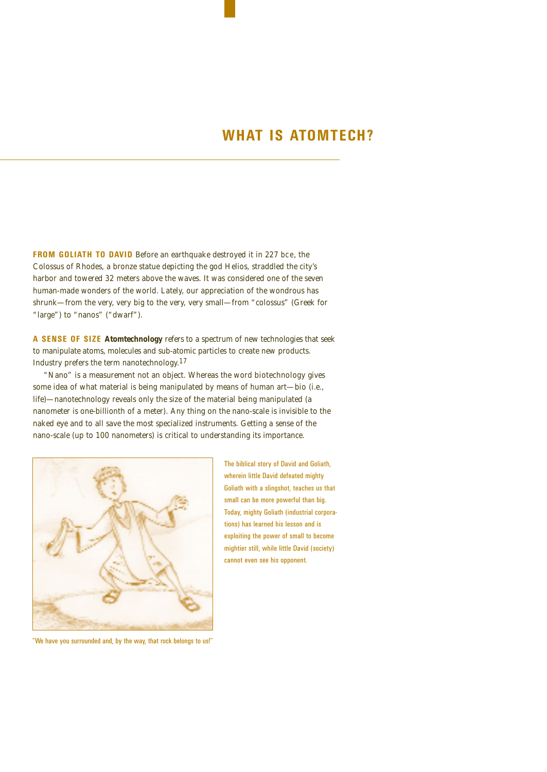# WHAT IS ATOMTECH?

**FROM GOLIATH TO DAVID** Before an earthquake destroyed it in 227 bce, the Colossus of Rhodes, a bronze statue depicting the god Helios, straddled the city's harbor and towered 32 meters above the waves. It was considered one of the seven human-made wonders of the world. Lately, our appreciation of the wondrous has shrunk—from the very, very big to the very, very small—from "colossus" (Greek for "large") to "nanos" ("dwarf").

**A SENSE OF SIZE** **Atomtechnology** refers to a spectrum of new technologies that seek to manipulate atoms, molecules and sub-atomic particles to create new products. Industry prefers the term nanotechnology.[17]

"Nano" is a measurement not an object. Whereas the word biotechnology gives some idea of what material is being manipulated by means of human art—bio (i.e., life)—nanotechnology reveals only the size of the material being manipulated (a nanometer is one-billionth of a meter). Any thing on the nano-scale is invisible to the naked eye and to all save the most specialized instruments. Getting a sense of the nano-scale (up to 100 nanometers) is critical to understanding its importance.

"We have you surrounded and, by the way, that rock belongs to us!"

The biblical story of David and Goliath, wherein little David defeated mighty Goliath with a slingshot, teaches us that small can be more powerful than big. Today, mighty Goliath (industrial corporations) has learned his lesson and is exploiting the power of small to become mightier still, while little David (society) cannot even see his opponent.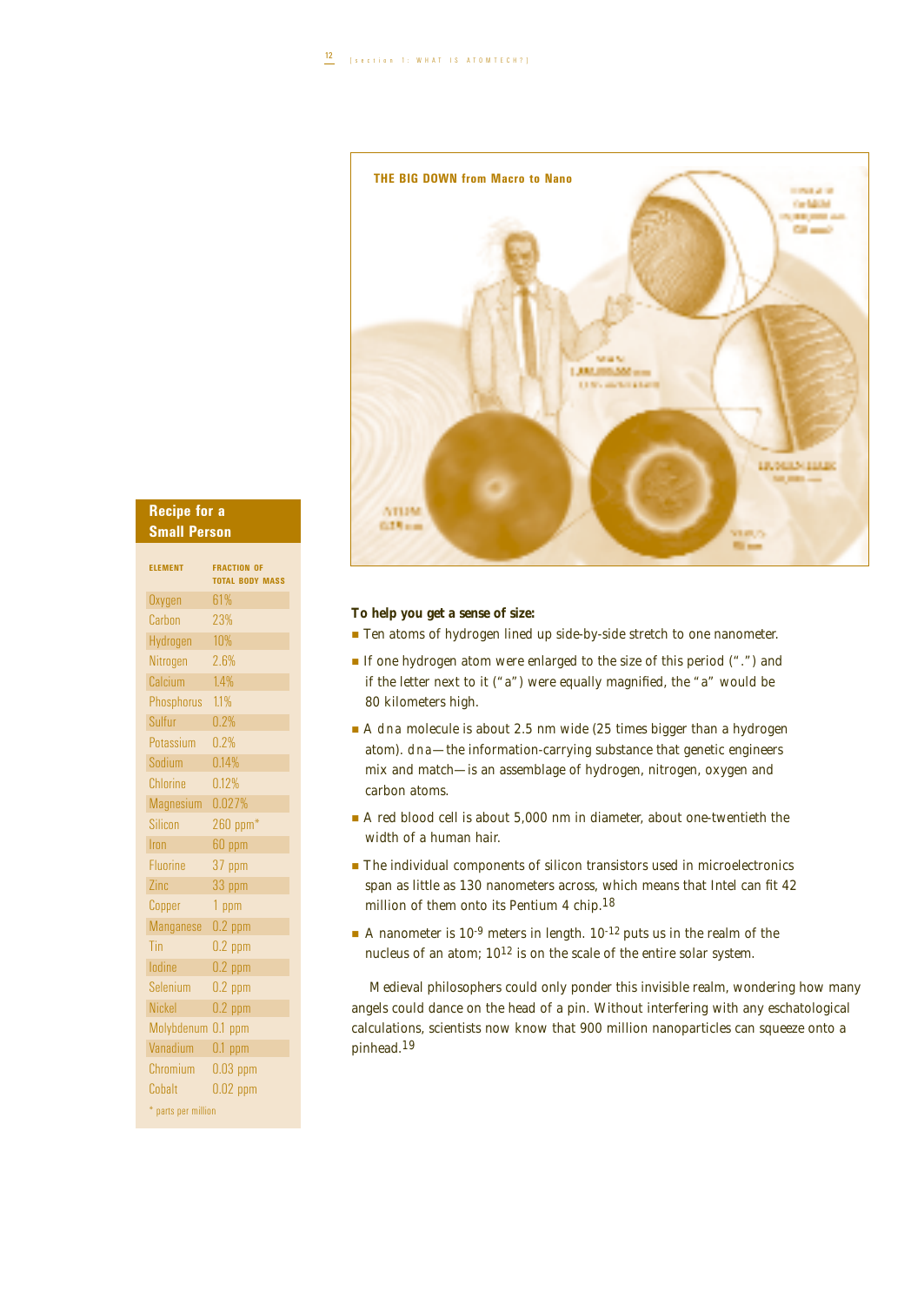THE BIG DOWN from Macro to Nano

## Recipe for a Small Person

| ELEMENT | FRACTION OF TOTAL BODY MASS |
|---|---|
| Oxygen | 61% |
| Carbon | 23% |
| Hydrogen | 10% |
| Nitrogen | 2.6% |
| Calcium | 1.4% |
| Phosphorus | 1.1% |
| Sulfur | 0.2% |
| Potassium | 0.2% |
| Sodium | 0.14% |
| Chlorine | 0.12% |
| Magnesium | 0.027% |
| Silicon | 260 ppm* |
| Iron | 60 ppm |
| Fluorine | 37 ppm |
| Zinc | 33 ppm |
| Copper | 1 ppm |
| Manganese | 0.2 ppm |
| Tin | 0.2 ppm |
| Iodine | 0.2 ppm |
| Selenium | 0.2 ppm |
| Nickel | 0.2 ppm |
| Molybdenum | 0.1 ppm |
| Vanadium | 0.1 ppm |
| Chromium | 0.03 ppm |
| Cobalt | 0.02 ppm |

\* parts per million

**To help you get a sense of size:**

- Ten atoms of hydrogen lined up side-by-side stretch to one nanometer.
- If one hydrogen atom were enlarged to the size of this period (".") and if the letter next to it ("a") were equally magnified, the "a" would be 80 kilometers high.
- A DNA molecule is about 2.5 nm wide (25 times bigger than a hydrogen atom). DNA—the information-carrying substance that genetic engineers mix and match—is an assemblage of hydrogen, nitrogen, oxygen and carbon atoms.
- A red blood cell is about 5,000 nm in diameter, about one-twentieth the width of a human hair.
- The individual components of silicon transistors used in microelectronics span as little as 130 nanometers across, which means that Intel can fit 42 million of them onto its Pentium 4 chip.[18]
- A nanometer is $10^{-9}$ meters in length. $10^{-12}$ puts us in the realm of the nucleus of an atom; $10^{12}$ is on the scale of the entire solar system.

Medieval philosophers could only ponder this invisible realm, wondering how many angels could dance on the head of a pin. Without interfering with any eschatological calculations, scientists now know that 900 million nanoparticles can squeeze onto a pinhead.[19]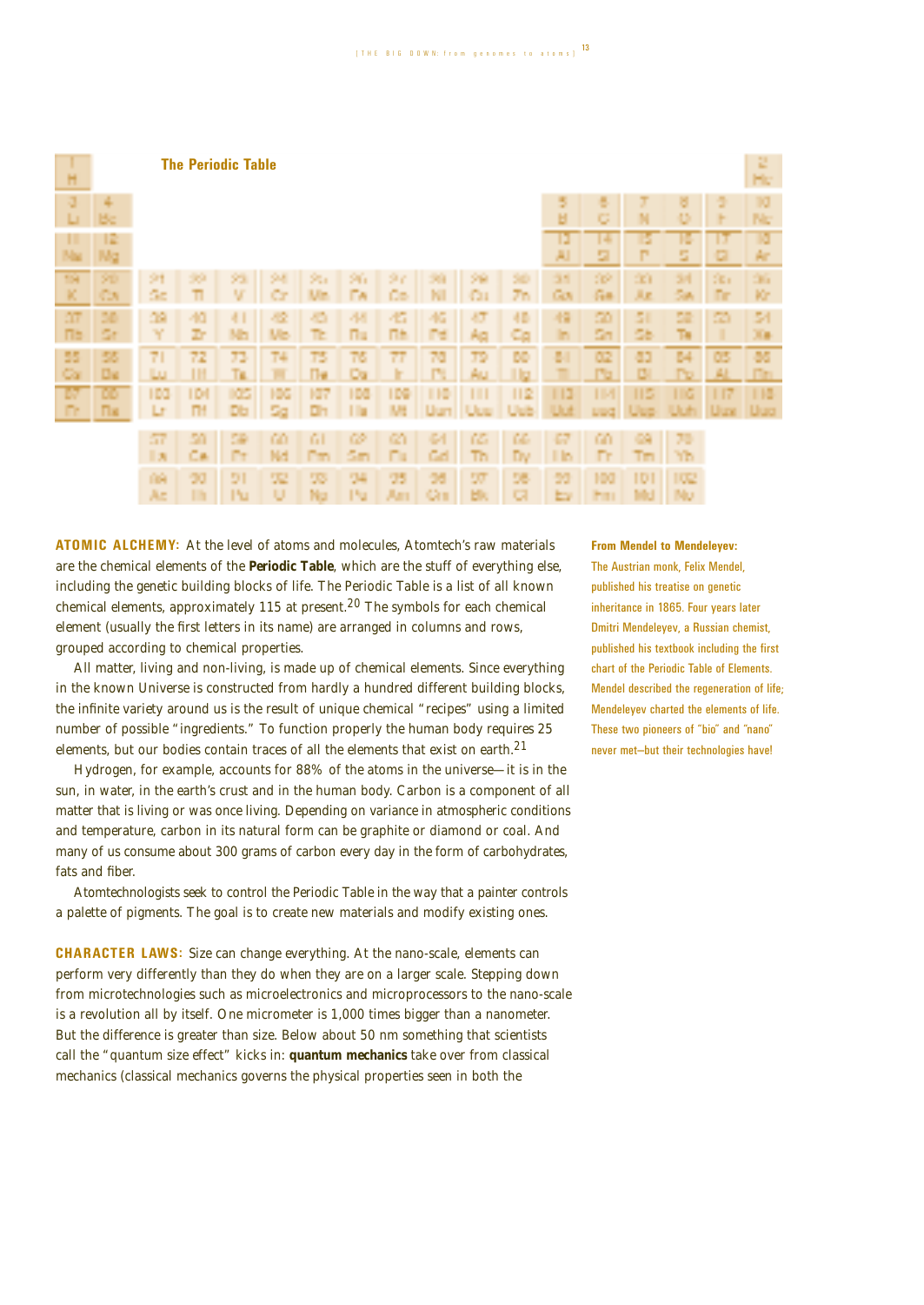**The Periodic Table**

**ATOMIC ALCHEMY:** At the level of atoms and molecules, Atomtech's raw materials are the chemical elements of the **Periodic Table**, which are the stuff of everything else, including the genetic building blocks of life. The Periodic Table is a list of all known chemical elements, approximately 115 at present.[20] The symbols for each chemical element (usually the first letters in its name) are arranged in columns and rows, grouped according to chemical properties.

All matter, living and non-living, is made up of chemical elements. Since everything in the known Universe is constructed from hardly a hundred different building blocks, the infinite variety around us is the result of unique chemical "recipes" using a limited number of possible "ingredients." To function properly the human body requires 25 elements, but our bodies contain traces of all the elements that exist on earth.[21]

Hydrogen, for example, accounts for 88% of the atoms in the universe—it is in the sun, in water, in the earth's crust and in the human body. Carbon is a component of all matter that is living or was once living. Depending on variance in atmospheric conditions and temperature, carbon in its natural form can be graphite or diamond or coal. And many of us consume about 300 grams of carbon every day in the form of carbohydrates, fats and fiber.

Atomtechnologists seek to control the Periodic Table in the way that a painter controls a palette of pigments. The goal is to create new materials and modify existing ones.

**CHARACTER LAWS:** Size can change everything. At the nano-scale, elements can perform very differently than they do when they are on a larger scale. Stepping down from microtechnologies such as microelectronics and microprocessors to the nano-scale is a revolution all by itself. One micrometer is 1,000 times bigger than a nanometer. But the difference is greater than size. Below about 50 nm something that scientists call the "quantum size effect" kicks in: **quantum mechanics** take over from classical mechanics (classical mechanics governs the physical properties seen in both the

**From Mendel to Mendeleyev:**
The Austrian monk, Felix Mendel, published his treatise on genetic inheritance in 1865. Four years later Dmitri Mendeleyev, a Russian chemist, published his textbook including the first chart of the Periodic Table of Elements. Mendel described the regeneration of life; Mendeleyev charted the elements of life. These two pioneers of "bio" and "nano" never met—but their technologies have!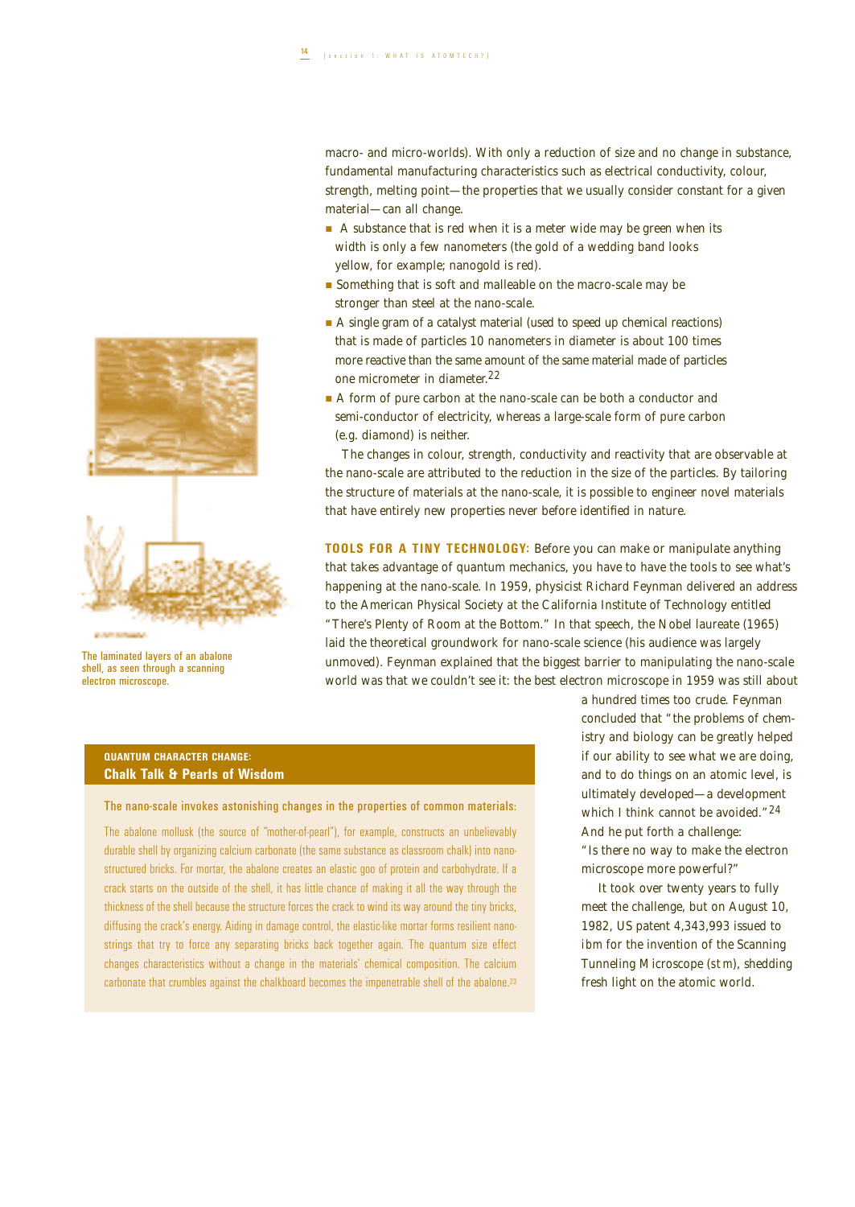macro- and micro-worlds). With only a reduction of size and no change in substance, fundamental manufacturing characteristics such as electrical conductivity, colour, strength, melting point—the properties that we usually consider constant for a given material—can all change.

- A substance that is red when it is a meter wide may be green when its width is only a few nanometers (the gold of a wedding band looks yellow, for example; nanogold is red).
- Something that is soft and malleable on the macro-scale may be stronger than steel at the nano-scale.
- A single gram of a catalyst material (used to speed up chemical reactions) that is made of particles 10 nanometers in diameter is about 100 times more reactive than the same amount of the same material made of particles one micrometer in diameter.[22]
- A form of pure carbon at the nano-scale can be both a conductor and semi-conductor of electricity, whereas a large-scale form of pure carbon (e.g. diamond) is neither.

The changes in colour, strength, conductivity and reactivity that are observable at the nano-scale are attributed to the reduction in the size of the particles. By tailoring the structure of materials at the nano-scale, it is possible to engineer novel materials that have entirely new properties never before identified in nature.

The laminated layers of an abalone shell, as seen through a scanning electron microscope.

**TOOLS FOR A TINY TECHNOLOGY:** Before you can make or manipulate anything that takes advantage of quantum mechanics, you have to have the tools to see what's happening at the nano-scale. In 1959, physicist Richard Feynman delivered an address to the American Physical Society at the California Institute of Technology entitled "There's Plenty of Room at the Bottom." In that speech, the Nobel laureate (1965) laid the theoretical groundwork for nano-scale science (his audience was largely unmoved). Feynman explained that the biggest barrier to manipulating the nano-scale world was that we couldn't see it: the best electron microscope in 1959 was still about a hundred times too crude. Feynman concluded that "the problems of chemistry and biology can be greatly helped if our ability to see what we are doing, and to do things on an atomic level, is ultimately developed—a development which I think cannot be avoided."[24] And he put forth a challenge: "Is there no way to make the electron microscope more powerful?"

It took over twenty years to fully meet the challenge, but on August 10, 1982, US patent 4,343,993 issued to ibm for the invention of the Scanning Tunneling Microscope (stm), shedding fresh light on the atomic world.

### QUANTUM CHARACTER CHANGE: Chalk Talk & Pearls of Wisdom

The nano-scale invokes astonishing changes in the properties of common materials:

The abalone mollusk (the source of "mother-of-pearl"), for example, constructs an unbelievably durable shell by organizing calcium carbonate (the same substance as classroom chalk) into nano-structured bricks. For mortar, the abalone creates an elastic goo of protein and carbohydrate. If a crack starts on the outside of the shell, it has little chance of making it all the way through the thickness of the shell because the structure forces the crack to wind its way around the tiny bricks, diffusing the crack's energy. Aiding in damage control, the elastic-like mortar forms resilient nano-strings that try to force any separating bricks back together again. The quantum size effect changes characteristics without a change in the materials' chemical composition. The calcium carbonate that crumbles against the chalkboard becomes the impenetrable shell of the abalone.[23]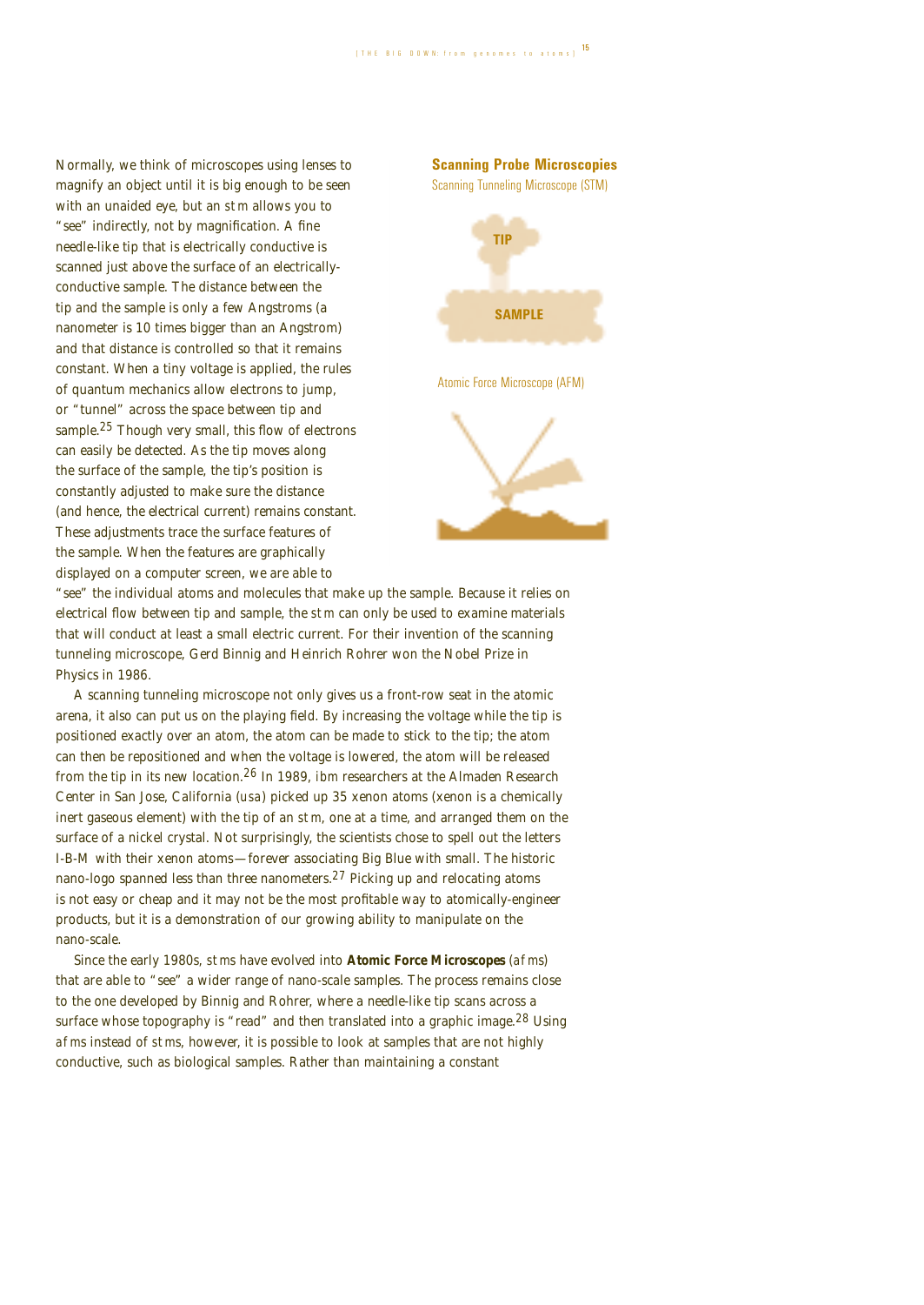Normally, we think of microscopes using lenses to magnify an object until it is big enough to be seen with an unaided eye, but an stm allows you to "see" indirectly, not by magnification. A fine needle-like tip that is electrically conductive is scanned just above the surface of an electrically-conductive sample. The distance between the tip and the sample is only a few Angstroms (a nanometer is 10 times bigger than an Angstrom) and that distance is controlled so that it remains constant. When a tiny voltage is applied, the rules of quantum mechanics allow electrons to jump, or "tunnel" across the space between tip and sample.[25] Though very small, this flow of electrons can easily be detected. As the tip moves along the surface of the sample, the tip's position is constantly adjusted to make sure the distance (and hence, the electrical current) remains constant. These adjustments trace the surface features of the sample. When the features are graphically displayed on a computer screen, we are able to "see" the individual atoms and molecules that make up the sample. Because it relies on electrical flow between tip and sample, the stm can only be used to examine materials that will conduct at least a small electric current. For their invention of the scanning tunneling microscope, Gerd Binnig and Heinrich Rohrer won the Nobel Prize in Physics in 1986.

**Scanning Probe Microscopies**

Scanning Tunneling Microscope (STM)

TIP

SAMPLE

Atomic Force Microscope (AFM)

A scanning tunneling microscope not only gives us a front-row seat in the atomic arena, it also can put us on the playing field. By increasing the voltage while the tip is positioned exactly over an atom, the atom can be made to stick to the tip; the atom can then be repositioned and when the voltage is lowered, the atom will be released from the tip in its new location.[26] In 1989, ibm researchers at the Almaden Research Center in San Jose, California (usa) picked up 35 xenon atoms (xenon is a chemically inert gaseous element) with the tip of an stm, one at a time, and arranged them on the surface of a nickel crystal. Not surprisingly, the scientists chose to spell out the letters I-B-M with their xenon atoms—forever associating Big Blue with small. The historic nano-logo spanned less than three nanometers.[27] Picking up and relocating atoms is not easy or cheap and it may not be the most profitable way to atomically-engineer products, but it is a demonstration of our growing ability to manipulate on the nano-scale.

Since the early 1980s, stms have evolved into **Atomic Force Microscopes** (afms) that are able to "see" a wider range of nano-scale samples. The process remains close to the one developed by Binnig and Rohrer, where a needle-like tip scans across a surface whose topography is "read" and then translated into a graphic image.[28] Using afms instead of stms, however, it is possible to look at samples that are not highly conductive, such as biological samples. Rather than maintaining a constant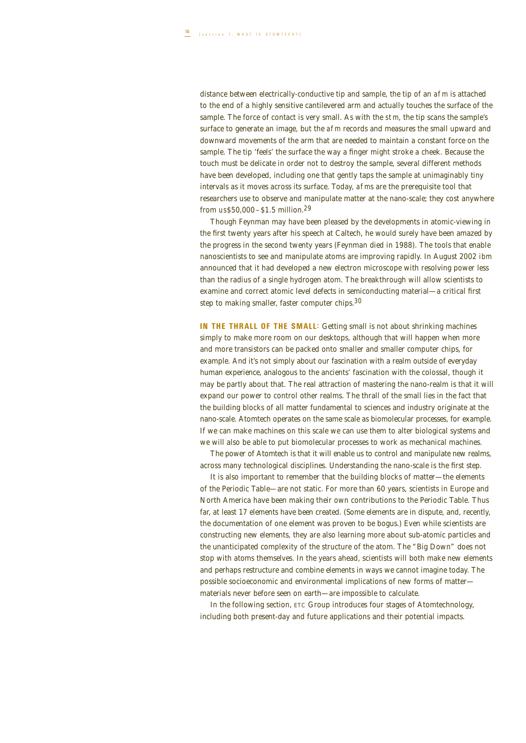distance between electrically-conductive tip and sample, the tip of an afm is attached to the end of a highly sensitive cantilevered arm and actually touches the surface of the sample. The force of contact is very small. As with the stm, the tip scans the sample's surface to generate an image, but the afm records and measures the small upward and downward movements of the arm that are needed to maintain a constant force on the sample. The tip 'feels' the surface the way a finger might stroke a cheek. Because the touch must be delicate in order not to destroy the sample, several different methods have been developed, including one that gently taps the sample at unimaginably tiny intervals as it moves across its surface. Today, afms are the prerequisite tool that researchers use to observe and manipulate matter at the nano-scale; they cost anywhere from us$50,000–$1.5 million.[29]

Though Feynman may have been pleased by the developments in atomic-viewing in the first twenty years after his speech at Caltech, he would surely have been amazed by the progress in the second twenty years (Feynman died in 1988). The tools that enable nanoscientists to see and manipulate atoms are improving rapidly. In August 2002 ibm announced that it had developed a new electron microscope with resolving power less than the radius of a single hydrogen atom. The breakthrough will allow scientists to examine and correct atomic level defects in semiconducting material—a critical first step to making smaller, faster computer chips.[30]

**IN THE THRALL OF THE SMALL:** Getting small is not about shrinking machines simply to make more room on our desktops, although that will happen when more and more transistors can be packed onto smaller and smaller computer chips, for example. And it's not simply about our fascination with a realm outside of everyday human experience, analogous to the ancients' fascination with the colossal, though it may be partly about that. The real attraction of mastering the nano-realm is that it will expand our power to control other realms. The thrall of the small lies in the fact that the building blocks of all matter fundamental to sciences and industry originate at the nano-scale. Atomtech operates on the same scale as biomolecular processes, for example. If we can make machines on this scale we can use them to alter biological systems and we will also be able to put biomolecular processes to work as mechanical machines.

The power of Atomtech is that it will enable us to control and manipulate new realms, across many technological disciplines. Understanding the nano-scale is the first step.

It is also important to remember that the building blocks of matter—the elements of the Periodic Table—are not static. For more than 60 years, scientists in Europe and North America have been making their own contributions to the Periodic Table. Thus far, at least 17 elements have been created. (Some elements are in dispute, and, recently, the documentation of one element was proven to be bogus.) Even while scientists are constructing new elements, they are also learning more about sub-atomic particles and the unanticipated complexity of the structure of the atom. The "Big Down" does not stop with atoms themselves. In the years ahead, scientists will both make new elements and perhaps restructure and combine elements in ways we cannot imagine today. The possible socioeconomic and environmental implications of new forms of matter—materials never before seen on earth—are impossible to calculate.

In the following section, ETC Group introduces four stages of Atomtechnology, including both present-day and future applications and their potential impacts.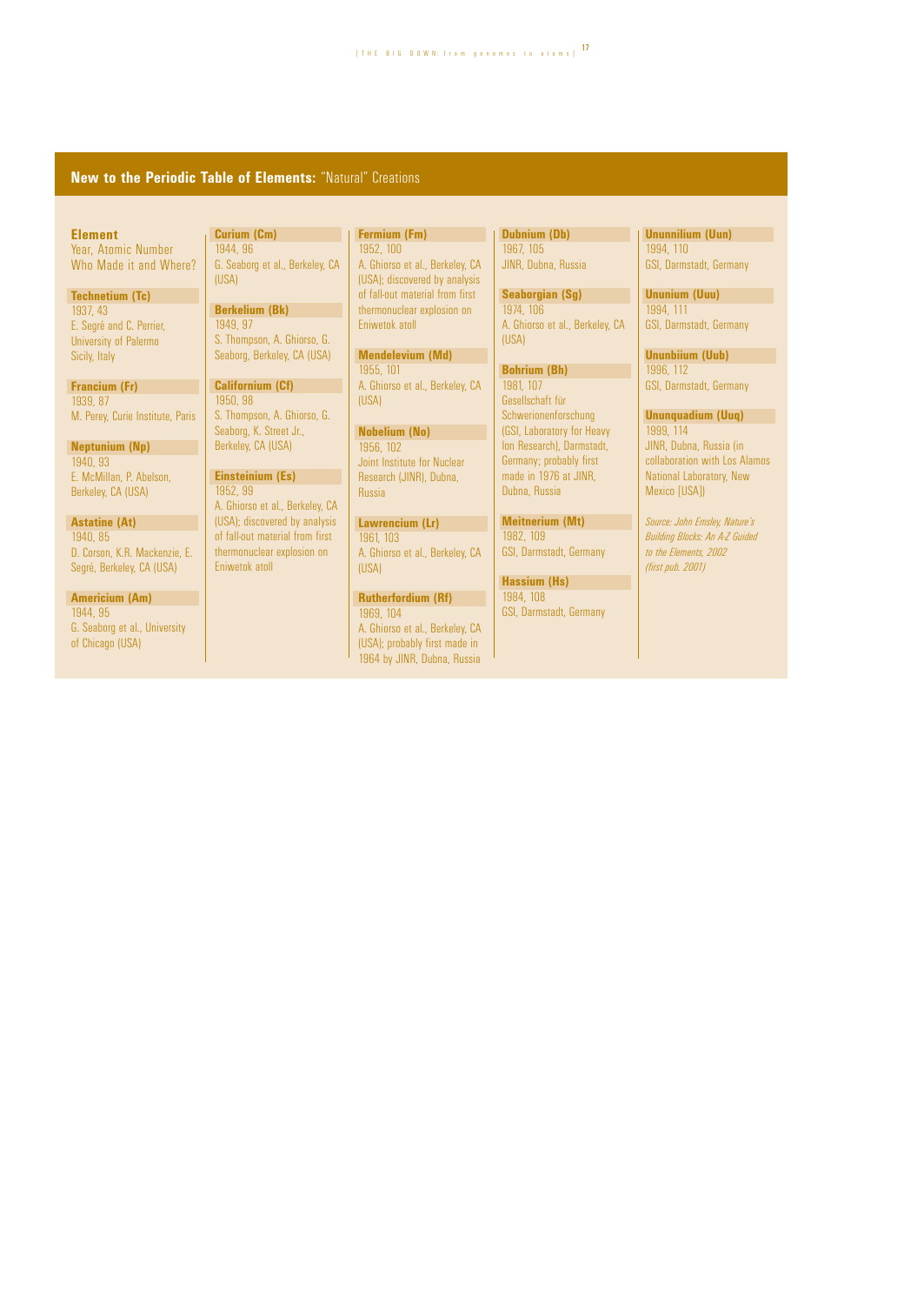## **New to the Periodic Table of Elements:** "Natural" Creations

**Element**
Year, Atomic Number
Who Made it and Where?

**Technetium (Tc)**
1937, 43
E. Segré and C. Perrier, University of Palermo Sicily, Italy

**Francium (Fr)**
1939, 87
M. Perey, Curie Institute, Paris

**Neptunium (Np)**
1940, 93
E. McMillan, P. Abelson, Berkeley, CA (USA)

**Astatine (At)**
1940, 85
D. Corson, K.R. Mackenzie, E. Segré, Berkeley, CA (USA)

**Americium (Am)**
1944, 95
G. Seaborg et al., University of Chicago (USA)

**Curium (Cm)**
1944, 96
G. Seaborg et al., Berkeley, CA (USA)

**Berkelium (Bk)**
1949, 97
S. Thompson, A. Ghiorso, G. Seaborg, Berkeley, CA (USA)

**Californium (Cf)**
1950, 98
S. Thompson, A. Ghiorso, G. Seaborg, K. Street Jr., Berkeley, CA (USA)

**Einsteinium (Es)**
1952, 99
A. Ghiorso et al., Berkeley, CA (USA); discovered by analysis of fall-out material from first thermonuclear explosion on Eniwetok atoll

**Fermium (Fm)**
1952, 100
A. Ghiorso et al., Berkeley, CA (USA); discovered by analysis of fall-out material from first thermonuclear explosion on Eniwetok atoll

**Mendelevium (Md)**
1955, 101
A. Ghiorso et al., Berkeley, CA (USA)

**Nobelium (No)**
1956, 102
Joint Institute for Nuclear Research (JINR), Dubna, Russia

**Lawrencium (Lr)**
1961, 103
A. Ghiorso et al., Berkeley, CA (USA)

**Rutherfordium (Rf)**
1969, 104
A. Ghiorso et al., Berkeley, CA (USA); probably first made in 1964 by JINR, Dubna, Russia

**Dubnium (Db)**
1967, 105
JINR, Dubna, Russia

**Seaborgian (Sg)**
1974, 106
A. Ghiorso et al., Berkeley, CA (USA)

**Bohrium (Bh)**
1981, 107
Gesellschaft für Schwerionenforschung (GSI, Laboratory for Heavy Ion Research), Darmstadt, Germany; probably first made in 1976 at JINR, Dubna, Russia

**Meitnerium (Mt)**
1982, 109
GSI, Darmstadt, Germany

**Hassium (Hs)**
1984, 108
GSI, Darmstadt, Germany

**Ununnilium (Uun)**
1994, 110
GSI, Darmstadt, Germany

**Unununium (Uuu)**
1994, 111
GSI, Darmstadt, Germany

**Ununbiium (Uub)**
1996, 112
GSI, Darmstadt, Germany

**Ununquadium (Uuq)**
1999, 114
JINR, Dubna, Russia (in collaboration with Los Alamos National Laboratory, New Mexico [USA])

*Source: John Emsley, Nature's Building Blocks: An A-Z Guided to the Elements, 2002 (first pub. 2001)*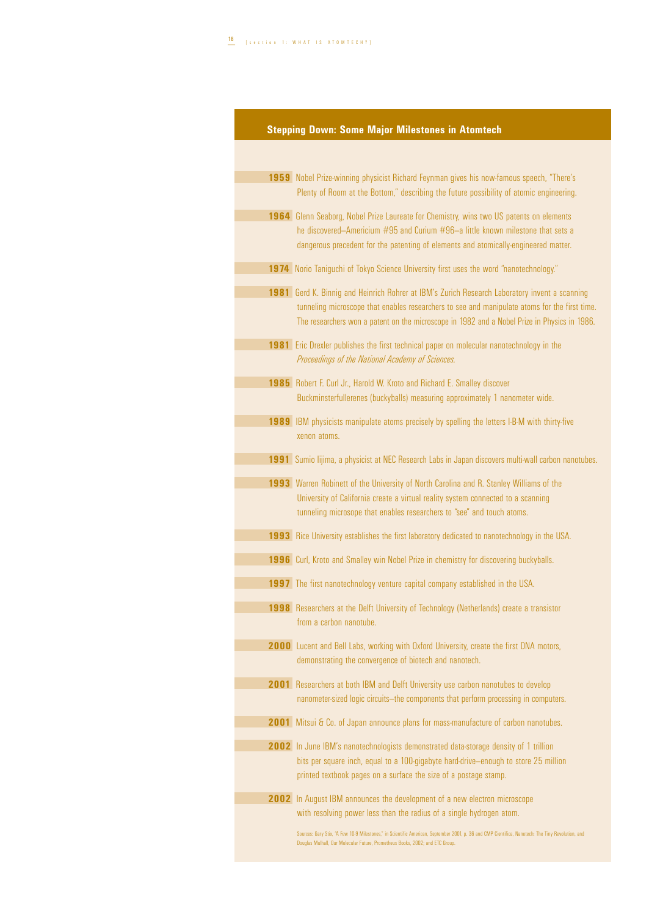## Stepping Down: Some Major Milestones in Atomtech

**1959** Nobel Prize-winning physicist Richard Feynman gives his now-famous speech, "There's Plenty of Room at the Bottom," describing the future possibility of atomic engineering.

**1964** Glenn Seaborg, Nobel Prize Laureate for Chemistry, wins two US patents on elements he discovered–Americium #95 and Curium #96–a little known milestone that sets a dangerous precedent for the patenting of elements and atomically-engineered matter.

**1974** Norio Taniguchi of Tokyo Science University first uses the word "nanotechnology."

**1981** Gerd K. Binnig and Heinrich Rohrer at IBM's Zurich Research Laboratory invent a scanning tunneling microscope that enables researchers to see and manipulate atoms for the first time. The researchers won a patent on the microscope in 1982 and a Nobel Prize in Physics in 1986.

**1981** Eric Drexler publishes the first technical paper on molecular nanotechnology in the *Proceedings of the National Academy of Sciences*.

**1985** Robert F. Curl Jr., Harold W. Kroto and Richard E. Smalley discover Buckminsterfullerenes (buckyballs) measuring approximately 1 nanometer wide.

**1989** IBM physicists manipulate atoms precisely by spelling the letters I-B-M with thirty-five xenon atoms.

**1991** Sumio Iijima, a physicist at NEC Research Labs in Japan discovers multi-wall carbon nanotubes.

**1993** Warren Robinett of the University of North Carolina and R. Stanley Williams of the University of California create a virtual reality system connected to a scanning tunneling microsope that enables researchers to "see" and touch atoms.

**1993** Rice University establishes the first laboratory dedicated to nanotechnology in the USA.

**1996** Curl, Kroto and Smalley win Nobel Prize in chemistry for discovering buckyballs.

**1997** The first nanotechnology venture capital company established in the USA.

**1998** Researchers at the Delft University of Technology (Netherlands) create a transistor from a carbon nanotube.

**2000** Lucent and Bell Labs, working with Oxford University, create the first DNA motors, demonstrating the convergence of biotech and nanotech.

**2001** Researchers at both IBM and Delft University use carbon nanotubes to develop nanometer-sized logic circuits–the components that perform processing in computers.

**2001** Mitsui & Co. of Japan announce plans for mass-manufacture of carbon nanotubes.

**2002** In June IBM's nanotechnologists demonstrated data-storage density of 1 trillion bits per square inch, equal to a 100-gigabyte hard-drive–enough to store 25 million printed textbook pages on a surface the size of a postage stamp.

**2002** In August IBM announces the development of a new electron microscope with resolving power less than the radius of a single hydrogen atom.

Sources: Gary Stix, "A Few 10-9 Milestones," in Scientific American, September 2001, p. 36 and CMP Cientifica, Nanotech: The Tiny Revolution, and Douglas Mulhall, Our Molecular Future, Prometheus Books, 2002; and ETC Group.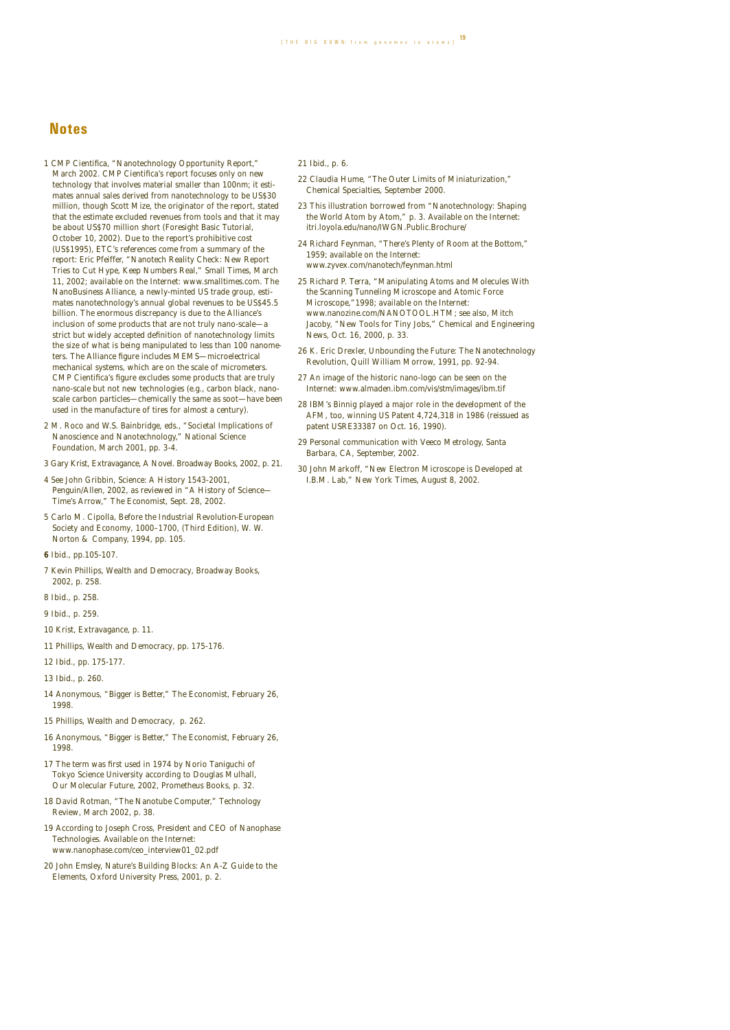## Notes

1 CMP Cientifica, "Nanotechnology Opportunity Report," March 2002. CMP Cientifica's report focuses only on new technology that involves material smaller than 100nm; it estimates annual sales derived from nanotechnology to be US$30 million, though Scott Mize, the originator of the report, stated that the estimate excluded revenues from tools and that it may be about US$70 million short (Foresight Basic Tutorial, October 10, 2002). Due to the report's prohibitive cost (US$1995), ETC's references come from a summary of the report: Eric Pfeiffer, "Nanotech Reality Check: New Report Tries to Cut Hype, Keep Numbers Real," Small Times, March 11, 2002; available on the Internet: www.smalltimes.com. The NanoBusiness Alliance, a newly-minted US trade group, estimates nanotechnology's annual global revenues to be US$45.5 billion. The enormous discrepancy is due to the Alliance's inclusion of some products that are not truly nano-scale—a strict but widely accepted definition of nanotechnology limits the size of what is being manipulated to less than 100 nanometers. The Alliance figure includes MEMS—microelectrical mechanical systems, which are on the scale of micrometers. CMP Cientifica's figure excludes some products that are truly nano-scale but not new technologies (e.g., carbon black, nano-scale carbon particles—chemically the same as soot—have been used in the manufacture of tires for almost a century).

2 M. Roco and W.S. Bainbridge, eds., "Societal Implications of Nanoscience and Nanotechnology," National Science Foundation, March 2001, pp. 3-4.

3 Gary Krist, Extravagance, A Novel. Broadway Books, 2002, p. 21.

4 See John Gribbin, Science: A History 1543-2001, Penguin/Allen, 2002, as reviewed in "A History of Science—Time's Arrow," The Economist, Sept. 28, 2002.

5 Carlo M. Cipolla, Before the Industrial Revolution-European Society and Economy, 1000–1700, (Third Edition), W. W. Norton & Company, 1994, pp. 105.

**6** Ibid., pp.105-107.

7 Kevin Phillips, Wealth and Democracy, Broadway Books, 2002, p. 258.

8 Ibid., p. 258.

9 Ibid., p. 259.

10 Krist, Extravagance, p. 11.

11 Phillips, Wealth and Democracy, pp. 175-176.

12 Ibid., pp. 175-177.

13 Ibid., p. 260.

14 Anonymous, "Bigger is Better," The Economist, February 26, 1998.

15 Phillips, Wealth and Democracy, p. 262.

16 Anonymous, "Bigger is Better," The Economist, February 26, 1998.

17 The term was first used in 1974 by Norio Taniguchi of Tokyo Science University according to Douglas Mulhall, Our Molecular Future, 2002, Prometheus Books, p. 32.

18 David Rotman, "The Nanotube Computer," Technology Review, March 2002, p. 38.

19 According to Joseph Cross, President and CEO of Nanophase Technologies. Available on the Internet: www.nanophase.com/ceo_interview01_02.pdf

20 John Emsley, Nature's Building Blocks: An A-Z Guide to the Elements, Oxford University Press, 2001, p. 2.

21 Ibid., p. 6.

22 Claudia Hume, "The Outer Limits of Miniaturization," Chemical Specialties, September 2000.

23 This illustration borrowed from "Nanotechnology: Shaping the World Atom by Atom," p. 3. Available on the Internet: itri.loyola.edu/nano/IWGN.Public.Brochure/

24 Richard Feynman, "There's Plenty of Room at the Bottom," 1959; available on the Internet: www.zyvex.com/nanotech/feynman.html

25 Richard P. Terra, "Manipulating Atoms and Molecules With the Scanning Tunneling Microscope and Atomic Force Microscope,"1998; available on the Internet: www.nanozine.com/NANOTOOL.HTM; see also, Mitch Jacoby, "New Tools for Tiny Jobs," Chemical and Engineering News, Oct. 16, 2000, p. 33.

26 K. Eric Drexler, Unbounding the Future: The Nanotechnology Revolution, Quill William Morrow, 1991, pp. 92-94.

27 An image of the historic nano-logo can be seen on the Internet: www.almaden.ibm.com/vis/stm/images/ibm.tif

28 IBM's Binnig played a major role in the development of the AFM, too, winning US Patent 4,724,318 in 1986 (reissued as patent USRE33387 on Oct. 16, 1990).

29 Personal communication with Veeco Metrology, Santa Barbara, CA, September, 2002.

30 John Markoff, "New Electron Microscope is Developed at I.B.M. Lab," New York Times, August 8, 2002.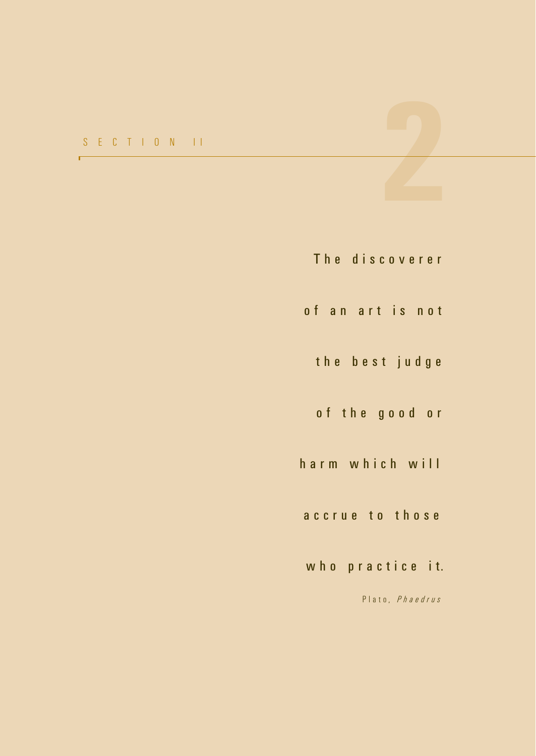# SECTION II

2

The discoverer of an art is not the best judge of the good or harm which will accrue to those who practice it.

Plato, *Phaedrus*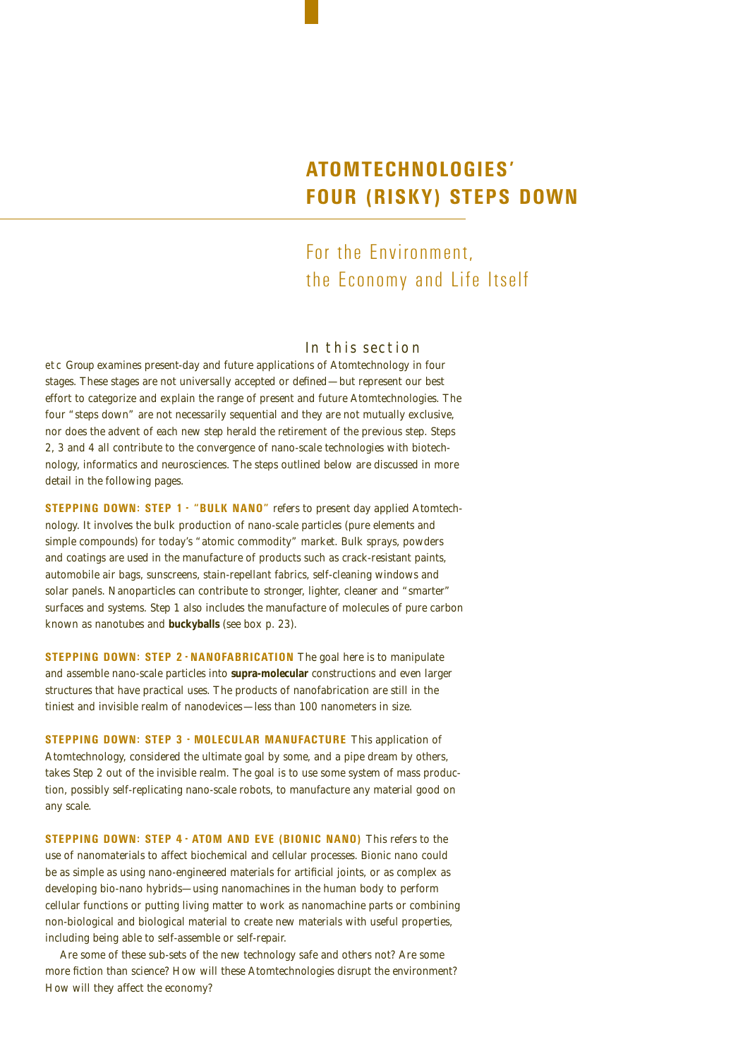# ATOMTECHNOLOGIES' FOUR (RISKY) STEPS DOWN

## For the Environment, the Economy and Life Itself

### In this section

etc Group examines present-day and future applications of Atomtechnology in four stages. These stages are not universally accepted or defined—but represent our best effort to categorize and explain the range of present and future Atomtechnologies. The four "steps down" are not necessarily sequential and they are not mutually exclusive, nor does the advent of each new step herald the retirement of the previous step. Steps 2, 3 and 4 all contribute to the convergence of nano-scale technologies with biotechnology, informatics and neurosciences. The steps outlined below are discussed in more detail in the following pages.

**STEPPING DOWN: STEP 1 - "BULK NANO"** refers to present day applied Atomtechnology. It involves the bulk production of nano-scale particles (pure elements and simple compounds) for today's "atomic commodity" market. Bulk sprays, powders and coatings are used in the manufacture of products such as crack-resistant paints, automobile air bags, sunscreens, stain-repellant fabrics, self-cleaning windows and solar panels. Nanoparticles can contribute to stronger, lighter, cleaner and "smarter" surfaces and systems. Step 1 also includes the manufacture of molecules of pure carbon known as nanotubes and **buckyballs** (see box p. 23).

**STEPPING DOWN: STEP 2 - NANOFABRICATION** The goal here is to manipulate and assemble nano-scale particles into **supra-molecular** constructions and even larger structures that have practical uses. The products of nanofabrication are still in the tiniest and invisible realm of nanodevices—less than 100 nanometers in size.

**STEPPING DOWN: STEP 3 - MOLECULAR MANUFACTURE** This application of Atomtechnology, considered the ultimate goal by some, and a pipe dream by others, takes Step 2 out of the invisible realm. The goal is to use some system of mass production, possibly self-replicating nano-scale robots, to manufacture any material good on any scale.

**STEPPING DOWN: STEP 4 - ATOM AND EVE (BIONIC NANO)** This refers to the use of nanomaterials to affect biochemical and cellular processes. Bionic nano could be as simple as using nano-engineered materials for artificial joints, or as complex as developing bio-nano hybrids—using nanomachines in the human body to perform cellular functions or putting living matter to work as nanomachine parts or combining non-biological and biological material to create new materials with useful properties, including being able to self-assemble or self-repair.

Are some of these sub-sets of the new technology safe and others not? Are some more fiction than science? How will these Atomtechnologies disrupt the environment? How will they affect the economy?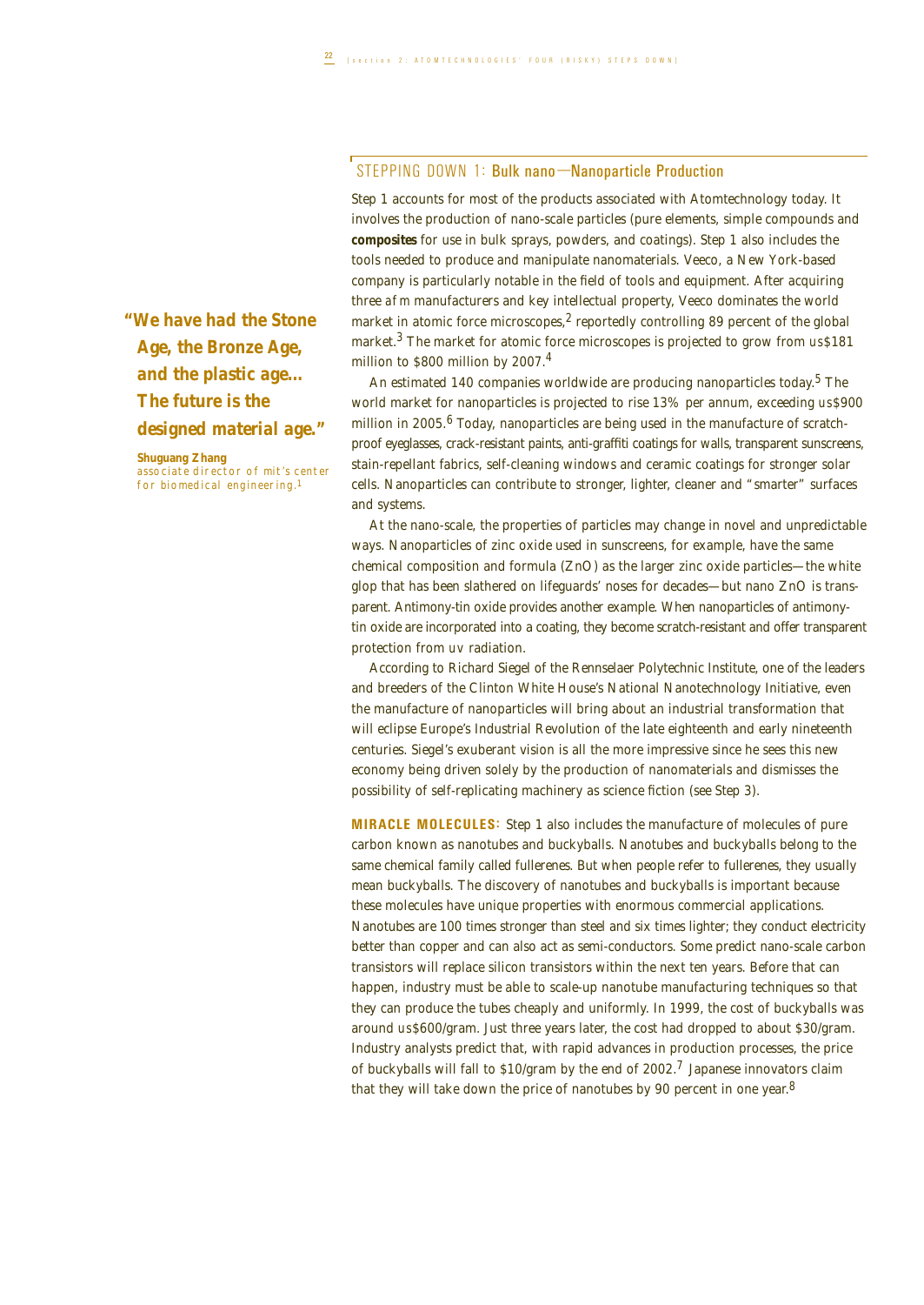## STEPPING DOWN 1: Bulk nano—Nanoparticle Production

> **"We have had the Stone Age, the Bronze Age, and the plastic age... The future is the designed material age."**
>
> **Shuguang Zhang**
> associate director of mit's center for biomedical engineering.[1]

Step 1 accounts for most of the products associated with Atomtechnology today. It involves the production of nano-scale particles (pure elements, simple compounds and **composites** for use in bulk sprays, powders, and coatings). Step 1 also includes the tools needed to produce and manipulate nanomaterials. Veeco, a New York-based company is particularly notable in the field of tools and equipment. After acquiring three afm manufacturers and key intellectual property, Veeco dominates the world market in atomic force microscopes,[2] reportedly controlling 89 percent of the global market.[3] The market for atomic force microscopes is projected to grow from us$181 million to $800 million by 2007.[4]

An estimated 140 companies worldwide are producing nanoparticles today.[5] The world market for nanoparticles is projected to rise 13% per annum, exceeding us$900 million in 2005.[6] Today, nanoparticles are being used in the manufacture of scratch-proof eyeglasses, crack-resistant paints, anti-graffiti coatings for walls, transparent sunscreens, stain-repellant fabrics, self-cleaning windows and ceramic coatings for stronger solar cells. Nanoparticles can contribute to stronger, lighter, cleaner and "smarter" surfaces and systems.

At the nano-scale, the properties of particles may change in novel and unpredictable ways. Nanoparticles of zinc oxide used in sunscreens, for example, have the same chemical composition and formula (ZnO) as the larger zinc oxide particles—the white glop that has been slathered on lifeguards' noses for decades—but nano ZnO is transparent. Antimony-tin oxide provides another example. When nanoparticles of antimony-tin oxide are incorporated into a coating, they become scratch-resistant and offer transparent protection from uv radiation.

According to Richard Siegel of the Rennselaer Polytechnic Institute, one of the leaders and breeders of the Clinton White House's National Nanotechnology Initiative, even the manufacture of nanoparticles will bring about an industrial transformation that will eclipse Europe's Industrial Revolution of the late eighteenth and early nineteenth centuries. Siegel's exuberant vision is all the more impressive since he sees this new economy being driven solely by the production of nanomaterials and dismisses the possibility of self-replicating machinery as science fiction (see Step 3).

**MIRACLE MOLECULES:** Step 1 also includes the manufacture of molecules of pure carbon known as nanotubes and buckyballs. Nanotubes and buckyballs belong to the same chemical family called fullerenes. But when people refer to fullerenes, they usually mean buckyballs. The discovery of nanotubes and buckyballs is important because these molecules have unique properties with enormous commercial applications. Nanotubes are 100 times stronger than steel and six times lighter; they conduct electricity better than copper and can also act as semi-conductors. Some predict nano-scale carbon transistors will replace silicon transistors within the next ten years. Before that can happen, industry must be able to scale-up nanotube manufacturing techniques so that they can produce the tubes cheaply and uniformly. In 1999, the cost of buckyballs was around us$600/gram. Just three years later, the cost had dropped to about $30/gram. Industry analysts predict that, with rapid advances in production processes, the price of buckyballs will fall to $10/gram by the end of 2002.[7] Japanese innovators claim that they will take down the price of nanotubes by 90 percent in one year.[8]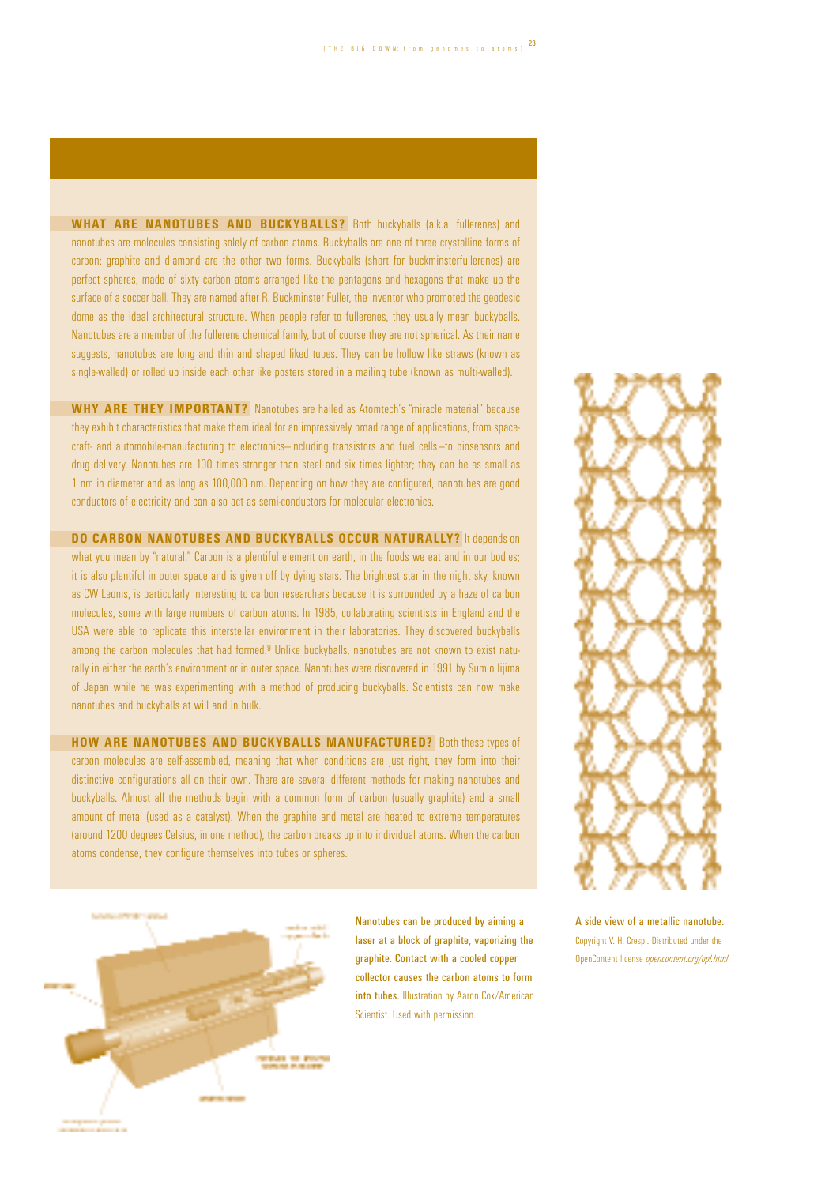**WHAT ARE NANOTUBES AND BUCKYBALLS?** Both buckyballs (a.k.a. fullerenes) and nanotubes are molecules consisting solely of carbon atoms. Buckyballs are one of three crystalline forms of carbon: graphite and diamond are the other two forms. Buckyballs (short for buckminsterfullerenes) are perfect spheres, made of sixty carbon atoms arranged like the pentagons and hexagons that make up the surface of a soccer ball. They are named after R. Buckminster Fuller, the inventor who promoted the geodesic dome as the ideal architectural structure. When people refer to fullerenes, they usually mean buckyballs. Nanotubes are a member of the fullerene chemical family, but of course they are not spherical. As their name suggests, nanotubes are long and thin and shaped liked tubes. They can be hollow like straws (known as single-walled) or rolled up inside each other like posters stored in a mailing tube (known as multi-walled).

**WHY ARE THEY IMPORTANT?** Nanotubes are hailed as Atomtech's "miracle material" because they exhibit characteristics that make them ideal for an impressively broad range of applications, from spacecraft- and automobile-manufacturing to electronics–including transistors and fuel cells–to biosensors and drug delivery. Nanotubes are 100 times stronger than steel and six times lighter; they can be as small as 1 nm in diameter and as long as 100,000 nm. Depending on how they are configured, nanotubes are good conductors of electricity and can also act as semi-conductors for molecular electronics.

**DO CARBON NANOTUBES AND BUCKYBALLS OCCUR NATURALLY?** It depends on what you mean by "natural." Carbon is a plentiful element on earth, in the foods we eat and in our bodies; it is also plentiful in outer space and is given off by dying stars. The brightest star in the night sky, known as CW Leonis, is particularly interesting to carbon researchers because it is surrounded by a haze of carbon molecules, some with large numbers of carbon atoms. In 1985, collaborating scientists in England and the USA were able to replicate this interstellar environment in their laboratories. They discovered buckyballs among the carbon molecules that had formed.[9] Unlike buckyballs, nanotubes are not known to exist naturally in either the earth's environment or in outer space. Nanotubes were discovered in 1991 by Sumio Iijima of Japan while he was experimenting with a method of producing buckyballs. Scientists can now make nanotubes and buckyballs at will and in bulk.

**HOW ARE NANOTUBES AND BUCKYBALLS MANUFACTURED?** Both these types of carbon molecules are self-assembled, meaning that when conditions are just right, they form into their distinctive configurations all on their own. There are several different methods for making nanotubes and buckyballs. Almost all the methods begin with a common form of carbon (usually graphite) and a small amount of metal (used as a catalyst). When the graphite and metal are heated to extreme temperatures (around 1200 degrees Celsius, in one method), the carbon breaks up into individual atoms. When the carbon atoms condense, they configure themselves into tubes or spheres.

**Nanotubes can be produced by aiming a laser at a block of graphite, vaporizing the graphite. Contact with a cooled copper collector causes the carbon atoms to form into tubes.** Illustration by Aaron Cox/American Scientist. Used with permission.

**A side view of a metallic nanotube.** Copyright V. H. Crespi. Distributed under the OpenContent license *opencontent.org/opl.html*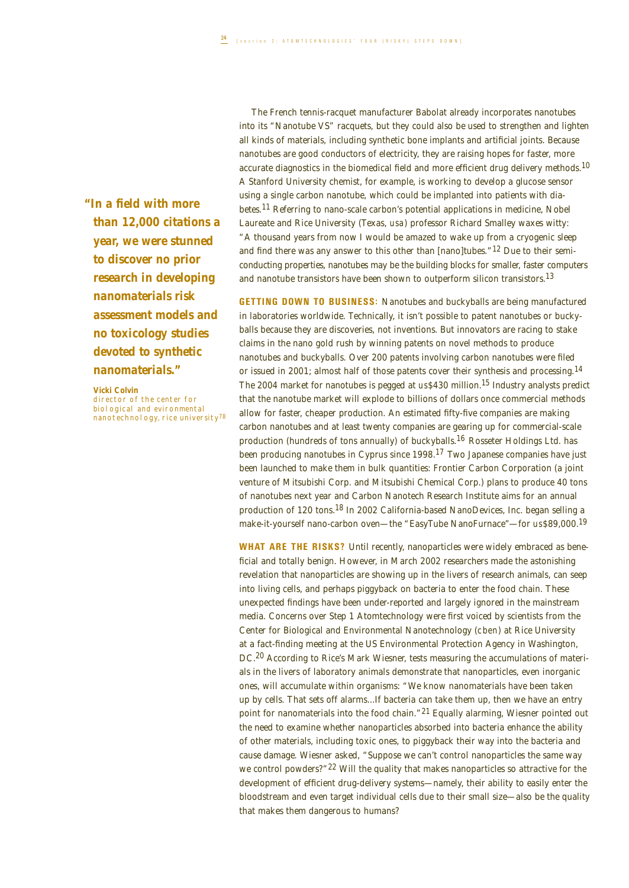> **"In a field with more than 12,000 citations a year, we were stunned to discover no prior research in developing nanomaterials risk assessment models and no toxicology studies devoted to synthetic nanomaterials."**
>
> **Vicki Colvin**
> director of the center for biological and environmental nanotechnology, rice university[78]

The French tennis-racquet manufacturer Babolat already incorporates nanotubes into its "Nanotube VS" racquets, but they could also be used to strengthen and lighten all kinds of materials, including synthetic bone implants and artificial joints. Because nanotubes are good conductors of electricity, they are raising hopes for faster, more accurate diagnostics in the biomedical field and more efficient drug delivery methods.[10] A Stanford University chemist, for example, is working to develop a glucose sensor using a single carbon nanotube, which could be implanted into patients with diabetes.[11] Referring to nano-scale carbon's potential applications in medicine, Nobel Laureate and Rice University (Texas, USA) professor Richard Smalley waxes witty: "A thousand years from now I would be amazed to wake up from a cryogenic sleep and find there was any answer to this other than [nano]tubes."[12] Due to their semi-conducting properties, nanotubes may be the building blocks for smaller, faster computers and nanotube transistors have been shown to outperform silicon transistors.[13]

**GETTING DOWN TO BUSINESS:** Nanotubes and buckyballs are being manufactured in laboratories worldwide. Technically, it isn't possible to patent nanotubes or buckyballs because they are discoveries, not inventions. But innovators are racing to stake claims in the nano gold rush by winning patents on novel methods to produce nanotubes and buckyballs. Over 200 patents involving carbon nanotubes were filed or issued in 2001; almost half of those patents cover their synthesis and processing.[14] The 2004 market for nanotubes is pegged at US$430 million.[15] Industry analysts predict that the nanotube market will explode to billions of dollars once commercial methods allow for faster, cheaper production. An estimated fifty-five companies are making carbon nanotubes and at least twenty companies are gearing up for commercial-scale production (hundreds of tons annually) of buckyballs.[16] Rosseter Holdings Ltd. has been producing nanotubes in Cyprus since 1998.[17] Two Japanese companies have just been launched to make them in bulk quantities: Frontier Carbon Corporation (a joint venture of Mitsubishi Corp. and Mitsubishi Chemical Corp.) plans to produce 40 tons of nanotubes next year and Carbon Nanotech Research Institute aims for an annual production of 120 tons.[18] In 2002 California-based NanoDevices, Inc. began selling a make-it-yourself nano-carbon oven—the "EasyTube NanoFurnace"—for US$89,000.[19]

**WHAT ARE THE RISKS?** Until recently, nanoparticles were widely embraced as beneficial and totally benign. However, in March 2002 researchers made the astonishing revelation that nanoparticles are showing up in the livers of research animals, can seep into living cells, and perhaps piggyback on bacteria to enter the food chain. These unexpected findings have been under-reported and largely ignored in the mainstream media. Concerns over Step 1 Atomtechnology were first voiced by scientists from the Center for Biological and Environmental Nanotechnology (CBEN) at Rice University at a fact-finding meeting at the US Environmental Protection Agency in Washington, DC.[20] According to Rice's Mark Wiesner, tests measuring the accumulations of materials in the livers of laboratory animals demonstrate that nanoparticles, even inorganic ones, will accumulate within organisms: "We know nanomaterials have been taken up by cells. That sets off alarms...If bacteria can take them up, then we have an entry point for nanomaterials into the food chain."[21] Equally alarming, Wiesner pointed out the need to examine whether nanoparticles absorbed into bacteria enhance the ability of other materials, including toxic ones, to piggyback their way into the bacteria and cause damage. Wiesner asked, "Suppose we can't control nanoparticles the same way we control powders?"[22] Will the quality that makes nanoparticles so attractive for the development of efficient drug-delivery systems—namely, their ability to easily enter the bloodstream and even target individual cells due to their small size—also be the quality that makes them dangerous to humans?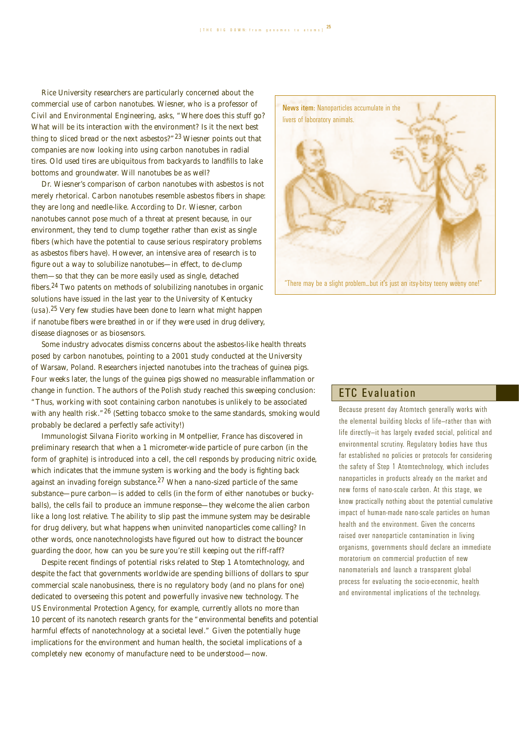Rice University researchers are particularly concerned about the commercial use of carbon nanotubes. Wiesner, who is a professor of Civil and Environmental Engineering, asks, "Where does this stuff go? What will be its interaction with the environment? Is it the next best thing to sliced bread or the next asbestos?"[23] Wiesner points out that companies are now looking into using carbon nanotubes in radial tires. Old used tires are ubiquitous from backyards to landfills to lake bottoms and groundwater. Will nanotubes be as well?

Dr. Wiesner's comparison of carbon nanotubes with asbestos is not merely rhetorical. Carbon nanotubes resemble asbestos fibers in shape: they are long and needle-like. According to Dr. Wiesner, carbon nanotubes cannot pose much of a threat at present because, in our environment, they tend to clump together rather than exist as single fibers (which have the potential to cause serious respiratory problems as asbestos fibers have). However, an intensive area of research is to figure out a way to solubilize nanotubes—in effect, to de-clump them—so that they can be more easily used as single, detached fibers.[24] Two patents on methods of solubilizing nanotubes in organic solutions have issued in the last year to the University of Kentucky (USA).[25] Very few studies have been done to learn what might happen if nanotube fibers were breathed in or if they were used in drug delivery, disease diagnoses or as biosensors.

**News item:** Nanoparticles accumulate in the livers of laboratory animals.

"There may be a slight problem...but it's just an itsy-bitsy teeny weeny one!"

Some industry advocates dismiss concerns about the asbestos-like health threats posed by carbon nanotubes, pointing to a 2001 study conducted at the University of Warsaw, Poland. Researchers injected nanotubes into the tracheas of guinea pigs. Four weeks later, the lungs of the guinea pigs showed no measurable inflammation or change in function. The authors of the Polish study reached this sweeping conclusion: "Thus, working with soot containing carbon nanotubes is unlikely to be associated with any health risk."[26] (Setting tobacco smoke to the same standards, smoking would probably be declared a perfectly safe activity!)

Immunologist Silvana Fiorito working in Montpellier, France has discovered in preliminary research that when a 1 micrometer-wide particle of pure carbon (in the form of graphite) is introduced into a cell, the cell responds by producing nitric oxide, which indicates that the immune system is working and the body is fighting back against an invading foreign substance.[27] When a nano-sized particle of the same substance—pure carbon—is added to cells (in the form of either nanotubes or bucky-balls), the cells fail to produce an immune response—they welcome the alien carbon like a long lost relative. The ability to slip past the immune system may be desirable for drug delivery, but what happens when uninvited nanoparticles come calling? In other words, once nanotechnologists have figured out how to distract the bouncer guarding the door, how can you be sure you're still keeping out the riff-raff?

Despite recent findings of potential risks related to Step 1 Atomtechnology, and despite the fact that governments worldwide are spending billions of dollars to spur commercial scale nanobusiness, there is no regulatory body (and no plans for one) dedicated to overseeing this potent and powerfully invasive new technology. The US Environmental Protection Agency, for example, currently allots no more than 10 percent of its nanotech research grants for the "environmental benefits and potential harmful effects of nanotechnology at a societal level." Given the potentially huge implications for the environment and human health, the societal implications of a completely new economy of manufacture need to be understood—now.

## ETC Evaluation

Because present day Atomtech generally works with the elemental building blocks of life–rather than with life directly–it has largely evaded social, political and environmental scrutiny. Regulatory bodies have thus far established no policies or protocols for considering the safety of Step 1 Atomtechnology, which includes nanoparticles in products already on the market and new forms of nano-scale carbon. At this stage, we know practically nothing about the potential cumulative impact of human-made nano-scale particles on human health and the environment. Given the concerns raised over nanoparticle contamination in living organisms, governments should declare an immediate moratorium on commercial production of new nanomaterials and launch a transparent global process for evaluating the socio-economic, health and environmental implications of the technology.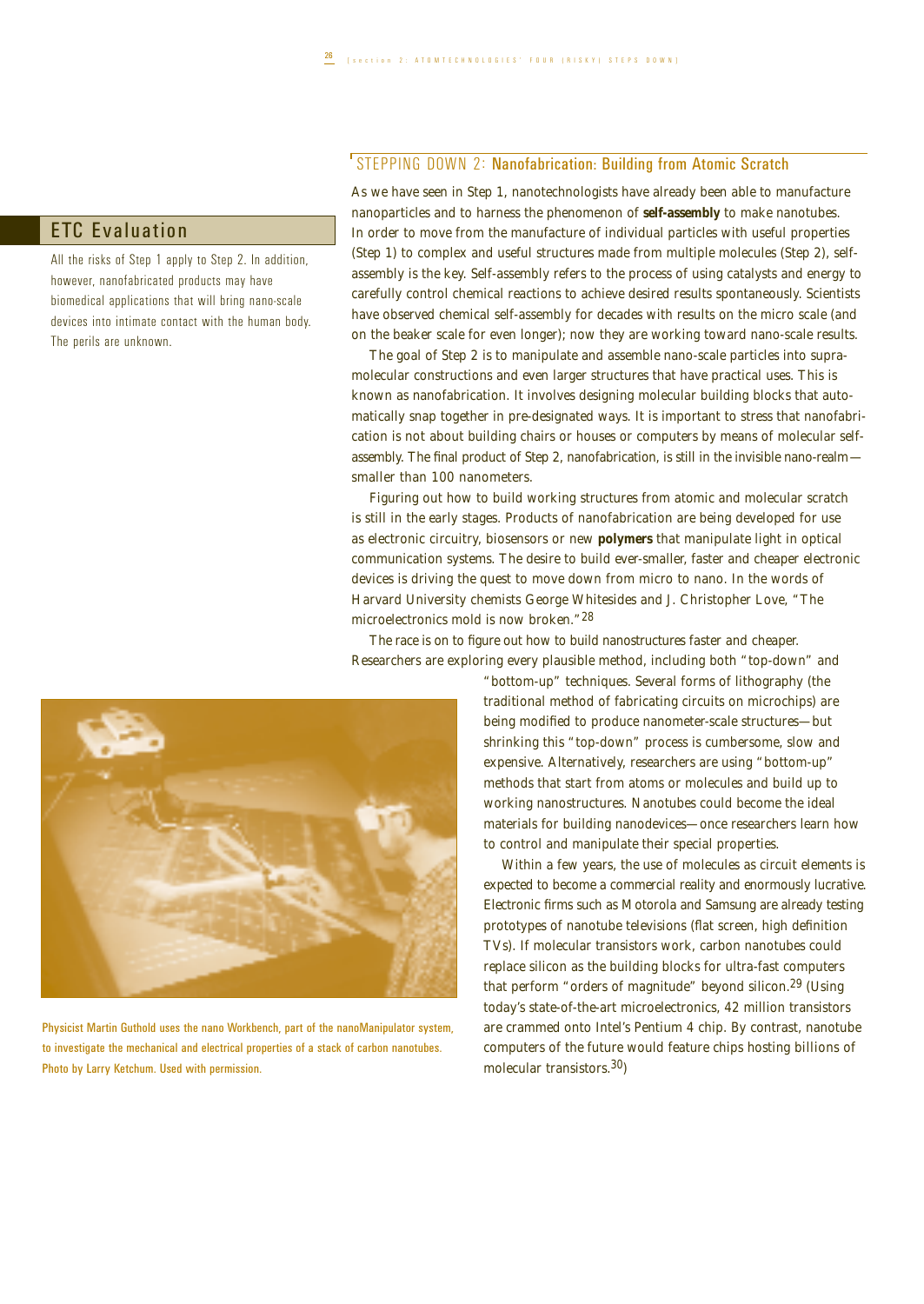## STEPPING DOWN 2: Nanofabrication: Building from Atomic Scratch

### ETC Evaluation

All the risks of Step 1 apply to Step 2. In addition, however, nanofabricated products may have biomedical applications that will bring nano-scale devices into intimate contact with the human body. The perils are unknown.

As we have seen in Step 1, nanotechnologists have already been able to manufacture nanoparticles and to harness the phenomenon of **self-assembly** to make nanotubes. In order to move from the manufacture of individual particles with useful properties (Step 1) to complex and useful structures made from multiple molecules (Step 2), self-assembly is the key. Self-assembly refers to the process of using catalysts and energy to carefully control chemical reactions to achieve desired results spontaneously. Scientists have observed chemical self-assembly for decades with results on the micro scale (and on the beaker scale for even longer); now they are working toward nano-scale results.

The goal of Step 2 is to manipulate and assemble nano-scale particles into supra-molecular constructions and even larger structures that have practical uses. This is known as nanofabrication. It involves designing molecular building blocks that automatically snap together in pre-designated ways. It is important to stress that nanofabrication is not about building chairs or houses or computers by means of molecular self-assembly. The final product of Step 2, nanofabrication, is still in the invisible nano-realm—smaller than 100 nanometers.

Figuring out how to build working structures from atomic and molecular scratch is still in the early stages. Products of nanofabrication are being developed for use as electronic circuitry, biosensors or new **polymers** that manipulate light in optical communication systems. The desire to build ever-smaller, faster and cheaper electronic devices is driving the quest to move down from micro to nano. In the words of Harvard University chemists George Whitesides and J. Christopher Love, "The microelectronics mold is now broken."[28]

The race is on to figure out how to build nanostructures faster and cheaper. Researchers are exploring every plausible method, including both "top-down" and "bottom-up" techniques. Several forms of lithography (the traditional method of fabricating circuits on microchips) are being modified to produce nanometer-scale structures—but shrinking this "top-down" process is cumbersome, slow and expensive. Alternatively, researchers are using "bottom-up" methods that start from atoms or molecules and build up to working nanostructures. Nanotubes could become the ideal materials for building nanodevices—once researchers learn how to control and manipulate their special properties.

Within a few years, the use of molecules as circuit elements is expected to become a commercial reality and enormously lucrative. Electronic firms such as Motorola and Samsung are already testing prototypes of nanotube televisions (flat screen, high definition TVs). If molecular transistors work, carbon nanotubes could replace silicon as the building blocks for ultra-fast computers that perform "orders of magnitude" beyond silicon.[29] (Using today's state-of-the-art microelectronics, 42 million transistors are crammed onto Intel's Pentium 4 chip. By contrast, nanotube computers of the future would feature chips hosting billions of molecular transistors.[30])

Physicist Martin Guthold uses the nano Workbench, part of the nanoManipulator system, to investigate the mechanical and electrical properties of a stack of carbon nanotubes. Photo by Larry Ketchum. Used with permission.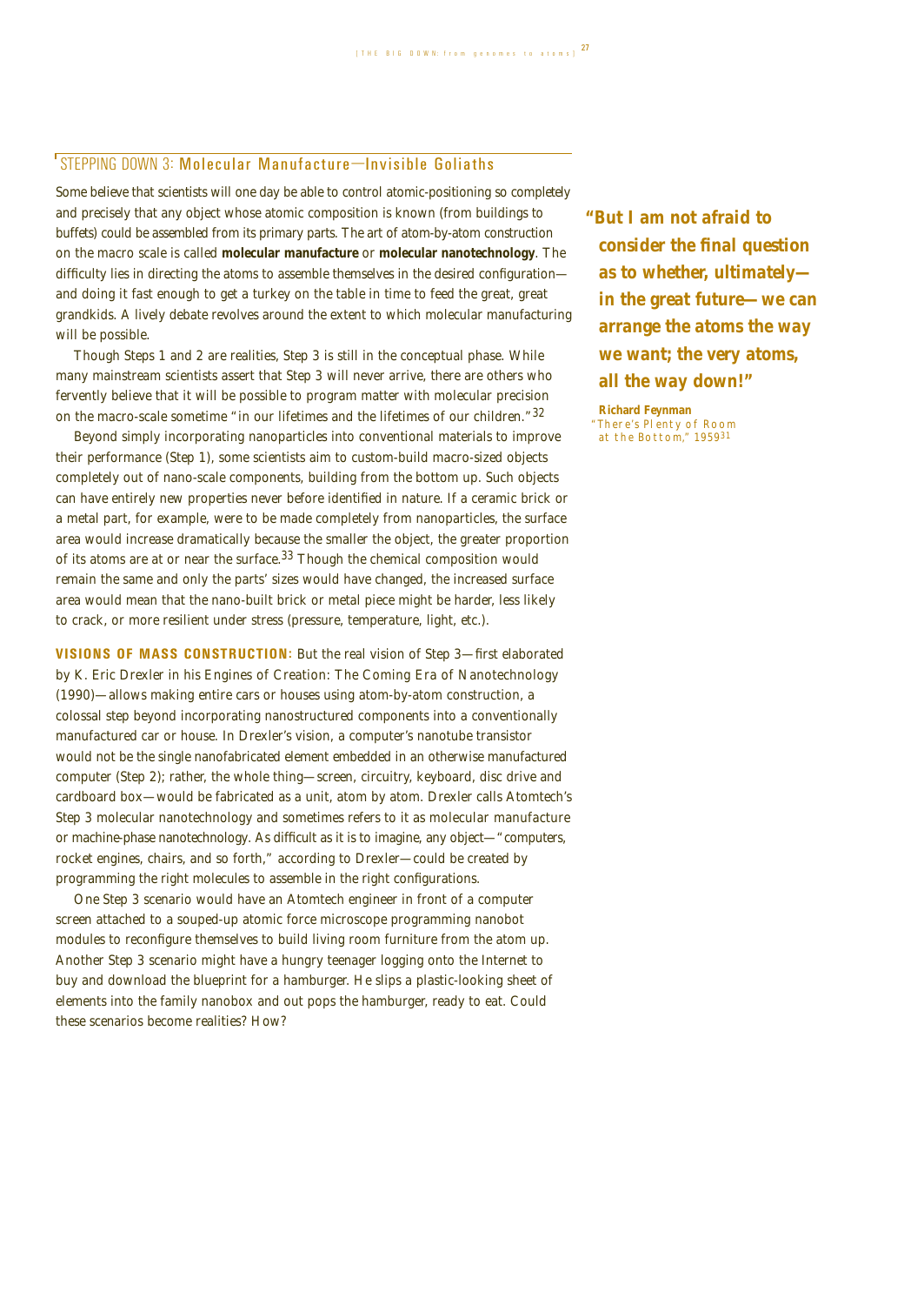## STEPPING DOWN 3: Molecular Manufacture—Invisible Goliaths

Some believe that scientists will one day be able to control atomic-positioning so completely and precisely that any object whose atomic composition is known (from buildings to buffets) could be assembled from its primary parts. The art of atom-by-atom construction on the macro scale is called **molecular manufacture** or **molecular nanotechnology**. The difficulty lies in directing the atoms to assemble themselves in the desired configuration—and doing it fast enough to get a turkey on the table in time to feed the great, great grandkids. A lively debate revolves around the extent to which molecular manufacturing will be possible.

Though Steps 1 and 2 are realities, Step 3 is still in the conceptual phase. While many mainstream scientists assert that Step 3 will never arrive, there are others who fervently believe that it will be possible to program matter with molecular precision on the macro-scale sometime "in our lifetimes and the lifetimes of our children."[32]

Beyond simply incorporating nanoparticles into conventional materials to improve their performance (Step 1), some scientists aim to custom-build macro-sized objects completely out of nano-scale components, building from the bottom up. Such objects can have entirely new properties never before identified in nature. If a ceramic brick or a metal part, for example, were to be made completely from nanoparticles, the surface area would increase dramatically because the smaller the object, the greater proportion of its atoms are at or near the surface.[33] Though the chemical composition would remain the same and only the parts' sizes would have changed, the increased surface area would mean that the nano-built brick or metal piece might be harder, less likely to crack, or more resilient under stress (pressure, temperature, light, etc.).

**"But I am not afraid to consider the final question as to whether, ultimately—in the great future—we can arrange the atoms the way we want; the very atoms, all the way down!"**

**Richard Feynman**
"There's Plenty of Room at the Bottom," 1959[31]

**VISIONS OF MASS CONSTRUCTION:** But the real vision of Step 3—first elaborated by K. Eric Drexler in his Engines of Creation: The Coming Era of Nanotechnology (1990)—allows making entire cars or houses using atom-by-atom construction, a colossal step beyond incorporating nanostructured components into a conventionally manufactured car or house. In Drexler's vision, a computer's nanotube transistor would not be the single nanofabricated element embedded in an otherwise manufactured computer (Step 2); rather, the whole thing—screen, circuitry, keyboard, disc drive and cardboard box—would be fabricated as a unit, atom by atom. Drexler calls Atomtech's Step 3 molecular nanotechnology and sometimes refers to it as molecular manufacture or machine-phase nanotechnology. As difficult as it is to imagine, any object—"computers, rocket engines, chairs, and so forth," according to Drexler—could be created by programming the right molecules to assemble in the right configurations.

One Step 3 scenario would have an Atomtech engineer in front of a computer screen attached to a souped-up atomic force microscope programming nanobot modules to reconfigure themselves to build living room furniture from the atom up. Another Step 3 scenario might have a hungry teenager logging onto the Internet to buy and download the blueprint for a hamburger. He slips a plastic-looking sheet of elements into the family nanobox and out pops the hamburger, ready to eat. Could these scenarios become realities? How?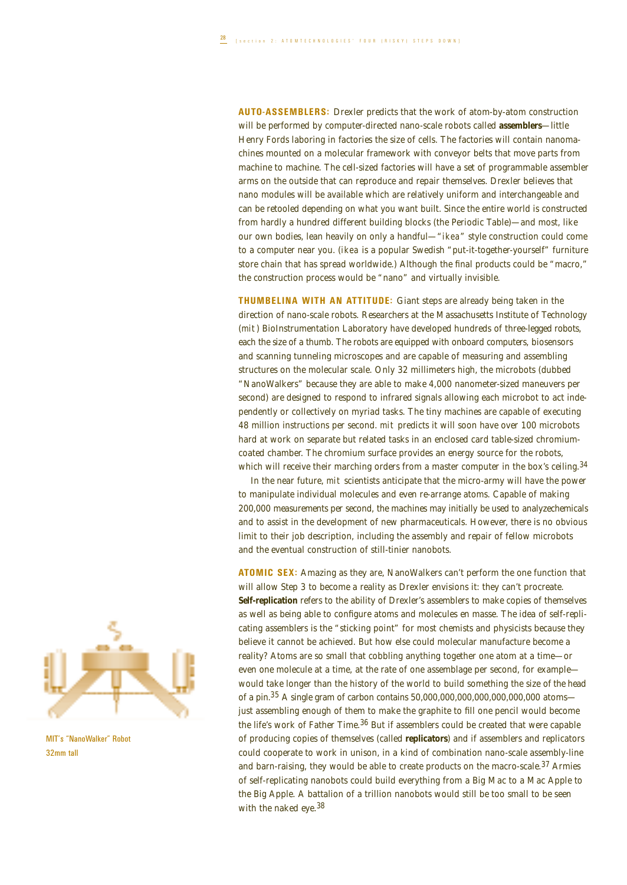**AUTO-ASSEMBLERS:** Drexler predicts that the work of atom-by-atom construction will be performed by computer-directed nano-scale robots called **assemblers**—little Henry Fords laboring in factories the size of cells. The factories will contain nanomachines mounted on a molecular framework with conveyor belts that move parts from machine to machine. The cell-sized factories will have a set of programmable assembler arms on the outside that can reproduce and repair themselves. Drexler believes that nano modules will be available which are relatively uniform and interchangeable and can be retooled depending on what you want built. Since the entire world is constructed from hardly a hundred different building blocks (the Periodic Table)—and most, like our own bodies, lean heavily on only a handful—"*ikea*" style construction could come to a computer near you. (*ikea* is a popular Swedish "put-it-together-yourself" furniture store chain that has spread worldwide.) Although the final products could be "macro," the construction process would be "nano" and virtually invisible.

**THUMBELINA WITH AN ATTITUDE:** Giant steps are already being taken in the direction of nano-scale robots. Researchers at the Massachusetts Institute of Technology (*mit*) BioInstrumentation Laboratory have developed hundreds of three-legged robots, each the size of a thumb. The robots are equipped with onboard computers, biosensors and scanning tunneling microscopes and are capable of measuring and assembling structures on the molecular scale. Only 32 millimeters high, the microbots (dubbed "NanoWalkers" because they are able to make 4,000 nanometer-sized maneuvers per second) are designed to respond to infrared signals allowing each microbot to act independently or collectively on myriad tasks. The tiny machines are capable of executing 48 million instructions per second. *mit* predicts it will soon have over 100 microbots hard at work on separate but related tasks in an enclosed card table-sized chromium-coated chamber. The chromium surface provides an energy source for the robots, which will receive their marching orders from a master computer in the box's ceiling.[34]

In the near future, *mit* scientists anticipate that the micro-army will have the power to manipulate individual molecules and even re-arrange atoms. Capable of making 200,000 measurements per second, the machines may initially be used to analyzechemicals and to assist in the development of new pharmaceuticals. However, there is no obvious limit to their job description, including the assembly and repair of fellow microbots and the eventual construction of still-tinier nanobots.

**ATOMIC SEX:** Amazing as they are, NanoWalkers can't perform the one function that will allow Step 3 to become a reality as Drexler envisions it: they can't procreate. **Self-replication** refers to the ability of Drexler's assemblers to make copies of themselves as well as being able to configure atoms and molecules en masse. The idea of self-replicating assemblers is the "sticking point" for most chemists and physicists because they believe it cannot be achieved. But how else could molecular manufacture become a reality? Atoms are so small that cobbling anything together one atom at a time—or even one molecule at a time, at the rate of one assemblage per second, for example—would take longer than the history of the world to build something the size of the head of a pin.[35] A single gram of carbon contains 50,000,000,000,000,000,000,000 atoms—just assembling enough of them to make the graphite to fill one pencil would become the life's work of Father Time.[36] But if assemblers could be created that were capable of producing copies of themselves (called **replicators**) and if assemblers and replicators could cooperate to work in unison, in a kind of combination nano-scale assembly-line and barn-raising, they would be able to create products on the macro-scale.[37] Armies of self-replicating nanobots could build everything from a Big Mac to a Mac Apple to the Big Apple. A battalion of a trillion nanobots would still be too small to be seen with the naked eye.[38]

MIT's "NanoWalker" Robot
32mm tall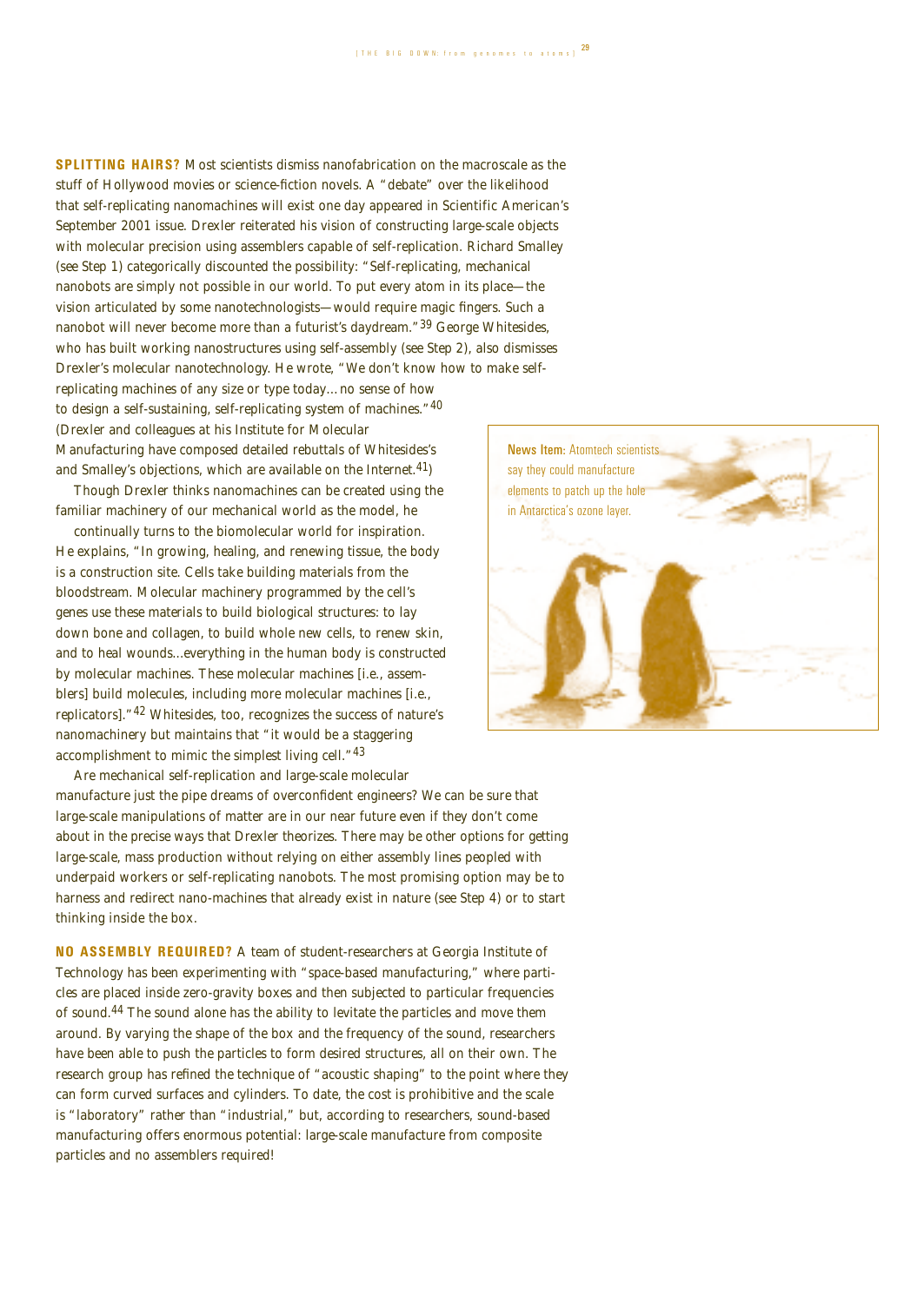**SPLITTING HAIRS?** Most scientists dismiss nanofabrication on the macroscale as the stuff of Hollywood movies or science-fiction novels. A "debate" over the likelihood that self-replicating nanomachines will exist one day appeared in Scientific American's September 2001 issue. Drexler reiterated his vision of constructing large-scale objects with molecular precision using assemblers capable of self-replication. Richard Smalley (see Step 1) categorically discounted the possibility: "Self-replicating, mechanical nanobots are simply not possible in our world. To put every atom in its place—the vision articulated by some nanotechnologists—would require magic fingers. Such a nanobot will never become more than a futurist's daydream."[39] George Whitesides, who has built working nanostructures using self-assembly (see Step 2), also dismisses Drexler's molecular nanotechnology. He wrote, "We don't know how to make self-replicating machines of any size or type today…no sense of how to design a self-sustaining, self-replicating system of machines."[40] (Drexler and colleagues at his Institute for Molecular Manufacturing have composed detailed rebuttals of Whitesides's and Smalley's objections, which are available on the Internet.[41])

Though Drexler thinks nanomachines can be created using the familiar machinery of our mechanical world as the model, he continually turns to the biomolecular world for inspiration. He explains, "In growing, healing, and renewing tissue, the body is a construction site. Cells take building materials from the bloodstream. Molecular machinery programmed by the cell's genes use these materials to build biological structures: to lay down bone and collagen, to build whole new cells, to renew skin, and to heal wounds…everything in the human body is constructed by molecular machines. These molecular machines [i.e., assemblers] build molecules, including more molecular machines [i.e., replicators]."[42] Whitesides, too, recognizes the success of nature's nanomachinery but maintains that "it would be a staggering accomplishment to mimic the simplest living cell."[43]

Are mechanical self-replication and large-scale molecular manufacture just the pipe dreams of overconfident engineers? We can be sure that large-scale manipulations of matter are in our near future even if they don't come about in the precise ways that Drexler theorizes. There may be other options for getting large-scale, mass production without relying on either assembly lines peopled with underpaid workers or self-replicating nanobots. The most promising option may be to harness and redirect nano-machines that already exist in nature (see Step 4) or to start thinking inside the box.

**News Item:** Atomtech scientists say they could manufacture elements to patch up the hole in Antarctica's ozone layer.

**NO ASSEMBLY REQUIRED?** A team of student-researchers at Georgia Institute of Technology has been experimenting with "space-based manufacturing," where particles are placed inside zero-gravity boxes and then subjected to particular frequencies of sound.[44] The sound alone has the ability to levitate the particles and move them around. By varying the shape of the box and the frequency of the sound, researchers have been able to push the particles to form desired structures, all on their own. The research group has refined the technique of "acoustic shaping" to the point where they can form curved surfaces and cylinders. To date, the cost is prohibitive and the scale is "laboratory" rather than "industrial," but, according to researchers, sound-based manufacturing offers enormous potential: large-scale manufacture from composite particles and no assemblers required!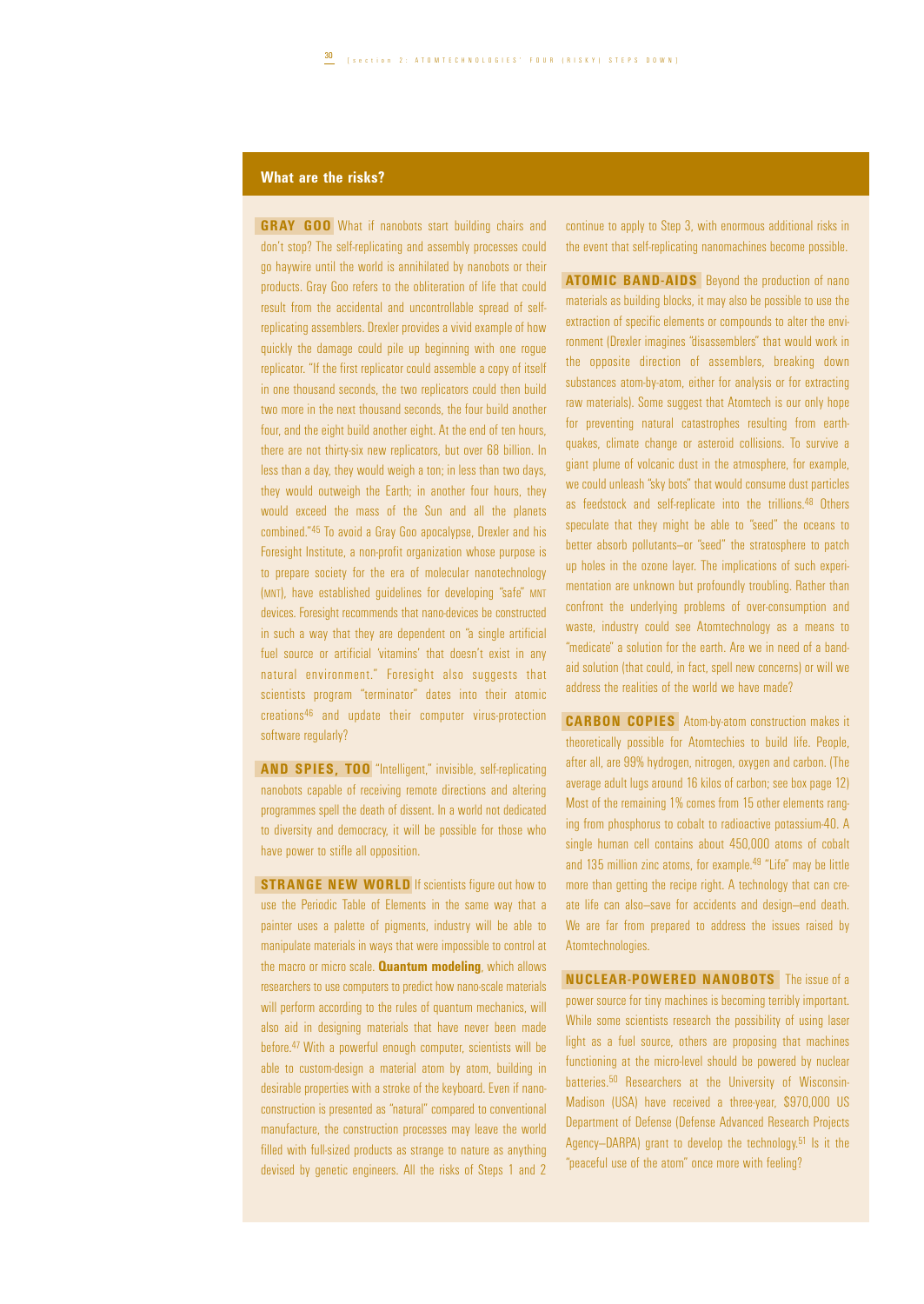## What are the risks?

**GRAY GOO** What if nanobots start building chairs and don't stop? The self-replicating and assembly processes could go haywire until the world is annihilated by nanobots or their products. Gray Goo refers to the obliteration of life that could result from the accidental and uncontrollable spread of self-replicating assemblers. Drexler provides a vivid example of how quickly the damage could pile up beginning with one rogue replicator. "If the first replicator could assemble a copy of itself in one thousand seconds, the two replicators could then build two more in the next thousand seconds, the four build another four, and the eight build another eight. At the end of ten hours, there are not thirty-six new replicators, but over 68 billion. In less than a day, they would weigh a ton; in less than two days, they would outweigh the Earth; in another four hours, they would exceed the mass of the Sun and all the planets combined."[45] To avoid a Gray Goo apocalypse, Drexler and his Foresight Institute, a non-profit organization whose purpose is to prepare society for the era of molecular nanotechnology (MNT), have established guidelines for developing "safe" MNT devices. Foresight recommends that nano-devices be constructed in such a way that they are dependent on "a single artificial fuel source or artificial 'vitamins' that doesn't exist in any natural environment." Foresight also suggests that scientists program "terminator" dates into their atomic creations[46] and update their computer virus-protection software regularly?

**AND SPIES, TOO** "Intelligent," invisible, self-replicating nanobots capable of receiving remote directions and altering programmes spell the death of dissent. In a world not dedicated to diversity and democracy, it will be possible for those who have power to stifle all opposition.

**STRANGE NEW WORLD** If scientists figure out how to use the Periodic Table of Elements in the same way that a painter uses a palette of pigments, industry will be able to manipulate materials in ways that were impossible to control at the macro or micro scale. **Quantum modeling**, which allows researchers to use computers to predict how nano-scale materials will perform according to the rules of quantum mechanics, will also aid in designing materials that have never been made before.[47] With a powerful enough computer, scientists will be able to custom-design a material atom by atom, building in desirable properties with a stroke of the keyboard. Even if nano-construction is presented as "natural" compared to conventional manufacture, the construction processes may leave the world filled with full-sized products as strange to nature as anything devised by genetic engineers. All the risks of Steps 1 and 2 continue to apply to Step 3, with enormous additional risks in the event that self-replicating nanomachines become possible.

**ATOMIC BAND-AIDS** Beyond the production of nano materials as building blocks, it may also be possible to use the extraction of specific elements or compounds to alter the environment (Drexler imagines "disassemblers" that would work in the opposite direction of assemblers, breaking down substances atom-by-atom, either for analysis or for extracting raw materials). Some suggest that Atomtech is our only hope for preventing natural catastrophes resulting from earthquakes, climate change or asteroid collisions. To survive a giant plume of volcanic dust in the atmosphere, for example, we could unleash "sky bots" that would consume dust particles as feedstock and self-replicate into the trillions.[48] Others speculate that they might be able to "seed" the oceans to better absorb pollutants–or "seed" the stratosphere to patch up holes in the ozone layer. The implications of such experimentation are unknown but profoundly troubling. Rather than confront the underlying problems of over-consumption and waste, industry could see Atomtechnology as a means to "medicate" a solution for the earth. Are we in need of a band-aid solution (that could, in fact, spell new concerns) or will we address the realities of the world we have made?

**CARBON COPIES** Atom-by-atom construction makes it theoretically possible for Atomtechies to build life. People, after all, are 99% hydrogen, nitrogen, oxygen and carbon. (The average adult lugs around 16 kilos of carbon; see box page 12) Most of the remaining 1% comes from 15 other elements ranging from phosphorus to cobalt to radioactive potassium-40. A single human cell contains about 450,000 atoms of cobalt and 135 million zinc atoms, for example.[49] "Life" may be little more than getting the recipe right. A technology that can create life can also–save for accidents and design–end death. We are far from prepared to address the issues raised by Atomtechnologies.

**NUCLEAR-POWERED NANOBOTS** The issue of a power source for tiny machines is becoming terribly important. While some scientists research the possibility of using laser light as a fuel source, others are proposing that machines functioning at the micro-level should be powered by nuclear batteries.[50] Researchers at the University of Wisconsin-Madison (USA) have received a three-year, $970,000 US Department of Defense (Defense Advanced Research Projects Agency–DARPA) grant to develop the technology.[51] Is it the "peaceful use of the atom" once more with feeling?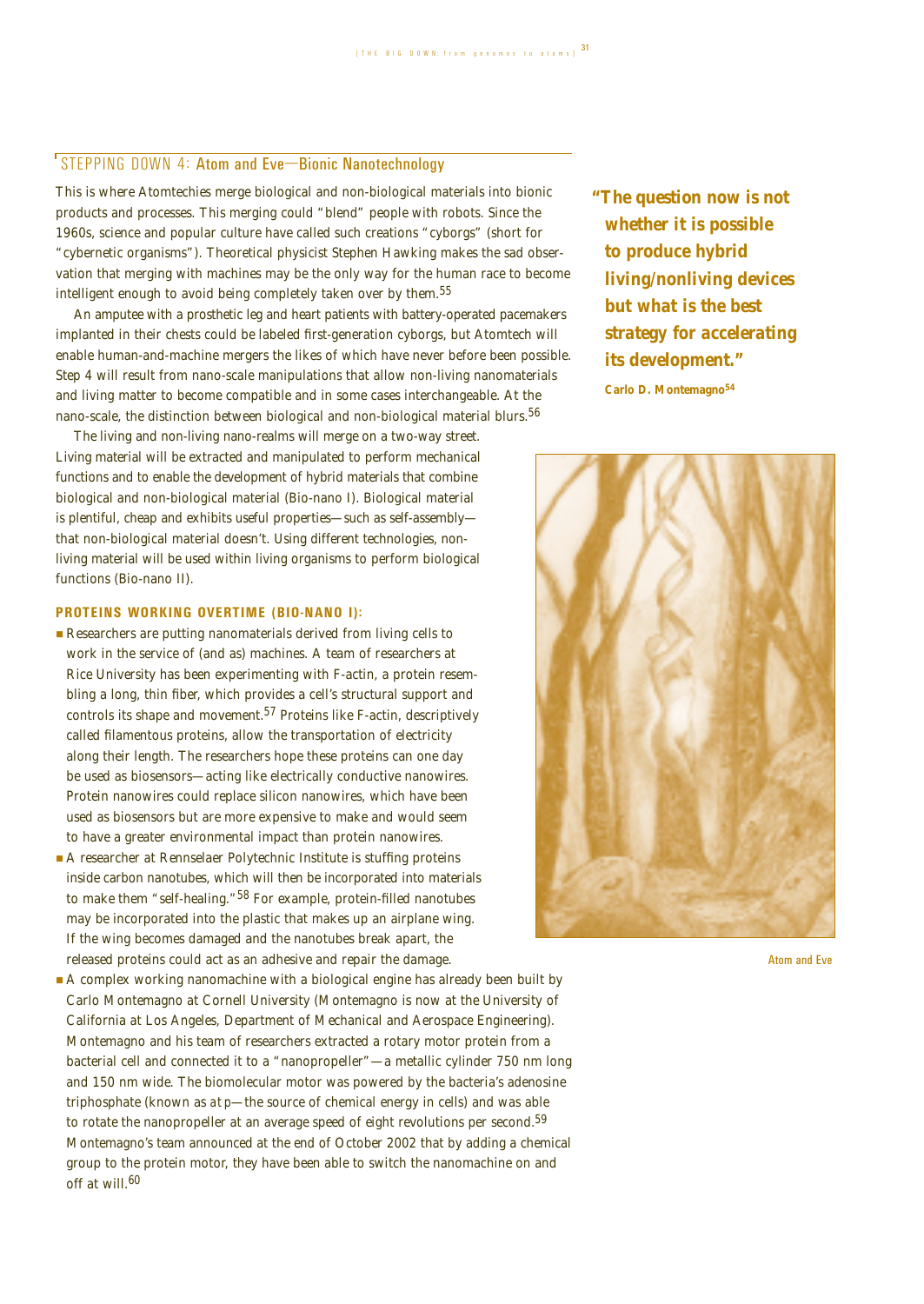## STEPPING DOWN 4: Atom and Eve—Bionic Nanotechnology

This is where Atomtechies merge biological and non-biological materials into bionic products and processes. This merging could "blend" people with robots. Since the 1960s, science and popular culture have called such creations "cyborgs" (short for "cybernetic organisms"). Theoretical physicist Stephen Hawking makes the sad observation that merging with machines may be the only way for the human race to become intelligent enough to avoid being completely taken over by them.[55]

An amputee with a prosthetic leg and heart patients with battery-operated pacemakers implanted in their chests could be labeled first-generation cyborgs, but Atomtech will enable human-and-machine mergers the likes of which have never before been possible. Step 4 will result from nano-scale manipulations that allow non-living nanomaterials and living matter to become compatible and in some cases interchangeable. At the nano-scale, the distinction between biological and non-biological material blurs.[56]

> **"The question now is not whether it is possible to produce hybrid living/nonliving devices but what is the best strategy for accelerating its development."**
>
> **Carlo D. Montemagno[54]**

The living and non-living nano-realms will merge on a two-way street. Living material will be extracted and manipulated to perform mechanical functions and to enable the development of hybrid materials that combine biological and non-biological material (Bio-nano I). Biological material is plentiful, cheap and exhibits useful properties—such as self-assembly—that non-biological material doesn't. Using different technologies, non-living material will be used within living organisms to perform biological functions (Bio-nano II).

Atom and Eve

### PROTEINS WORKING OVERTIME (BIO-NANO I):

- Researchers are putting nanomaterials derived from living cells to work in the service of (and as) machines. A team of researchers at Rice University has been experimenting with F-actin, a protein resembling a long, thin fiber, which provides a cell's structural support and controls its shape and movement.[57] Proteins like F-actin, descriptively called filamentous proteins, allow the transportation of electricity along their length. The researchers hope these proteins can one day be used as biosensors—acting like electrically conductive nanowires. Protein nanowires could replace silicon nanowires, which have been used as biosensors but are more expensive to make and would seem to have a greater environmental impact than protein nanowires.
- A researcher at Rennselaer Polytechnic Institute is stuffing proteins inside carbon nanotubes, which will then be incorporated into materials to make them "self-healing."[58] For example, protein-filled nanotubes may be incorporated into the plastic that makes up an airplane wing. If the wing becomes damaged and the nanotubes break apart, the released proteins could act as an adhesive and repair the damage.
- A complex working nanomachine with a biological engine has already been built by Carlo Montemagno at Cornell University (Montemagno is now at the University of California at Los Angeles, Department of Mechanical and Aerospace Engineering). Montemagno and his team of researchers extracted a rotary motor protein from a bacterial cell and connected it to a "nanopropeller"—a metallic cylinder 750 nm long and 150 nm wide. The biomolecular motor was powered by the bacteria's adenosine triphosphate (known as *atp*—the source of chemical energy in cells) and was able to rotate the nanopropeller at an average speed of eight revolutions per second.[59] Montemagno's team announced at the end of October 2002 that by adding a chemical group to the protein motor, they have been able to switch the nanomachine on and off at will.[60]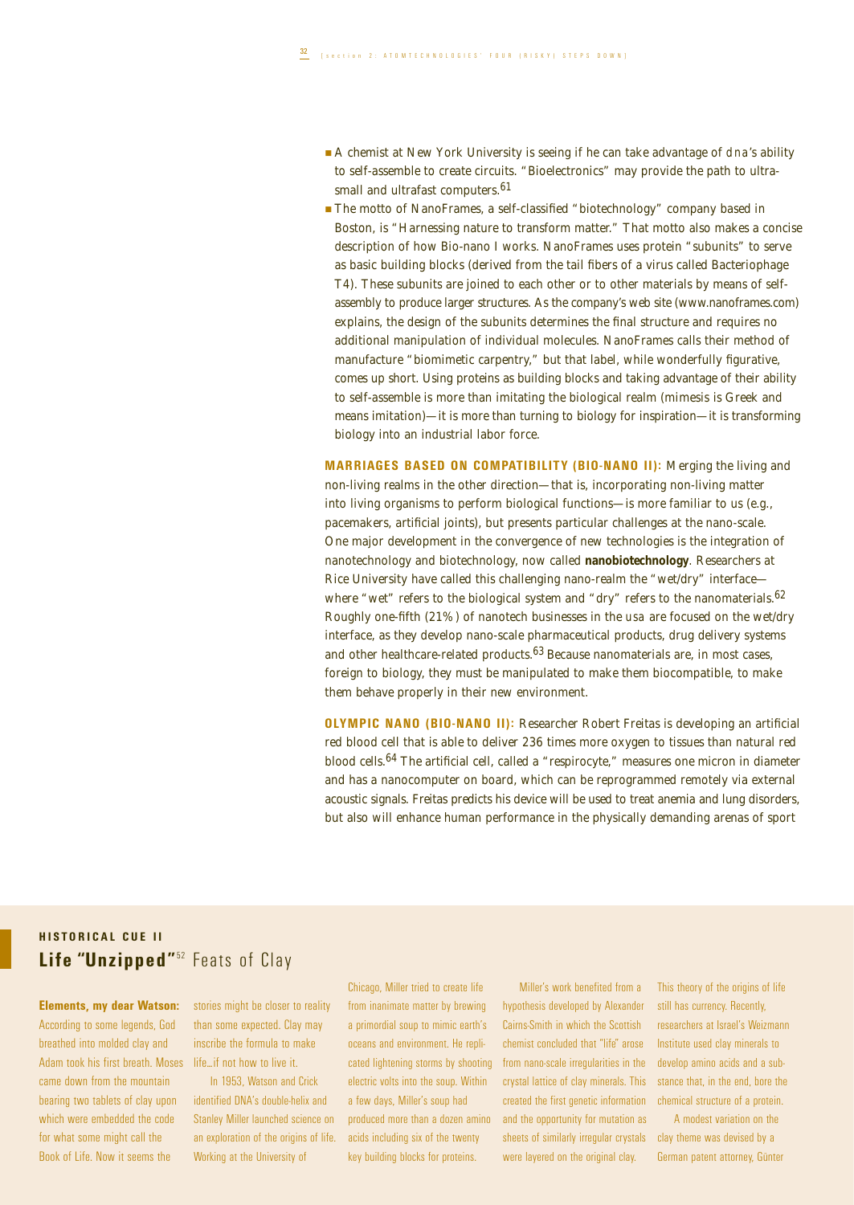- A chemist at New York University is seeing if he can take advantage of DNA's ability to self-assemble to create circuits. "Bioelectronics" may provide the path to ultra-small and ultrafast computers.[61]
- The motto of NanoFrames, a self-classified "biotechnology" company based in Boston, is "Harnessing nature to transform matter." That motto also makes a concise description of how Bio-nano I works. NanoFrames uses protein "subunits" to serve as basic building blocks (derived from the tail fibers of a virus called Bacteriophage T4). These subunits are joined to each other or to other materials by means of self-assembly to produce larger structures. As the company's web site (www.nanoframes.com) explains, the design of the subunits determines the final structure and requires no additional manipulation of individual molecules. NanoFrames calls their method of manufacture "biomimetic carpentry," but that label, while wonderfully figurative, comes up short. Using proteins as building blocks and taking advantage of their ability to self-assemble is more than imitating the biological realm (mimesis is Greek and means imitation)—it is more than turning to biology for inspiration—it is transforming biology into an industrial labor force.

**MARRIAGES BASED ON COMPATIBILITY (BIO-NANO II):** Merging the living and non-living realms in the other direction—that is, incorporating non-living matter into living organisms to perform biological functions—is more familiar to us (e.g., pacemakers, artificial joints), but presents particular challenges at the nano-scale. One major development in the convergence of new technologies is the integration of nanotechnology and biotechnology, now called **nanobiotechnology**. Researchers at Rice University have called this challenging nano-realm the "wet/dry" interface—where "wet" refers to the biological system and "dry" refers to the nanomaterials.[62] Roughly one-fifth (21%) of nanotech businesses in the USA are focused on the wet/dry interface, as they develop nano-scale pharmaceutical products, drug delivery systems and other healthcare-related products.[63] Because nanomaterials are, in most cases, foreign to biology, they must be manipulated to make them biocompatible, to make them behave properly in their new environment.

**OLYMPIC NANO (BIO-NANO II):** Researcher Robert Freitas is developing an artificial red blood cell that is able to deliver 236 times more oxygen to tissues than natural red blood cells.[64] The artificial cell, called a "respirocyte," measures one micron in diameter and has a nanocomputer on board, which can be reprogrammed remotely via external acoustic signals. Freitas predicts his device will be used to treat anemia and lung disorders, but also will enhance human performance in the physically demanding arenas of sport

## HISTORICAL CUE II

## Life "Unzipped"[52] Feats of Clay

**Elements, my dear Watson:** According to some legends, God breathed into molded clay and Adam took his first breath. Moses came down from the mountain bearing two tablets of clay upon which were embedded the code for what some might call the Book of Life. Now it seems the stories might be closer to reality than some expected. Clay may inscribe the formula to make life…if not how to live it.

In 1953, Watson and Crick identified DNA's double-helix and Stanley Miller launched science on an exploration of the origins of life. Working at the University of Chicago, Miller tried to create life from inanimate matter by brewing a primordial soup to mimic earth's oceans and environment. He replicated lightening storms by shooting electric volts into the soup. Within a few days, Miller's soup had produced more than a dozen amino acids including six of the twenty key building blocks for proteins.

Miller's work benefited from a hypothesis developed by Alexander Cairns-Smith in which the Scottish chemist concluded that "life" arose from nano-scale irregularities in the crystal lattice of clay minerals. This created the first genetic information and the opportunity for mutation as sheets of similarly irregular crystals were layered on the original clay. This theory of the origins of life still has currency. Recently, researchers at Israel's Weizmann Institute used clay minerals to develop amino acids and a substance that, in the end, bore the chemical structure of a protein.

A modest variation on the clay theme was devised by a German patent attorney, Günter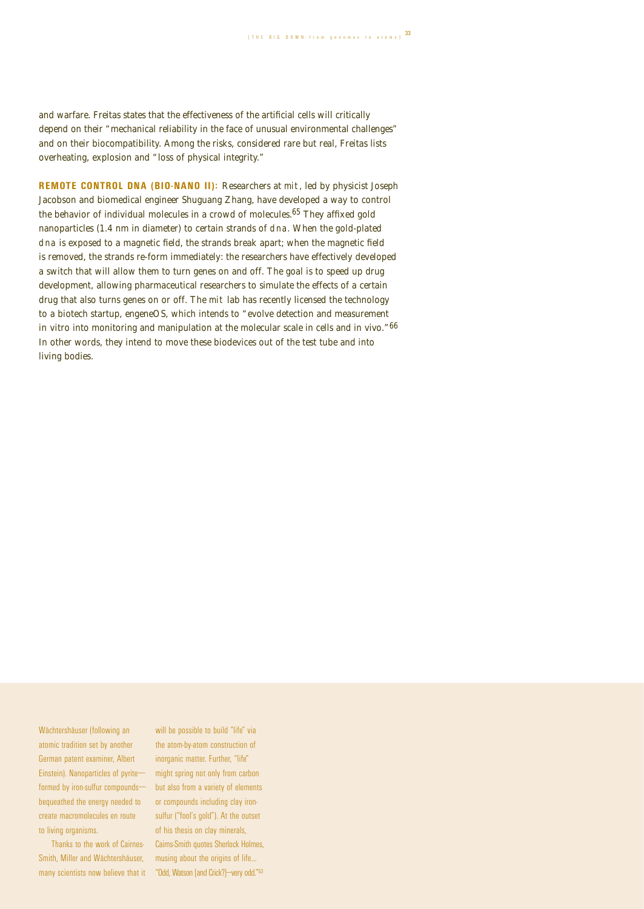and warfare. Freitas states that the effectiveness of the artificial cells will critically depend on their "mechanical reliability in the face of unusual environmental challenges" and on their biocompatibility. Among the risks, considered rare but real, Freitas lists overheating, explosion and "loss of physical integrity."

**REMOTE CONTROL DNA (BIO-NANO II):** Researchers at MIT, led by physicist Joseph Jacobson and biomedical engineer Shuguang Zhang, have developed a way to control the behavior of individual molecules in a crowd of molecules.[65] They affixed gold nanoparticles (1.4 nm in diameter) to certain strands of DNA. When the gold-plated DNA is exposed to a magnetic field, the strands break apart; when the magnetic field is removed, the strands re-form immediately: the researchers have effectively developed a switch that will allow them to turn genes on and off. The goal is to speed up drug development, allowing pharmaceutical researchers to simulate the effects of a certain drug that also turns genes on or off. The MIT lab has recently licensed the technology to a biotech startup, engeneOS, which intends to "evolve detection and measurement in vitro into monitoring and manipulation at the molecular scale in cells and in vivo."[66] In other words, they intend to move these biodevices out of the test tube and into living bodies.

Wächtershäuser (following an atomic tradition set by another German patent examiner, Albert Einstein). Nanoparticles of pyrite—formed by iron-sulfur compounds—bequeathed the energy needed to create macromolecules en route to living organisms.

Thanks to the work of Cairnes-Smith, Miller and Wächtershäuser, many scientists now believe that it will be possible to build "life" via the atom-by-atom construction of inorganic matter. Further, "life" might spring not only from carbon but also from a variety of elements or compounds including clay iron-sulfur ("fool's gold"). At the outset of his thesis on clay minerals, Cairns-Smith quotes Sherlock Holmes, musing about the origins of life... "Odd, Watson [and Crick?]—very odd."[53]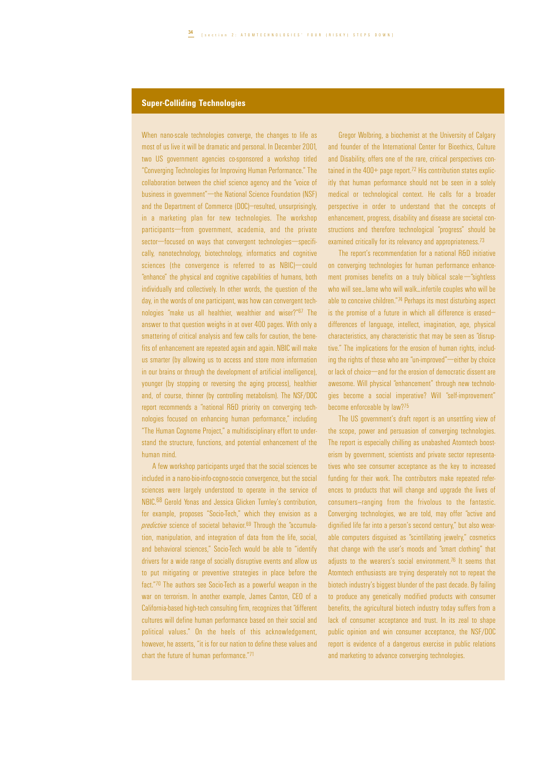## Super-Colliding Technologies

When nano-scale technologies converge, the changes to life as most of us live it will be dramatic and personal. In December 2001, two US government agencies co-sponsored a workshop titled "Converging Technologies for Improving Human Performance." The collaboration between the chief science agency and the "voice of business in government"—the National Science Foundation (NSF) and the Department of Commerce (DOC)—resulted, unsurprisingly, in a marketing plan for new technologies. The workshop participants—from government, academia, and the private sector—focused on ways that convergent technologies—specifically, nanotechnology, biotechnology, informatics and cognitive sciences (the convergence is referred to as NBIC)—could "enhance" the physical and cognitive capabilities of humans, both individually and collectively. In other words, the question of the day, in the words of one participant, was how can convergent technologies "make us all healthier, wealthier and wiser?"[67] The answer to that question weighs in at over 400 pages. With only a smattering of critical analysis and few calls for caution, the benefits of enhancement are repeated again and again. NBIC will make us smarter (by allowing us to access and store more information in our brains or through the development of artificial intelligence), younger (by stopping or reversing the aging process), healthier and, of course, thinner (by controlling metabolism). The NSF/DOC report recommends a "national R&D priority on converging technologies focused on enhancing human performance," including "The Human Cognome Project," a multidisciplinary effort to understand the structure, functions, and potential enhancement of the human mind.

A few workshop participants urged that the social sciences be included in a nano-bio-info-cogno-socio convergence, but the social sciences were largely understood to operate in the service of NBIC.[68] Gerold Yonas and Jessica Glicken Turnley's contribution, for example, proposes "Socio-Tech," which they envision as a *predictive* science of societal behavior.[69] Through the "accumulation, manipulation, and integration of data from the life, social, and behavioral sciences," Socio-Tech would be able to "identify drivers for a wide range of socially disruptive events and allow us to put mitigating or preventive strategies in place before the fact."[70] The authors see Socio-Tech as a powerful weapon in the war on terrorism. In another example, James Canton, CEO of a California-based high-tech consulting firm, recognizes that "different cultures will define human performance based on their social and political values." On the heels of this acknowledgement, however, he asserts, "it is for our nation to define these values and chart the future of human performance."[71]

Gregor Wolbring, a biochemist at the University of Calgary and founder of the International Center for Bioethics, Culture and Disability, offers one of the rare, critical perspectives contained in the 400+ page report.[72] His contribution states explicitly that human performance should not be seen in a solely medical or technological context. He calls for a broader perspective in order to understand that the concepts of enhancement, progress, disability and disease are societal constructions and therefore technological "progress" should be examined critically for its relevancy and appropriateness.[73]

The report's recommendation for a national R&D initiative on converging technologies for human performance enhancement promises benefits on a truly biblical scale—"sightless who will see…lame who will walk…infertile couples who will be able to conceive children."[74] Perhaps its most disturbing aspect is the promise of a future in which all difference is erased—differences of language, intellect, imagination, age, physical characteristics, any characteristic that may be seen as "disruptive." The implications for the erosion of human rights, including the rights of those who are "un-improved"—either by choice or lack of choice—and for the erosion of democratic dissent are awesome. Will physical "enhancement" through new technologies become a social imperative? Will "self-improvement" become enforceable by law?[75]

The US government's draft report is an unsettling view of the scope, power and persuasion of converging technologies. The report is especially chilling as unabashed Atomtech boosterism by government, scientists and private sector representatives who see consumer acceptance as the key to increased funding for their work. The contributors make repeated references to products that will change and upgrade the lives of consumers–ranging from the frivolous to the fantastic. Converging technologies, we are told, may offer "active and dignified life far into a person's second century," but also wearable computers disguised as "scintillating jewelry," cosmetics that change with the user's moods and "smart clothing" that adjusts to the wearers's social environment.[76] It seems that Atomtech enthusiasts are trying desperately not to repeat the biotech industry's biggest blunder of the past decade. By failing to produce any genetically modified products with consumer benefits, the agricultural biotech industry today suffers from a lack of consumer acceptance and trust. In its zeal to shape public opinion and win consumer acceptance, the NSF/DOC report is evidence of a dangerous exercise in public relations and marketing to advance converging technologies.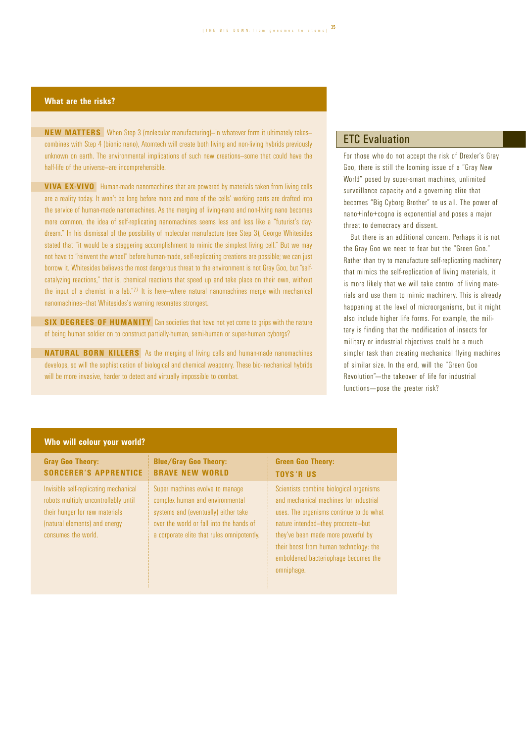## What are the risks?

**NEW MATTERS** When Step 3 (molecular manufacturing)–in whatever form it ultimately takes–combines with Step 4 (bionic nano), Atomtech will create both living and non-living hybrids previously unknown on earth. The environmental implications of such new creations–some that could have the half-life of the universe–are incomprehensible.

**VIVA EX-VIVO** Human-made nanomachines that are powered by materials taken from living cells are a reality today. It won't be long before more and more of the cells' working parts are drafted into the service of human-made nanomachines. As the merging of living-nano and non-living nano becomes more common, the idea of self-replicating nanomachines seems less and less like a "futurist's day-dream." In his dismissal of the possibility of molecular manufacture (see Step 3), George Whitesides stated that "it would be a staggering accomplishment to mimic the simplest living cell." But we may not have to "reinvent the wheel" before human-made, self-replicating creations are possible; we can just borrow it. Whitesides believes the most dangerous threat to the environment is not Gray Goo, but "self-catalyzing reactions," that is, chemical reactions that speed up and take place on their own, without the input of a chemist in a lab."[77] It is here–where natural nanomachines merge with mechanical nanomachines–that Whitesides's warning resonates strongest.

**SIX DEGREES OF HUMANITY** Can societies that have not yet come to grips with the nature of being human soldier on to construct partially-human, semi-human or super-human cyborgs?

**NATURAL BORN KILLERS** As the merging of living cells and human-made nanomachines develops, so will the sophistication of biological and chemical weaponry. These bio-mechanical hybrids will be more invasive, harder to detect and virtually impossible to combat.

## ETC Evaluation

For those who do not accept the risk of Drexler's Gray Goo, there is still the looming issue of a "Gray New World" posed by super-smart machines, unlimited surveillance capacity and a governing elite that becomes "Big Cyborg Brother" to us all. The power of nano+info+cogno is exponential and poses a major threat to democracy and dissent.

But there is an additional concern. Perhaps it is not the Gray Goo we need to fear but the "Green Goo." Rather than try to manufacture self-replicating machinery that mimics the self-replication of living materials, it is more likely that we will take control of living materials and use them to mimic machinery. This is already happening at the level of microorganisms, but it might also include higher life forms. For example, the military is finding that the modification of insects for military or industrial objectives could be a much simpler task than creating mechanical flying machines of similar size. In the end, will the "Green Goo Revolution"—the takeover of life for industrial functions—pose the greater risk?

## Who will colour your world?

| Gray Goo Theory: **SORCERER'S APPRENTICE** | Blue/Gray Goo Theory: **BRAVE NEW WORLD** | Green Goo Theory: **TOYS'R US** |
|---|---|---|
| Invisible self-replicating mechanical robots multiply uncontrollably until their hunger for raw materials (natural elements) and energy consumes the world. | Super machines evolve to manage complex human and environmental systems and (eventually) either take over the world or fall into the hands of a corporate elite that rules omnipotently. | Scientists combine biological organisms and mechanical machines for industrial uses. The organisms continue to do what nature intended–they procreate–but they've been made more powerful by their boost from human technology: the emboldened bacteriophage becomes the omniphage. |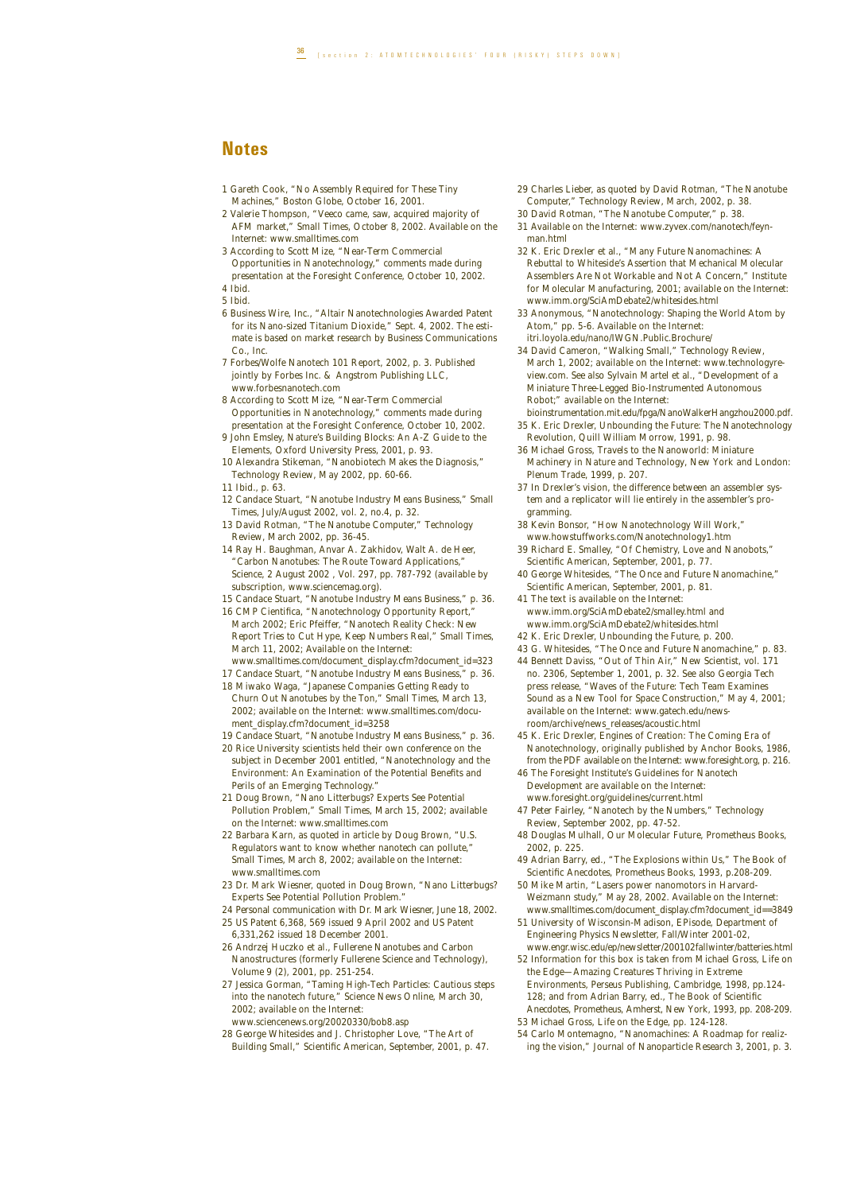## Notes

1 Gareth Cook, "No Assembly Required for These Tiny Machines," Boston Globe, October 16, 2001.

2 Valerie Thompson, "Veeco came, saw, acquired majority of AFM market," Small Times, October 8, 2002. Available on the Internet: www.smalltimes.com

3 According to Scott Mize, "Near-Term Commercial Opportunities in Nanotechnology," comments made during presentation at the Foresight Conference, October 10, 2002.

4 Ibid.

5 Ibid.

6 Business Wire, Inc., "Altair Nanotechnologies Awarded Patent for its Nano-sized Titanium Dioxide," Sept. 4, 2002. The estimate is based on market research by Business Communications Co., Inc.

7 Forbes/Wolfe Nanotech 101 Report, 2002, p. 3. Published jointly by Forbes Inc. & Angstrom Publishing LLC, www.forbesnanotech.com

8 According to Scott Mize, "Near-Term Commercial Opportunities in Nanotechnology," comments made during presentation at the Foresight Conference, October 10, 2002.

9 John Emsley, Nature's Building Blocks: An A-Z Guide to the Elements, Oxford University Press, 2001, p. 93.

10 Alexandra Stikeman, "Nanobiotech Makes the Diagnosis," Technology Review, May 2002, pp. 60-66.

11 Ibid., p. 63.

12 Candace Stuart, "Nanotube Industry Means Business," Small Times, July/August 2002, vol. 2, no.4, p. 32.

13 David Rotman, "The Nanotube Computer," Technology Review, March 2002, pp. 36-45.

14 Ray H. Baughman, Anvar A. Zakhidov, Walt A. de Heer, "Carbon Nanotubes: The Route Toward Applications," Science, 2 August 2002 , Vol. 297, pp. 787-792 (available by subscription, www.sciencemag.org).

15 Candace Stuart, "Nanotube Industry Means Business," p. 36.

16 CMP Cientifica, "Nanotechnology Opportunity Report," March 2002; Eric Pfeiffer, "Nanotech Reality Check: New Report Tries to Cut Hype, Keep Numbers Real," Small Times, March 11, 2002; Available on the Internet: www.smalltimes.com/document_display.cfm?document_id=323

17 Candace Stuart, "Nanotube Industry Means Business," p. 36.

18 Miwako Waga, "Japanese Companies Getting Ready to Churn Out Nanotubes by the Ton," Small Times, March 13, 2002; available on the Internet: www.smalltimes.com/document_display.cfm?document_id=3258

19 Candace Stuart, "Nanotube Industry Means Business," p. 36.

20 Rice University scientists held their own conference on the subject in December 2001 entitled, "Nanotechnology and the Environment: An Examination of the Potential Benefits and Perils of an Emerging Technology."

21 Doug Brown, "Nano Litterbugs? Experts See Potential Pollution Problem," Small Times, March 15, 2002; available on the Internet: www.smalltimes.com

22 Barbara Karn, as quoted in article by Doug Brown, "U.S. Regulators want to know whether nanotech can pollute," Small Times, March 8, 2002; available on the Internet: www.smalltimes.com

23 Dr. Mark Wiesner, quoted in Doug Brown, "Nano Litterbugs? Experts See Potential Pollution Problem."

24 Personal communication with Dr. Mark Wiesner, June 18, 2002.

25 US Patent 6,368, 569 issued 9 April 2002 and US Patent 6,331,262 issued 18 December 2001.

26 Andrzej Huczko et al., Fullerene Nanotubes and Carbon Nanostructures (formerly Fullerene Science and Technology), Volume 9 (2), 2001, pp. 251-254.

27 Jessica Gorman, "Taming High-Tech Particles: Cautious steps into the nanotech future," Science News Online, March 30, 2002; available on the Internet: www.sciencenews.org/20020330/bob8.asp

28 George Whitesides and J. Christopher Love, "The Art of Building Small," Scientific American, September, 2001, p. 47.

29 Charles Lieber, as quoted by David Rotman, "The Nanotube Computer," Technology Review, March, 2002, p. 38.

30 David Rotman, "The Nanotube Computer," p. 38.

31 Available on the Internet: www.zyvex.com/nanotech/feynman.html

32 K. Eric Drexler et al., "Many Future Nanomachines: A Rebuttal to Whiteside's Assertion that Mechanical Molecular Assemblers Are Not Workable and Not A Concern," Institute for Molecular Manufacturing, 2001; available on the Internet: www.imm.org/SciAmDebate2/whitesides.html

33 Anonymous, "Nanotechnology: Shaping the World Atom by Atom," pp. 5-6. Available on the Internet: itri.loyola.edu/nano/IWGN.Public.Brochure/

34 David Cameron, "Walking Small," Technology Review, March 1, 2002; available on the Internet: www.technologyreview.com. See also Sylvain Martel et al., "Development of a Miniature Three-Legged Bio-Instrumented Autonomous Robot;" available on the Internet: bioinstrumentation.mit.edu/fpga/NanoWalkerHangzhou2000.pdf.

35 K. Eric Drexler, Unbounding the Future: The Nanotechnology Revolution, Quill William Morrow, 1991, p. 98.

36 Michael Gross, Travels to the Nanoworld: Miniature Machinery in Nature and Technology, New York and London: Plenum Trade, 1999, p. 207.

37 In Drexler's vision, the difference between an assembler system and a replicator will lie entirely in the assembler's programming.

38 Kevin Bonsor, "How Nanotechnology Will Work," www.howstuffworks.com/Nanotechnology1.htm

39 Richard E. Smalley, "Of Chemistry, Love and Nanobots," Scientific American, September, 2001, p. 77.

40 George Whitesides, "The Once and Future Nanomachine," Scientific American, September, 2001, p. 81.

41 The text is available on the Internet: www.imm.org/SciAmDebate2/smalley.html and www.imm.org/SciAmDebate2/whitesides.html

42 K. Eric Drexler, Unbounding the Future, p. 200.

43 G. Whitesides, "The Once and Future Nanomachine," p. 83.

44 Bennett Daviss, "Out of Thin Air," New Scientist, vol. 171 no. 2306, September 1, 2001, p. 32. See also Georgia Tech press release, "Waves of the Future: Tech Team Examines Sound as a New Tool for Space Construction," May 4, 2001; available on the Internet: www.gatech.edu/newsroom/archive/news_releases/acoustic.html

45 K. Eric Drexler, Engines of Creation: The Coming Era of Nanotechnology, originally published by Anchor Books, 1986, from the PDF available on the Internet: www.foresight.org, p. 216.

46 The Foresight Institute's Guidelines for Nanotech Development are available on the Internet: www.foresight.org/guidelines/current.html

47 Peter Fairley, "Nanotech by the Numbers," Technology Review, September 2002, pp. 47-52.

48 Douglas Mulhall, Our Molecular Future, Prometheus Books, 2002, p. 225.

49 Adrian Barry, ed., "The Explosions within Us," The Book of Scientific Anecdotes, Prometheus Books, 1993, p.208-209.

50 Mike Martin, "Lasers power nanomotors in Harvard-Weizmann study," May 28, 2002. Available on the Internet: www.smalltimes.com/document_display.cfm?document_id==3849

51 University of Wisconsin-Madison, EPisode, Department of Engineering Physics Newsletter, Fall/Winter 2001-02, www.engr.wisc.edu/ep/newsletter/200102fallwinter/batteries.html

52 Information for this box is taken from Michael Gross, Life on the Edge—Amazing Creatures Thriving in Extreme Environments, Perseus Publishing, Cambridge, 1998, pp.124-128; and from Adrian Barry, ed., The Book of Scientific Anecdotes, Prometheus, Amherst, New York, 1993, pp. 208-209.

53 Michael Gross, Life on the Edge, pp. 124-128.

54 Carlo Montemagno, "Nanomachines: A Roadmap for realizing the vision," Journal of Nanoparticle Research 3, 2001, p. 3.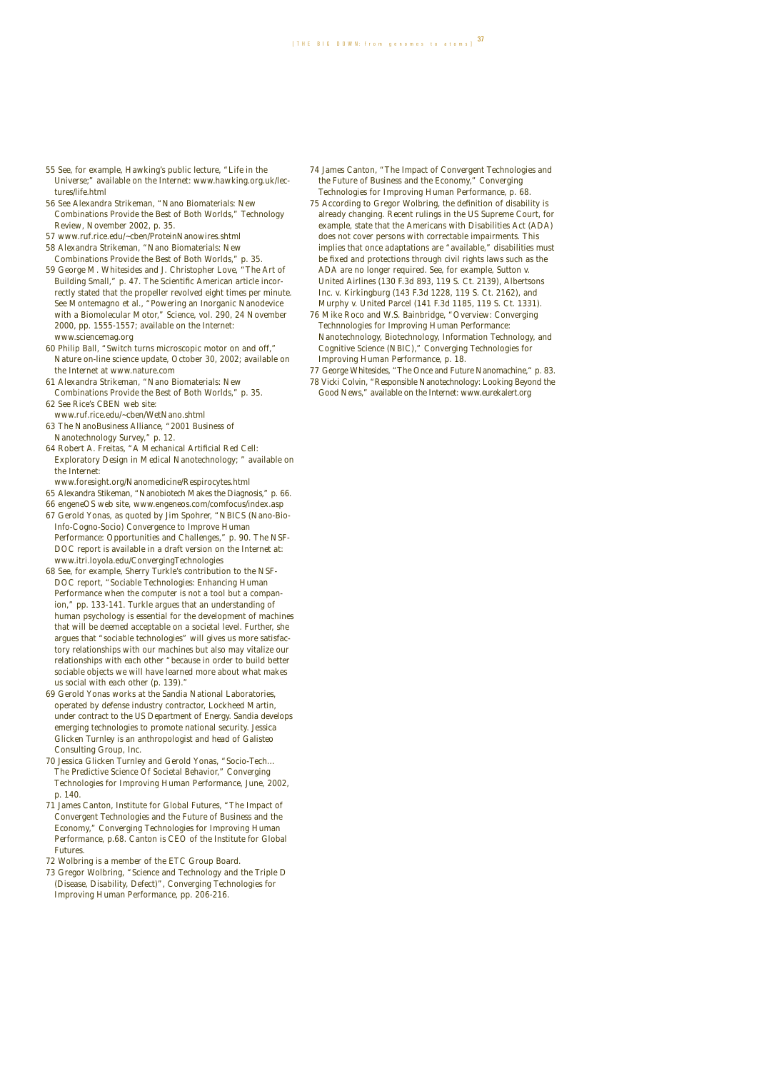55 See, for example, Hawking's public lecture, "Life in the Universe;" available on the Internet: www.hawking.org.uk/lectures/life.html

56 See Alexandra Strikeman, "Nano Biomaterials: New Combinations Provide the Best of Both Worlds," Technology Review, November 2002, p. 35.

57 www.ruf.rice.edu/~cben/ProteinNanowires.shtml

58 Alexandra Strikeman, "Nano Biomaterials: New Combinations Provide the Best of Both Worlds," p. 35.

59 George M. Whitesides and J. Christopher Love, "The Art of Building Small," p. 47. The Scientific American article incorrectly stated that the propeller revolved eight times per minute. See Montemagno et al., "Powering an Inorganic Nanodevice with a Biomolecular Motor," Science, vol. 290, 24 November 2000, pp. 1555-1557; available on the Internet: www.sciencemag.org

60 Philip Ball, "Switch turns microscopic motor on and off," Nature on-line science update, October 30, 2002; available on the Internet at www.nature.com

61 Alexandra Strikeman, "Nano Biomaterials: New Combinations Provide the Best of Both Worlds," p. 35.

62 See Rice's CBEN web site: www.ruf.rice.edu/~cben/WetNano.shtml

63 The NanoBusiness Alliance, "2001 Business of Nanotechnology Survey," p. 12.

64 Robert A. Freitas, "A Mechanical Artificial Red Cell: Exploratory Design in Medical Nanotechnology; " available on the Internet: www.foresight.org/Nanomedicine/Respirocytes.html

65 Alexandra Stikeman, "Nanobiotech Makes the Diagnosis," p. 66.

66 engeneOS web site, www.engeneos.com/comfocus/index.asp

67 Gerold Yonas, as quoted by Jim Spohrer, "NBICS (Nano-Bio-Info-Cogno-Socio) Convergence to Improve Human Performance: Opportunities and Challenges," p. 90. The NSF-DOC report is available in a draft version on the Internet at: www.itri.loyola.edu/ConvergingTechnologies

68 See, for example, Sherry Turkle's contribution to the NSF-DOC report, "Sociable Technologies: Enhancing Human Performance when the computer is not a tool but a companion," pp. 133-141. Turkle argues that an understanding of human psychology is essential for the development of machines that will be deemed acceptable on a societal level. Further, she argues that "sociable technologies" will gives us more satisfactory relationships with our machines but also may vitalize our relationships with each other "because in order to build better sociable objects we will have learned more about what makes us social with each other (p. 139)."

69 Gerold Yonas works at the Sandia National Laboratories, operated by defense industry contractor, Lockheed Martin, under contract to the US Department of Energy. Sandia develops emerging technologies to promote national security. Jessica Glicken Turnley is an anthropologist and head of Galisteo Consulting Group, Inc.

70 Jessica Glicken Turnley and Gerold Yonas, "Socio-Tech... The Predictive Science Of Societal Behavior," Converging Technologies for Improving Human Performance, June, 2002, p. 140.

71 James Canton, Institute for Global Futures, "The Impact of Convergent Technologies and the Future of Business and the Economy," Converging Technologies for Improving Human Performance, p.68. Canton is CEO of the Institute for Global Futures.

72 Wolbring is a member of the ETC Group Board.

73 Gregor Wolbring, "Science and Technology and the Triple D (Disease, Disability, Defect)", Converging Technologies for Improving Human Performance, pp. 206-216.

74 James Canton, "The Impact of Convergent Technologies and the Future of Business and the Economy," Converging Technologies for Improving Human Performance, p. 68.

75 According to Gregor Wolbring, the definition of disability is already changing. Recent rulings in the US Supreme Court, for example, state that the Americans with Disabilities Act (ADA) does not cover persons with correctable impairments. This implies that once adaptations are "available," disabilities must be fixed and protections through civil rights laws such as the ADA are no longer required. See, for example, Sutton v. United Airlines (130 F.3d 893, 119 S. Ct. 2139), Albertsons Inc. v. Kirkingburg (143 F.3d 1228, 119 S. Ct. 2162), and Murphy v. United Parcel (141 F.3d 1185, 119 S. Ct. 1331).

76 Mike Roco and W.S. Bainbridge, "Overview: Converging Technnologies for Improving Human Performance: Nanotechnology, Biotechnology, Information Technology, and Cognitive Science (NBIC)," Converging Technologies for Improving Human Performance, p. 18.

77 George Whitesides, "The Once and Future Nanomachine," p. 83.

78 Vicki Colvin, "Responsible Nanotechnology: Looking Beyond the Good News," available on the Internet: www.eurekalert.org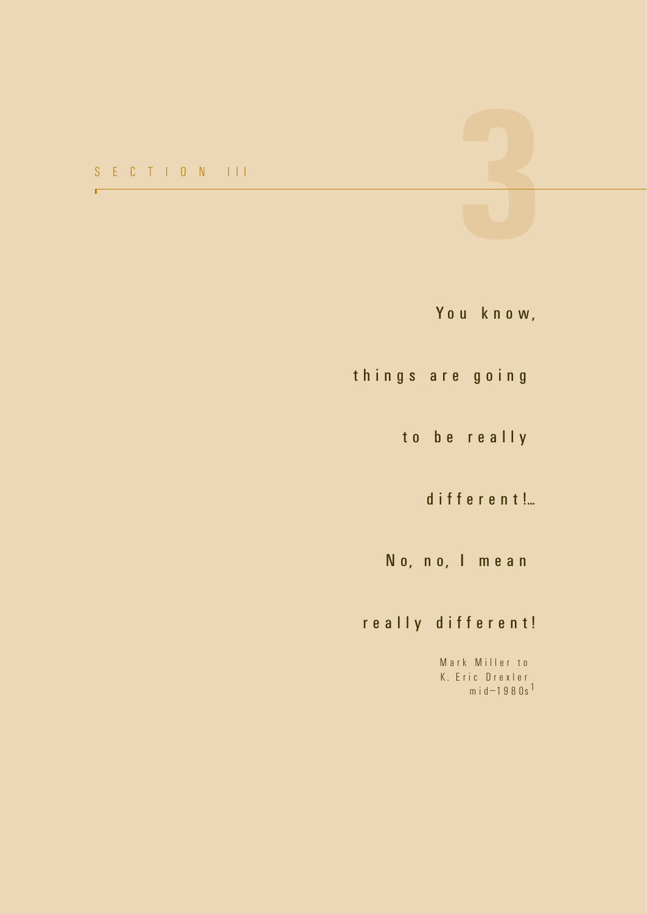# SECTION III

# 3

You know,

things are going

to be really

different!...

No, no, I mean

really different!

Mark Miller to
K. Eric Drexler
mid–1980s[1]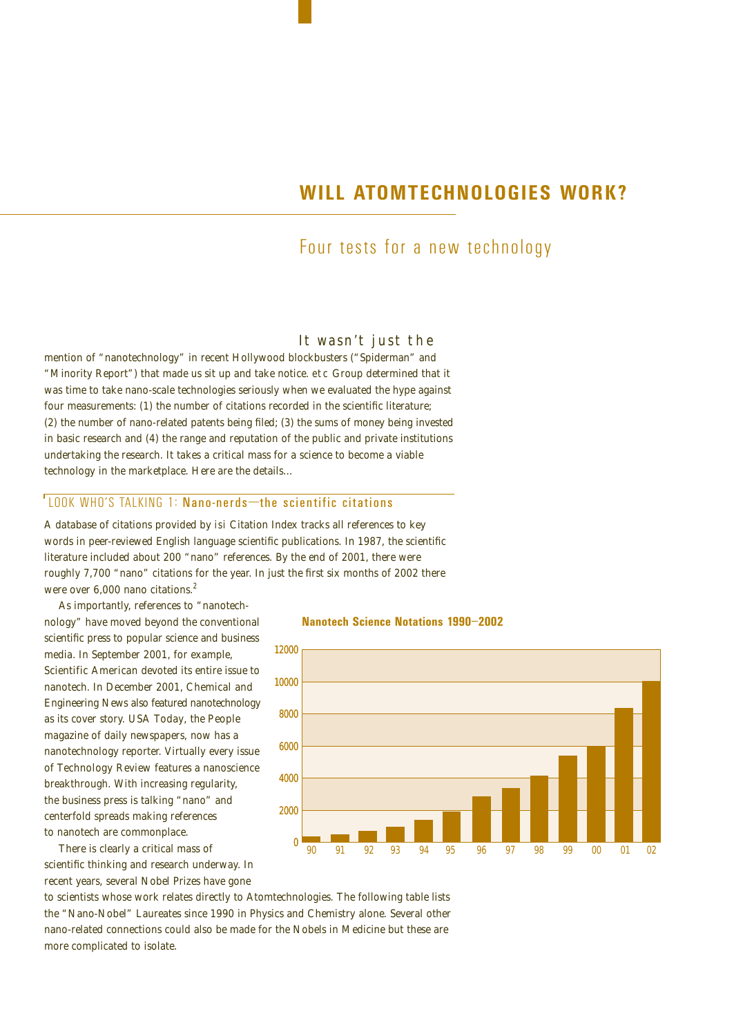# WILL ATOMTECHNOLOGIES WORK?

## Four tests for a new technology

It wasn't just the mention of "nanotechnology" in recent Hollywood blockbusters ("Spiderman" and "Minority Report") that made us sit up and take notice. etc Group determined that it was time to take nano-scale technologies seriously when we evaluated the hype against four measurements: (1) the number of citations recorded in the scientific literature; (2) the number of nano-related patents being filed; (3) the sums of money being invested in basic research and (4) the range and reputation of the public and private institutions undertaking the research. It takes a critical mass for a science to become a viable technology in the marketplace. Here are the details...

### LOOK WHO'S TALKING 1: Nano-nerds—the scientific citations

A database of citations provided by isi Citation Index tracks all references to key words in peer-reviewed English language scientific publications. In 1987, the scientific literature included about 200 "nano" references. By the end of 2001, there were roughly 7,700 "nano" citations for the year. In just the first six months of 2002 there were over 6,000 nano citations.[2]

As importantly, references to "nanotechnology" have moved beyond the conventional scientific press to popular science and business media. In September 2001, for example, Scientific American devoted its entire issue to nanotech. In December 2001, Chemical and Engineering News also featured nanotechnology as its cover story. USA Today, the People magazine of daily newspapers, now has a nanotechnology reporter. Virtually every issue of Technology Review features a nanoscience breakthrough. With increasing regularity, the business press is talking "nano" and centerfold spreads making references to nanotech are commonplace.

**Nanotech Science Notations 1990–2002**

| Year | 90 | 91 | 92 | 93 | 94 | 95 | 96 | 97 | 98 | 99 | 00 | 01 | 02 |
|---|---|---|---|---|---|---|---|---|---|---|---|---|---|
| Notations (approx.) | 350 | 500 | 700 | 950 | 1400 | 1900 | 2850 | 3400 | 4150 | 5400 | 6000 | 8350 | 10050 |

There is clearly a critical mass of scientific thinking and research underway. In recent years, several Nobel Prizes have gone to scientists whose work relates directly to Atomtechnologies. The following table lists the "Nano-Nobel" Laureates since 1990 in Physics and Chemistry alone. Several other nano-related connections could also be made for the Nobels in Medicine but these are more complicated to isolate.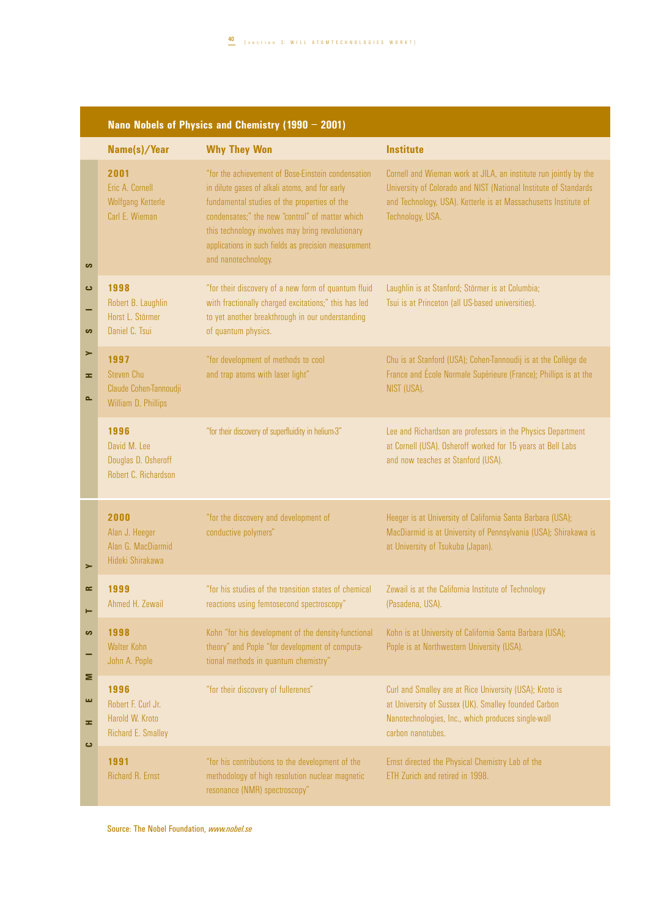## Nano Nobels of Physics and Chemistry (1990 – 2001)

| | Name(s)/Year | Why They Won | Institute |
|---|---|---|---|
| PHYSICS | **2001** Eric A. Cornell, Wolfgang Ketterle, Carl E. Wieman | "for the achievement of Bose-Einstein condensation in dilute gases of alkali atoms, and for early fundamental studies of the properties of the condensates;" the new "control" of matter which this technology involves may bring revolutionary applications in such fields as precision measurement and nanotechnology. | Cornell and Wieman work at JILA, an institute run jointly by the University of Colorado and NIST (National Institute of Standards and Technology, USA). Ketterle is at Massachusetts Institute of Technology, USA. |
| PHYSICS | **1998** Robert B. Laughlin, Horst L. Störmer, Daniel C. Tsui | "for their discovery of a new form of quantum fluid with fractionally charged excitations;" this has led to yet another breakthrough in our understanding of quantum physics. | Laughlin is at Stanford; Störmer is at Columbia; Tsui is at Princeton (all US-based universities). |
| PHYSICS | **1997** Steven Chu, Claude Cohen-Tannoudji, William D. Phillips | "for development of methods to cool and trap atoms with laser light" | Chu is at Stanford (USA); Cohen-Tannoudij is at the Collège de France and École Normale Supérieure (France); Phillips is at the NIST (USA). |
| PHYSICS | **1996** David M. Lee, Douglas D. Osheroff, Robert C. Richardson | "for their discovery of superfluidity in helium-3" | Lee and Richardson are professors in the Physics Department at Cornell (USA). Osheroff worked for 15 years at Bell Labs and now teaches at Stanford (USA). |
| CHEMISTRY | **2000** Alan J. Heeger, Alan G. MacDiarmid, Hideki Shirakawa | "for the discovery and development of conductive polymers" | Heeger is at University of California Santa Barbara (USA); MacDiarmid is at University of Pennsylvania (USA); Shirakawa is at University of Tsukuba (Japan). |
| CHEMISTRY | **1999** Ahmed H. Zewail | "for his studies of the transition states of chemical reactions using femtosecond spectroscopy" | Zewail is at the California Institute of Technology (Pasadena, USA). |
| CHEMISTRY | **1998** Walter Kohn, John A. Pople | Kohn "for his development of the density-functional theory" and Pople "for development of computational methods in quantum chemistry" | Kohn is at University of California Santa Barbara (USA); Pople is at Northwestern University (USA). |
| CHEMISTRY | **1996** Robert F. Curl Jr., Harold W. Kroto, Richard E. Smalley | "for their discovery of fullerenes" | Curl and Smalley are at Rice University (USA); Kroto is at University of Sussex (UK). Smalley founded Carbon Nanotechnologies, Inc., which produces single-wall carbon nanotubes. |
| CHEMISTRY | **1991** Richard R. Ernst | "for his contributions to the development of the methodology of high resolution nuclear magnetic resonance (NMR) spectroscopy" | Ernst directed the Physical Chemistry Lab of the ETH Zurich and retired in 1998. |

Source: The Nobel Foundation, *www.nobel.se*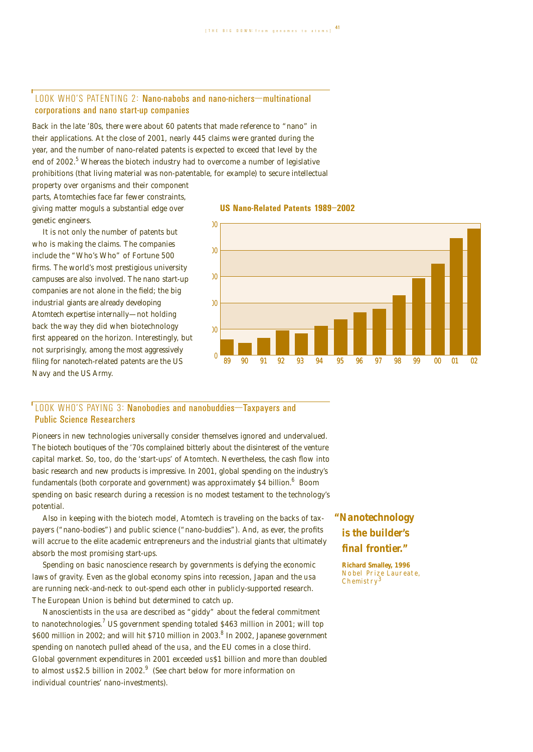## LOOK WHO'S PATENTING 2: Nano-nabobs and nano-nichers—multinational corporations and nano start-up companies

Back in the late '80s, there were about 60 patents that made reference to "nano" in their applications. At the close of 2001, nearly 445 claims were granted during the year, and the number of nano-related patents is expected to exceed that level by the end of 2002.[5] Whereas the biotech industry had to overcome a number of legislative prohibitions (that living material was non-patentable, for example) to secure intellectual property over organisms and their component parts, Atomtechies face far fewer constraints, giving matter moguls a substantial edge over genetic engineers.

It is not only the number of patents but who is making the claims. The companies include the "Who's Who" of Fortune 500 firms. The world's most prestigious university campuses are also involved. The nano start-up companies are not alone in the field; the big industrial giants are already developing Atomtech expertise internally—not holding back the way they did when biotechnology first appeared on the horizon. Interestingly, but not surprisingly, among the most aggressively filing for nanotech-related patents are the US Navy and the US Army.

**US Nano-Related Patents 1989–2002**

## LOOK WHO'S PAYING 3: Nanobodies and nanobuddies—Taxpayers and Public Science Researchers

Pioneers in new technologies universally consider themselves ignored and undervalued. The biotech boutiques of the '70s complained bitterly about the disinterest of the venture capital market. So, too, do the 'start-ups' of Atomtech. Nevertheless, the cash flow into basic research and new products is impressive. In 2001, global spending on the industry's fundamentals (both corporate and government) was approximately $4 billion.[6] Boom spending on basic research during a recession is no modest testament to the technology's potential.

Also in keeping with the biotech model, Atomtech is traveling on the backs of taxpayers ("nano-bodies") and public science ("nano-buddies"). And, as ever, the profits will accrue to the elite academic entrepreneurs and the industrial giants that ultimately absorb the most promising start-ups.

Spending on basic nanoscience research by governments is defying the economic laws of gravity. Even as the global economy spins into recession, Japan and the USA are running neck-and-neck to out-spend each other in publicly-supported research. The European Union is behind but determined to catch up.

Nanoscientists in the USA are described as "giddy" about the federal commitment to nanotechnologies.[7] US government spending totaled $463 million in 2001; will top $600 million in 2002; and will hit $710 million in 2003.[8] In 2002, Japanese government spending on nanotech pulled ahead of the USA, and the EU comes in a close third. Global government expenditures in 2001 exceeded US$1 billion and more than doubled to almost US$2.5 billion in 2002.[9] (See chart below for more information on individual countries' nano-investments).

> **"Nanotechnology is the builder's final frontier."**
>
> **Richard Smalley, 1996**
> Nobel Prize Laureate, Chemistry[3]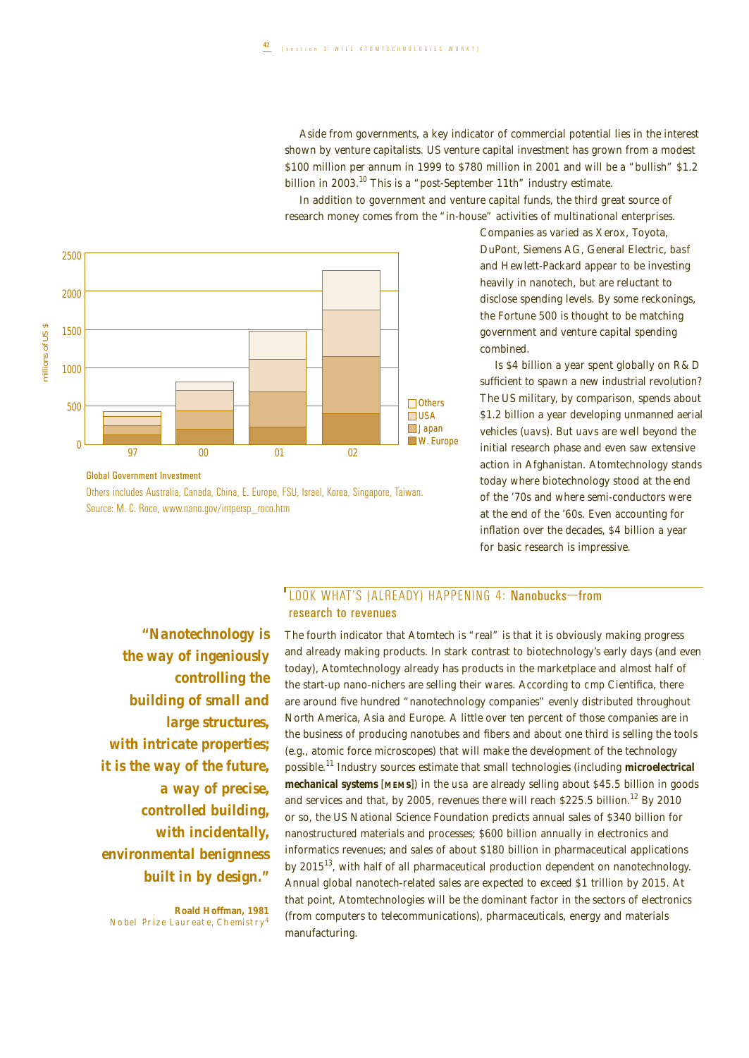Aside from governments, a key indicator of commercial potential lies in the interest shown by venture capitalists. US venture capital investment has grown from a modest $100 million per annum in 1999 to $780 million in 2001 and will be a "bullish" $1.2 billion in 2003.[10] This is a "post-September 11th" industry estimate.

In addition to government and venture capital funds, the third great source of research money comes from the "in-house" activities of multinational enterprises. Companies as varied as Xerox, Toyota, DuPont, Siemens AG, General Electric, BASF and Hewlett-Packard appear to be investing heavily in nanotech, but are reluctant to disclose spending levels. By some reckonings, the Fortune 500 is thought to be matching government and venture capital spending combined.

Is $4 billion a year spent globally on R&D sufficient to spawn a new industrial revolution? The US military, by comparison, spends about $1.2 billion a year developing unmanned aerial vehicles (UAVs). But UAVs are well beyond the initial research phase and even saw extensive action in Afghanistan. Atomtechnology stands today where biotechnology stood at the end of the '70s and where semi-conductors were at the end of the '60s. Even accounting for inflation over the decades, $4 billion a year for basic research is impressive.

**Global Government Investment**

Others includes Australia, Canada, China, E. Europe, FSU, Israel, Korea, Singapore, Taiwan.
Source: M. C. Roco, www.nano.gov/intpersp_roco.htm

## LOOK WHAT'S (ALREADY) HAPPENING 4: Nanobucks—from research to revenues

> **"Nanotechnology is the way of ingeniously controlling the building of small and large structures, with intricate properties; it is the way of the future, a way of precise, controlled building, with incidentally, environmental benignness built in by design."**
>
> **Roald Hoffman, 1981**
> Nobel Prize Laureate, Chemistry[4]

The fourth indicator that Atomtech is "real" is that it is obviously making progress and already making products. In stark contrast to biotechnology's early days (and even today), Atomtechnology already has products in the marketplace and almost half of the start-up nano-nichers are selling their wares. According to CMP Cientifica, there are around five hundred "nanotechnology companies" evenly distributed throughout North America, Asia and Europe. A little over ten percent of those companies are in the business of producing nanotubes and fibers and about one third is selling the tools (e.g., atomic force microscopes) that will make the development of the technology possible.[11] Industry sources estimate that small technologies (including **microelectrical mechanical systems** [**MEMS**]) in the USA are already selling about $45.5 billion in goods and services and that, by 2005, revenues there will reach $225.5 billion.[12] By 2010 or so, the US National Science Foundation predicts annual sales of $340 billion for nanostructured materials and processes; $600 billion annually in electronics and informatics revenues; and sales of about $180 billion in pharmaceutical applications by 2015[13], with half of all pharmaceutical production dependent on nanotechnology. Annual global nanotech-related sales are expected to exceed $1 trillion by 2015. At that point, Atomtechnologies will be the dominant factor in the sectors of electronics (from computers to telecommunications), pharmaceuticals, energy and materials manufacturing.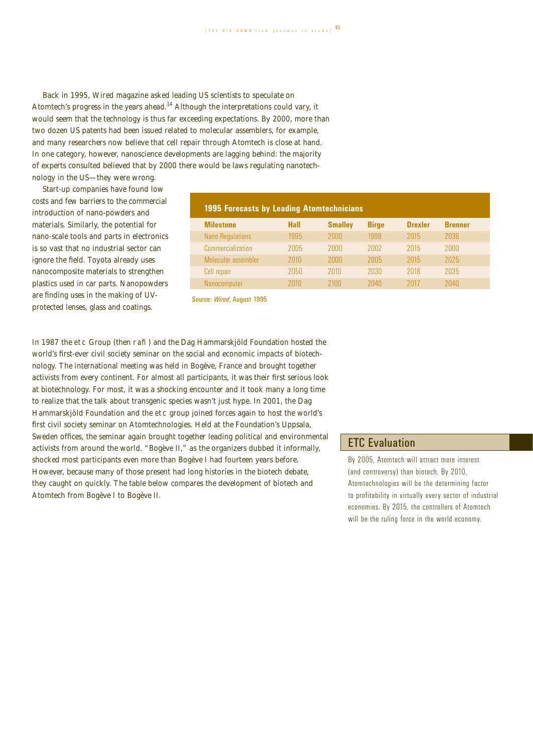Back in 1995, Wired magazine asked leading US scientists to speculate on Atomtech's progress in the years ahead.[14] Although the interpretations could vary, it would seem that the technology is thus far exceeding expectations. By 2000, more than two dozen US patents had been issued related to molecular assemblers, for example, and many researchers now believe that cell repair through Atomtech is close at hand. In one category, however, nanoscience developments are lagging behind: the majority of experts consulted believed that by 2000 there would be laws regulating nanotechnology in the US—they were wrong.

Start-up companies have found low costs and few barriers to the commercial introduction of nano-powders and materials. Similarly, the potential for nano-scale tools and parts in electronics is so vast that no industrial sector can ignore the field. Toyota already uses nanocomposite materials to strengthen plastics used in car parts. Nanopowders are finding uses in the making of UV-protected lenses, glass and coatings.

**1995 Forecasts by Leading Atomtechnicians**

| Milestone | Hall | Smalley | Birge | Drexler | Brenner |
|---|---|---|---|---|---|
| Nano Regulations | 1995 | 2000 | 1998 | 2015 | 2036 |
| Commercialization | 2005 | 2000 | 2002 | 2015 | 2000 |
| Molecular assembler | 2010 | 2000 | 2005 | 2015 | 2025 |
| Cell repair | 2050 | 2010 | 2030 | 2018 | 2035 |
| Nanocomputer | 2010 | 2100 | 2040 | 2017 | 2040 |

Source: *Wired*, August 1995

In 1987 the etc Group (then rafi) and the Dag Hammarskjöld Foundation hosted the world's first-ever civil society seminar on the social and economic impacts of biotechnology. The international meeting was held in Bogève, France and brought together activists from every continent. For almost all participants, it was their first serious look at biotechnology. For most, it was a shocking encounter and it took many a long time to realize that the talk about transgenic species wasn't just hype. In 2001, the Dag Hammarskjöld Foundation and the etc group joined forces again to host the world's first civil society seminar on Atomtechnologies. Held at the Foundation's Uppsala, Sweden offices, the seminar again brought together leading political and environmental activists from around the world. "Bogève II," as the organizers dubbed it informally, shocked most participants even more than Bogève I had fourteen years before. However, because many of those present had long histories in the biotech debate, they caught on quickly. The table below compares the development of biotech and Atomtech from Bogève I to Bogève II.

## ETC Evaluation

By 2005, Atomtech will attract more interest (and controversy) than biotech. By 2010, Atomtechnologies will be the determining factor to profitability in virtually every sector of industrial economies. By 2015, the controllers of Atomtech will be the ruling force in the world economy.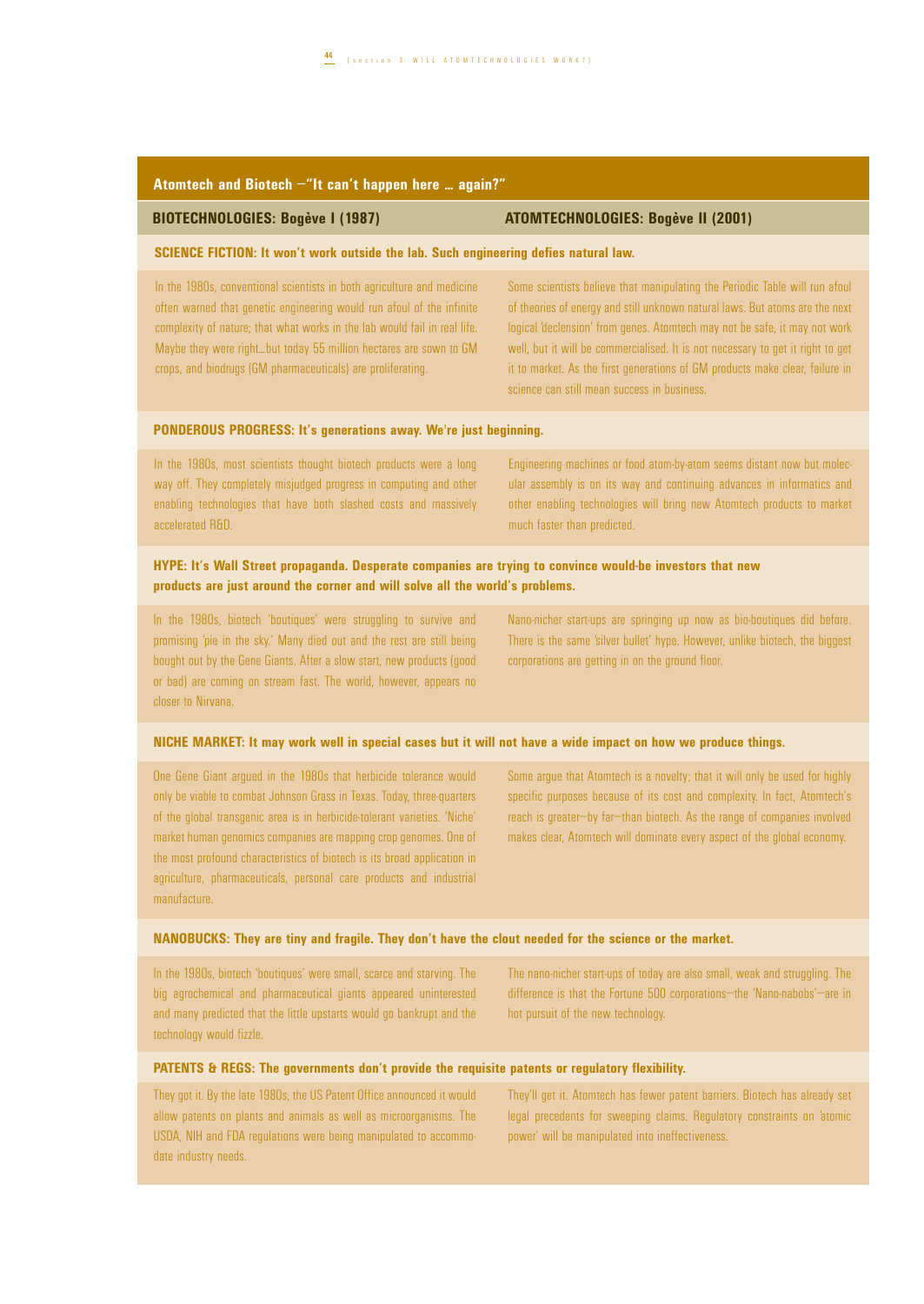## Atomtech and Biotech – "It can't happen here … again?"

| BIOTECHNOLOGIES: Bogève I (1987) | ATOMTECHNOLOGIES: Bogève II (2001) |
|---|---|
| **SCIENCE FICTION: It won't work outside the lab. Such engineering defies natural law.** | |
| In the 1980s, conventional scientists in both agriculture and medicine often warned that genetic engineering would run afoul of the infinite complexity of nature; that what works in the lab would fail in real life. Maybe they were right…but today 55 million hectares are sown to GM crops, and biodrugs (GM pharmaceuticals) are proliferating. | Some scientists believe that manipulating the Periodic Table will run afoul of theories of energy and still unknown natural laws. But atoms are the next logical 'declension' from genes. Atomtech may not be safe, it may not work well, but it will be commercialised. It is not necessary to get it right to get it to market. As the first generations of GM products make clear, failure in science can still mean success in business. |
| **PONDEROUS PROGRESS: It's generations away. We're just beginning.** | |
| In the 1980s, most scientists thought biotech products were a long way off. They completely misjudged progress in computing and other enabling technologies that have both slashed costs and massively accelerated R&D. | Engineering machines or food atom-by-atom seems distant now but molecular assembly is on its way and continuing advances in informatics and other enabling technologies will bring new Atomtech products to market much faster than predicted. |
| **HYPE: It's Wall Street propaganda. Desperate companies are trying to convince would-be investors that new products are just around the corner and will solve all the world's problems.** | |
| In the 1980s, biotech 'boutiques' were struggling to survive and promising 'pie in the sky.' Many died out and the rest are still being bought out by the Gene Giants. After a slow start, new products (good or bad) are coming on stream fast. The world, however, appears no closer to Nirvana. | Nano-nicher start-ups are springing up now as bio-boutiques did before. There is the same 'silver bullet' hype. However, unlike biotech, the biggest corporations are getting in on the ground floor. |
| **NICHE MARKET: It may work well in special cases but it will not have a wide impact on how we produce things.** | |
| One Gene Giant argued in the 1980s that herbicide tolerance would only be viable to combat Johnson Grass in Texas. Today, three-quarters of the global transgenic area is in herbicide-tolerant varieties. 'Niche' market human genomics companies are mapping crop genomes. One of the most profound characteristics of biotech is its broad application in agriculture, pharmaceuticals, personal care products and industrial manufacture. | Some argue that Atomtech is a novelty; that it will only be used for highly specific purposes because of its cost and complexity. In fact, Atomtech's reach is greater—by far—than biotech. As the range of companies involved makes clear, Atomtech will dominate every aspect of the global economy. |
| **NANOBUCKS: They are tiny and fragile. They don't have the clout needed for the science or the market.** | |
| In the 1980s, biotech 'boutiques' were small, scarce and starving. The big agrochemical and pharmaceutical giants appeared uninterested and many predicted that the little upstarts would go bankrupt and the technology would fizzle. | The nano-nicher start-ups of today are also small, weak and struggling. The difference is that the Fortune 500 corporations—the 'Nano-nabobs'—are in hot pursuit of the new technology. |
| **PATENTS & REGS: The governments don't provide the requisite patents or regulatory flexibility.** | |
| They got it. By the late 1980s, the US Patent Office announced it would allow patents on plants and animals as well as microorganisms. The USDA, NIH and FDA regulations were being manipulated to accommodate industry needs. | They'll get it. Atomtech has fewer patent barriers. Biotech has already set legal precedents for sweeping claims. Regulatory constraints on 'atomic power' will be manipulated into ineffectiveness. |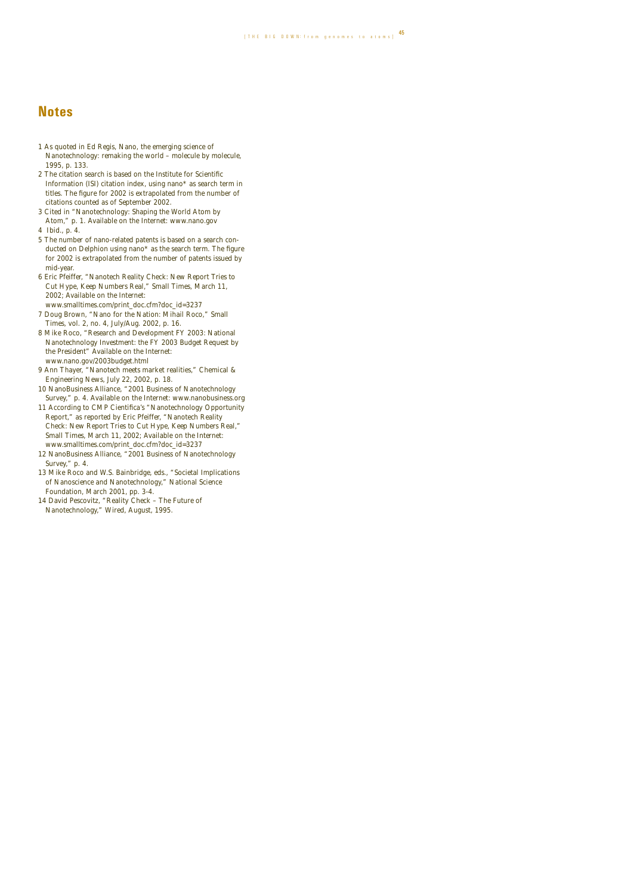## Notes

1 As quoted in Ed Regis, Nano, the emerging science of Nanotechnology: remaking the world – molecule by molecule, 1995, p. 133.

2 The citation search is based on the Institute for Scientific Information (ISI) citation index, using nano* as search term in titles. The figure for 2002 is extrapolated from the number of citations counted as of September 2002.

3 Cited in "Nanotechnology: Shaping the World Atom by Atom," p. 1. Available on the Internet: www.nano.gov

4 Ibid., p. 4.

5 The number of nano-related patents is based on a search conducted on Delphion using nano* as the search term. The figure for 2002 is extrapolated from the number of patents issued by mid-year.

6 Eric Pfeiffer, "Nanotech Reality Check: New Report Tries to Cut Hype, Keep Numbers Real," Small Times, March 11, 2002; Available on the Internet: www.smalltimes.com/print_doc.cfm?doc_id=3237

7 Doug Brown, "Nano for the Nation: Mihail Roco," Small Times, vol. 2, no. 4, July/Aug. 2002, p. 16.

8 Mike Roco, "Research and Development FY 2003: National Nanotechnology Investment: the FY 2003 Budget Request by the President" Available on the Internet: www.nano.gov/2003budget.html

9 Ann Thayer, "Nanotech meets market realities," Chemical & Engineering News, July 22, 2002, p. 18.

10 NanoBusiness Alliance, "2001 Business of Nanotechnology Survey," p. 4. Available on the Internet: www.nanobusiness.org

11 According to CMP Cientifica's "Nanotechnology Opportunity Report," as reported by Eric Pfeiffer, "Nanotech Reality Check: New Report Tries to Cut Hype, Keep Numbers Real," Small Times, March 11, 2002; Available on the Internet: www.smalltimes.com/print_doc.cfm?doc_id=3237

12 NanoBusiness Alliance, "2001 Business of Nanotechnology Survey," p. 4.

13 Mike Roco and W.S. Bainbridge, eds., "Societal Implications of Nanoscience and Nanotechnology," National Science Foundation, March 2001, pp. 3-4.

14 David Pescovitz, "Reality Check – The Future of Nanotechnology," Wired, August, 1995.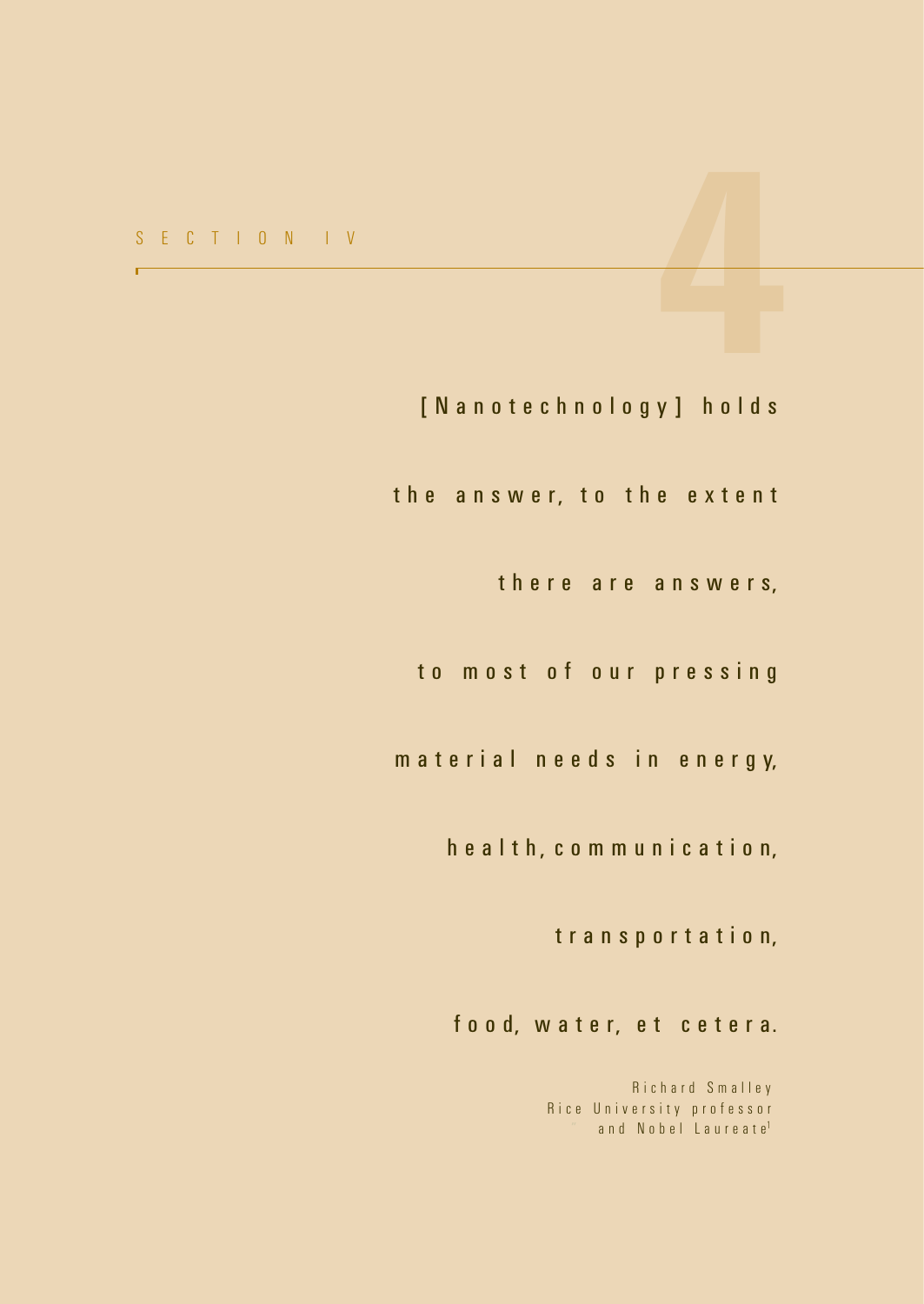# SECTION IV

4

> [Nanotechnology] holds the answer, to the extent there are answers, to most of our pressing material needs in energy, health, communication, transportation, food, water, et cetera.
>
> Richard Smalley
> Rice University professor
> and Nobel Laureate[1]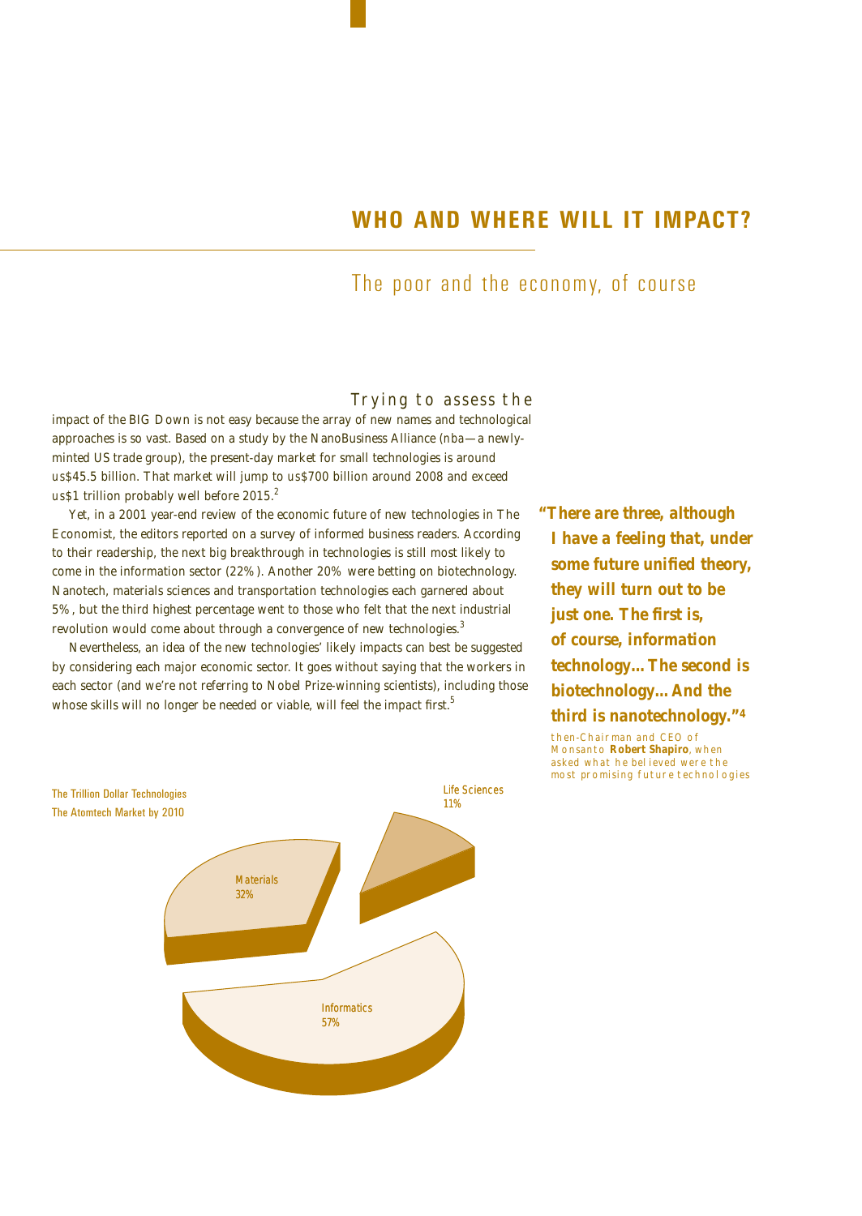## WHO AND WHERE WILL IT IMPACT?

### The poor and the economy, of course

Trying to assess the impact of the BIG Down is not easy because the array of new names and technological approaches is so vast. Based on a study by the NanoBusiness Alliance (nba—a newly-minted US trade group), the present-day market for small technologies is around us$45.5 billion. That market will jump to us$700 billion around 2008 and exceed us$1 trillion probably well before 2015.[2]

Yet, in a 2001 year-end review of the economic future of new technologies in The Economist, the editors reported on a survey of informed business readers. According to their readership, the next big breakthrough in technologies is still most likely to come in the information sector (22%). Another 20% were betting on biotechnology. Nanotech, materials sciences and transportation technologies each garnered about 5%, but the third highest percentage went to those who felt that the next industrial revolution would come about through a convergence of new technologies.[3]

Nevertheless, an idea of the new technologies' likely impacts can best be suggested by considering each major economic sector. It goes without saying that the workers in each sector (and we're not referring to Nobel Prize-winning scientists), including those whose skills will no longer be needed or viable, will feel the impact first.[5]

> **"There are three, although I have a feeling that, under some future unified theory, they will turn out to be just one. The first is, of course, information technology... The second is biotechnology... And the third is nanotechnology."[4]**
>
> then-Chairman and CEO of Monsanto **Robert Shapiro**, when asked what he believed were the most promising future technologies

The Trillion Dollar Technologies
The Atomtech Market by 2010

| Sector | Share |
|---|---|
| Informatics | 57% |
| Materials | 32% |
| Life Sciences | 11% |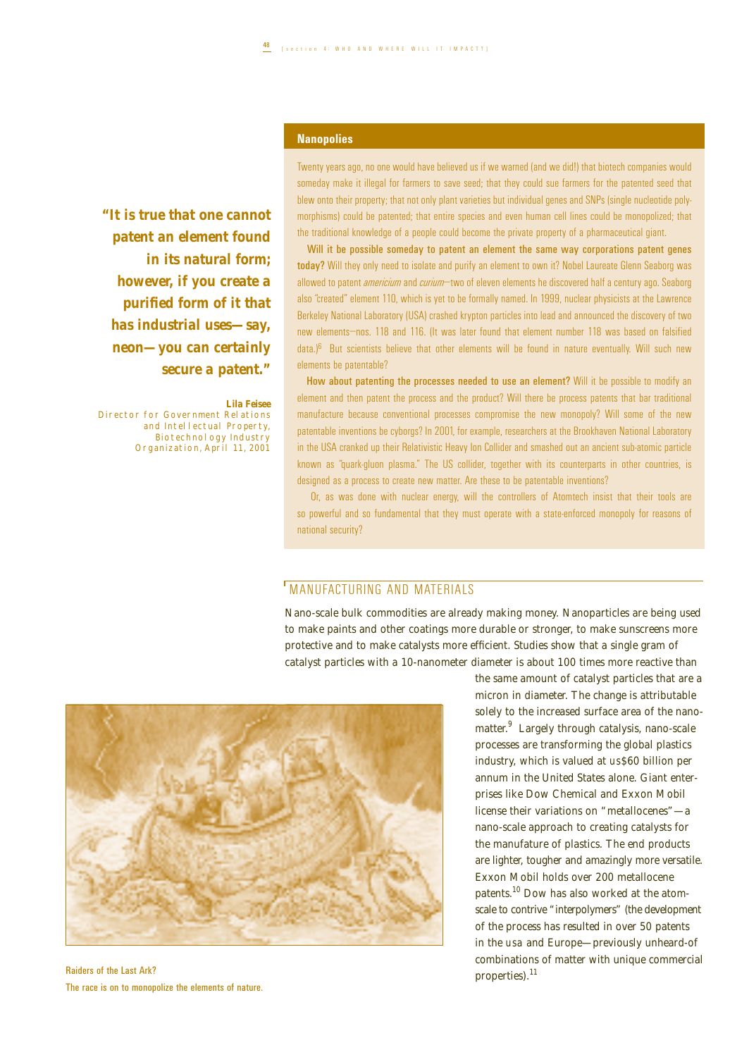**"It is true that one cannot patent an element found in its natural form; however, if you create a purified form of it that has industrial uses—say, neon—you can certainly secure a patent."**

**Lila Feisee**
Director for Government Relations and Intellectual Property, Biotechnology Industry Organization, April 11, 2001

## Nanopolies

Twenty years ago, no one would have believed us if we warned (and we did!) that biotech companies would someday make it illegal for farmers to save seed; that they could sue farmers for the patented seed that blew onto their property; that not only plant varieties but individual genes and SNPs (single nucleotide polymorphisms) could be patented; that entire species and even human cell lines could be monopolized; that the traditional knowledge of a people could become the private property of a pharmaceutical giant.

**Will it be possible someday to patent an element the same way corporations patent genes today?** Will they only need to isolate and purify an element to own it? Nobel Laureate Glenn Seaborg was allowed to patent *americium* and *curium*—two of eleven elements he discovered half a century ago. Seaborg also "created" element 110, which is yet to be formally named. In 1999, nuclear physicists at the Lawrence Berkeley National Laboratory (USA) crashed krypton particles into lead and announced the discovery of two new elements—nos. 118 and 116. (It was later found that element number 118 was based on falsified data.)[6] But scientists believe that other elements will be found in nature eventually. Will such new elements be patentable?

**How about patenting the processes needed to use an element?** Will it be possible to modify an element and then patent the process and the product? Will there be process patents that bar traditional manufacture because conventional processes compromise the new monopoly? Will some of the new patentable inventions be cyborgs? In 2001, for example, researchers at the Brookhaven National Laboratory in the USA cranked up their Relativistic Heavy Ion Collider and smashed out an ancient sub-atomic particle known as "quark-gluon plasma." The US collider, together with its counterparts in other countries, is designed as a process to create new matter. Are these to be patentable inventions?

Or, as was done with nuclear energy, will the controllers of Atomtech insist that their tools are so powerful and so fundamental that they must operate with a state-enforced monopoly for reasons of national security?

## MANUFACTURING AND MATERIALS

Nano-scale bulk commodities are already making money. Nanoparticles are being used to make paints and other coatings more durable or stronger, to make sunscreens more protective and to make catalysts more efficient. Studies show that a single gram of catalyst particles with a 10-nanometer diameter is about 100 times more reactive than the same amount of catalyst particles that are a micron in diameter. The change is attributable solely to the increased surface area of the nano-matter.[9] Largely through catalysis, nano-scale processes are transforming the global plastics industry, which is valued at US$60 billion per annum in the United States alone. Giant enterprises like Dow Chemical and Exxon Mobil license their variations on "metallocenes"—a nano-scale approach to creating catalysts for the manufature of plastics. The end products are lighter, tougher and amazingly more versatile. Exxon Mobil holds over 200 metallocene patents.[10] Dow has also worked at the atom-scale to contrive "interpolymers" (the development of the process has resulted in over 50 patents in the USA and Europe—previously unheard-of combinations of matter with unique commercial properties).[11]

Raiders of the Last Ark?
The race is on to monopolize the elements of nature.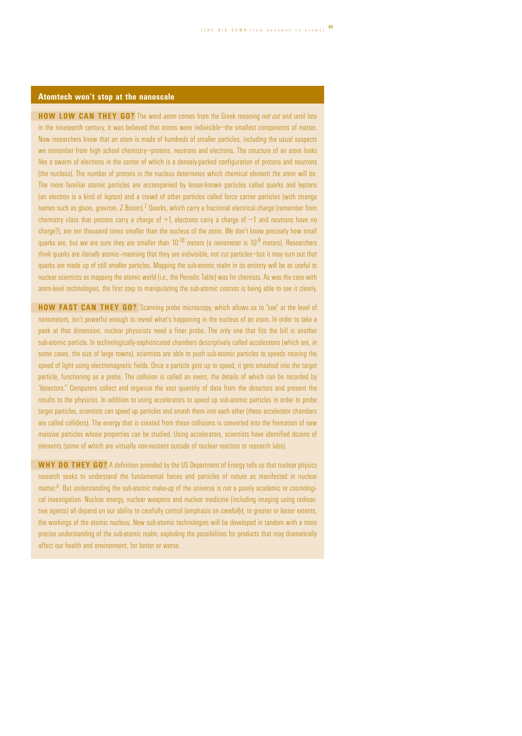## Atomtech won't stop at the nanoscale

**HOW LOW CAN THEY GO?** The word *atom* comes from the Greek meaning *not cut* and until late in the nineteenth century, it was believed that atoms were indivisible—the smallest components of matter. Now researchers know that an atom is made of hundreds of smaller particles, including the usual suspects we remember from high school chemistry—protons, neutrons and electrons. The structure of an atom looks like a swarm of electrons in the center of which is a densely-packed configuration of protons and neutrons (the nucleus). The number of protons in the nucleus determines which chemical element the atom will be. The more familiar atomic particles are accompanied by lesser-known particles called quarks and leptons (an electron is a kind of lepton) and a crowd of other particles called force carrier particles (with strange names such as gluon, graviton, Z Boson).[7] Quarks, which carry a fractional electrical charge (remember from chemistry class that protons carry a charge of +1, electrons carry a charge of −1 and neutrons have no charge?), are ten thousand times smaller than the nucleus of the atom. We don't know precisely how small quarks are, but we are sure they are smaller than $10^{-18}$ meters (a nanometer is $10^{-9}$ meters). Researchers think quarks are *literally* atomic—meaning that they are indivisible, not cut particles—but it may turn out that quarks are made up of still smaller particles. Mapping the sub-atomic realm in its entirety will be as useful to nuclear scientists as mapping the atomic world (i.e., the Periodic Table) was for chemists. As was the case with atom-level technologies, the first step to manipulating the sub-atomic cosmos is being able to see it clearly.

**HOW FAST CAN THEY GO?** Scanning probe microscopy, which allows us to "see" at the level of nanometers, isn't powerful enough to reveal what's happening in the nucleus of an atom. In order to take a peek at that dimension, nuclear physicists need a finer probe. The only one that fits the bill is another sub-atomic particle. In technologically-sophisticated chambers descriptively called accelerators (which are, in some cases, the size of large towns), scientists are able to push sub-atomic particles to speeds nearing the speed of light using electromagnetic fields. Once a particle gets up to speed, it gets smashed into the target particle, functioning as a probe. The collision is called an event, the details of which can be recorded by "detectors." Computers collect and organize the vast quantity of data from the detectors and present the results to the physicist. In addition to using accelerators to speed up sub-atomic particles in order to probe target particles, scientists can speed up particles and smash them into each other (these accelerator chambers are called colliders). The energy that is created from these collisions is converted into the formation of new massive particles whose properties can be studied. Using accelerators, scientists have identified dozens of elements (some of which are virtually non-existent outside of nuclear reactors or research labs).

**WHY DO THEY GO?** A definition provided by the US Department of Energy tells us that nuclear physics research seeks to understand the fundamental forces and particles of nature as manifested in nuclear matter.[8] But understanding the sub-atomic make-up of the universe is not a purely academic or cosmological investigation. Nuclear energy, nuclear weapons and nuclear medicine (including imaging using radioactive agents) all depend on our ability to carefully control (emphasis on *carefully*), to greater or lesser extents, the workings of the atomic nucleus. New sub-atomic technologies will be developed in tandem with a more precise understanding of the sub-atomic realm, exploding the possibilities for products that may dramatically affect our health and environment, for better or worse.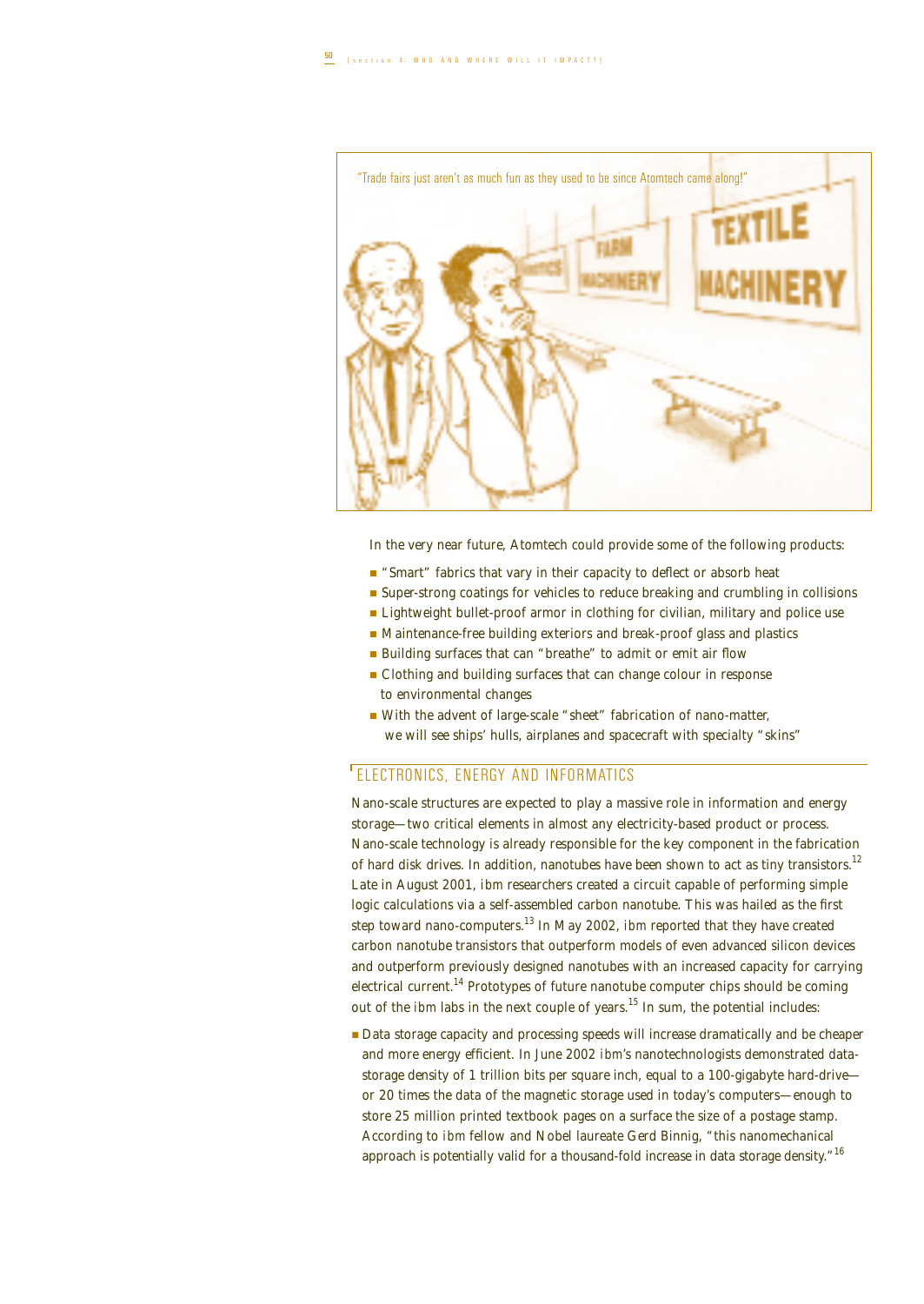"Trade fairs just aren't as much fun as they used to be since Atomtech came along!"

In the very near future, Atomtech could provide some of the following products:

- "Smart" fabrics that vary in their capacity to deflect or absorb heat
- Super-strong coatings for vehicles to reduce breaking and crumbling in collisions
- Lightweight bullet-proof armor in clothing for civilian, military and police use
- Maintenance-free building exteriors and break-proof glass and plastics
- Building surfaces that can "breathe" to admit or emit air flow
- Clothing and building surfaces that can change colour in response to environmental changes
- With the advent of large-scale "sheet" fabrication of nano-matter, we will see ships' hulls, airplanes and spacecraft with specialty "skins"

## ELECTRONICS, ENERGY AND INFORMATICS

Nano-scale structures are expected to play a massive role in information and energy storage—two critical elements in almost any electricity-based product or process. Nano-scale technology is already responsible for the key component in the fabrication of hard disk drives. In addition, nanotubes have been shown to act as tiny transistors.[12] Late in August 2001, ibm researchers created a circuit capable of performing simple logic calculations via a self-assembled carbon nanotube. This was hailed as the first step toward nano-computers.[13] In May 2002, ibm reported that they have created carbon nanotube transistors that outperform models of even advanced silicon devices and outperform previously designed nanotubes with an increased capacity for carrying electrical current.[14] Prototypes of future nanotube computer chips should be coming out of the ibm labs in the next couple of years.[15] In sum, the potential includes:

- Data storage capacity and processing speeds will increase dramatically and be cheaper and more energy efficient. In June 2002 ibm's nanotechnologists demonstrated data-storage density of 1 trillion bits per square inch, equal to a 100-gigabyte hard-drive—or 20 times the data of the magnetic storage used in today's computers—enough to store 25 million printed textbook pages on a surface the size of a postage stamp. According to ibm fellow and Nobel laureate Gerd Binnig, "this nanomechanical approach is potentially valid for a thousand-fold increase in data storage density."[16]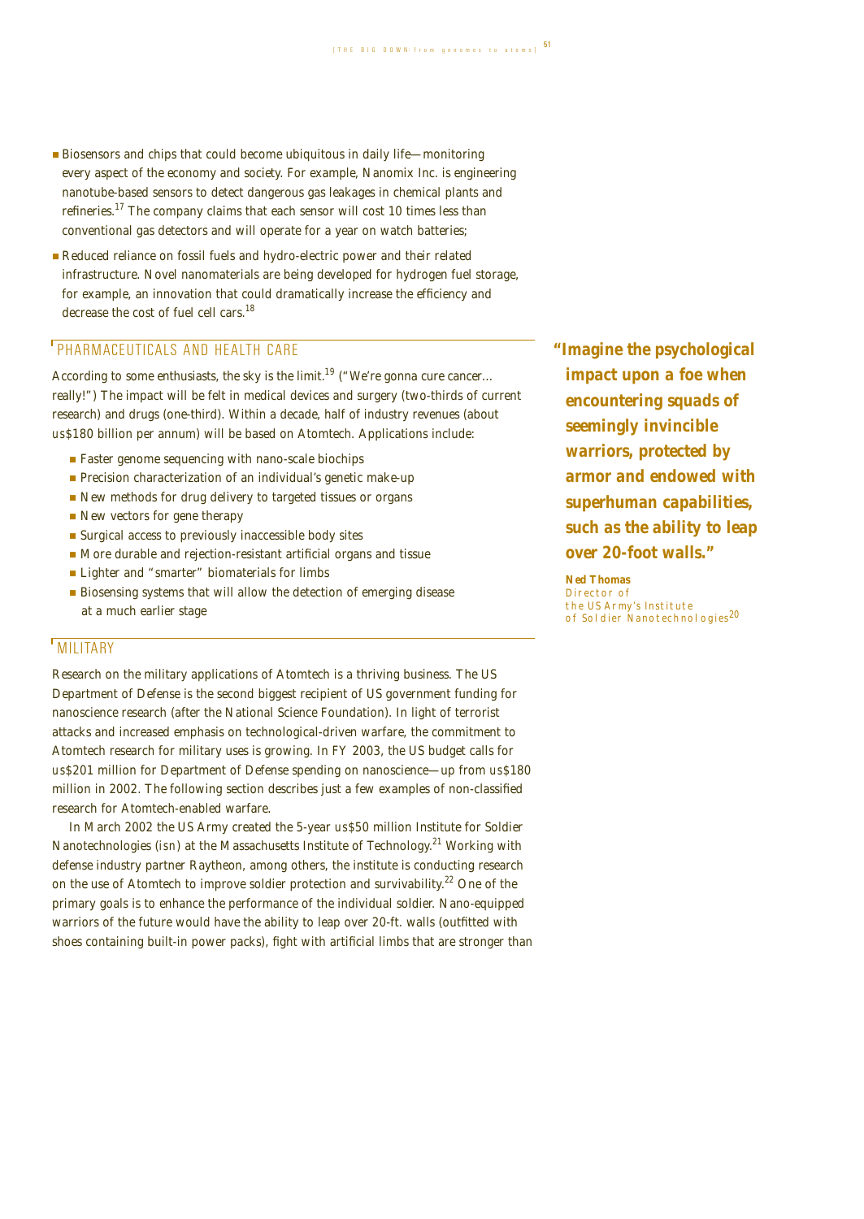- Biosensors and chips that could become ubiquitous in daily life—monitoring every aspect of the economy and society. For example, Nanomix Inc. is engineering nanotube-based sensors to detect dangerous gas leakages in chemical plants and refineries.[17] The company claims that each sensor will cost 10 times less than conventional gas detectors and will operate for a year on watch batteries;
- Reduced reliance on fossil fuels and hydro-electric power and their related infrastructure. Novel nanomaterials are being developed for hydrogen fuel storage, for example, an innovation that could dramatically increase the efficiency and decrease the cost of fuel cell cars.[18]

## PHARMACEUTICALS AND HEALTH CARE

According to some enthusiasts, the sky is the limit.[19] ("We're gonna cure cancer… really!") The impact will be felt in medical devices and surgery (two-thirds of current research) and drugs (one-third). Within a decade, half of industry revenues (about us$180 billion per annum) will be based on Atomtech. Applications include:

- Faster genome sequencing with nano-scale biochips
- Precision characterization of an individual's genetic make-up
- New methods for drug delivery to targeted tissues or organs
- New vectors for gene therapy
- Surgical access to previously inaccessible body sites
- More durable and rejection-resistant artificial organs and tissue
- Lighter and "smarter" biomaterials for limbs
- Biosensing systems that will allow the detection of emerging disease at a much earlier stage

## MILITARY

Research on the military applications of Atomtech is a thriving business. The US Department of Defense is the second biggest recipient of US government funding for nanoscience research (after the National Science Foundation). In light of terrorist attacks and increased emphasis on technological-driven warfare, the commitment to Atomtech research for military uses is growing. In FY 2003, the US budget calls for us$201 million for Department of Defense spending on nanoscience—up from us$180 million in 2002. The following section describes just a few examples of non-classified research for Atomtech-enabled warfare.

In March 2002 the US Army created the 5-year us$50 million Institute for Soldier Nanotechnologies (isn) at the Massachusetts Institute of Technology.[21] Working with defense industry partner Raytheon, among others, the institute is conducting research on the use of Atomtech to improve soldier protection and survivability.[22] One of the primary goals is to enhance the performance of the individual soldier. Nano-equipped warriors of the future would have the ability to leap over 20-ft. walls (outfitted with shoes containing built-in power packs), fight with artificial limbs that are stronger than

> **"Imagine the psychological impact upon a foe when encountering squads of seemingly invincible warriors, protected by armor and endowed with superhuman capabilities, such as the ability to leap over 20-foot walls."**
>
> **Ned Thomas**
> Director of the US Army's Institute of Soldier Nanotechnologies[20]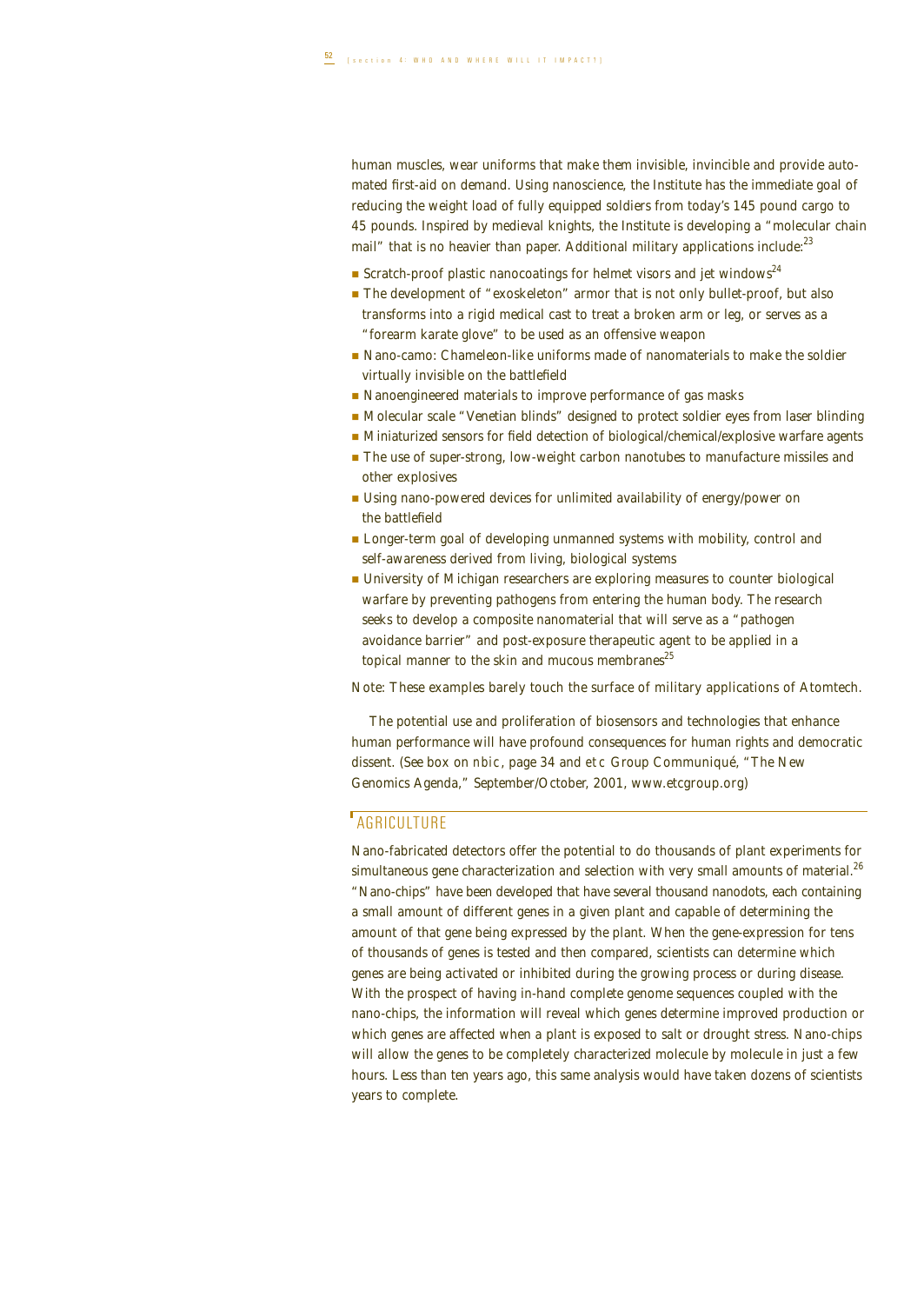human muscles, wear uniforms that make them invisible, invincible and provide automated first-aid on demand. Using nanoscience, the Institute has the immediate goal of reducing the weight load of fully equipped soldiers from today's 145 pound cargo to 45 pounds. Inspired by medieval knights, the Institute is developing a "molecular chain mail" that is no heavier than paper. Additional military applications include:[23]

- Scratch-proof plastic nanocoatings for helmet visors and jet windows[24]
- The development of "exoskeleton" armor that is not only bullet-proof, but also transforms into a rigid medical cast to treat a broken arm or leg, or serves as a "forearm karate glove" to be used as an offensive weapon
- Nano-camo: Chameleon-like uniforms made of nanomaterials to make the soldier virtually invisible on the battlefield
- Nanoengineered materials to improve performance of gas masks
- Molecular scale "Venetian blinds" designed to protect soldier eyes from laser blinding
- Miniaturized sensors for field detection of biological/chemical/explosive warfare agents
- The use of super-strong, low-weight carbon nanotubes to manufacture missiles and other explosives
- Using nano-powered devices for unlimited availability of energy/power on the battlefield
- Longer-term goal of developing unmanned systems with mobility, control and self-awareness derived from living, biological systems
- University of Michigan researchers are exploring measures to counter biological warfare by preventing pathogens from entering the human body. The research seeks to develop a composite nanomaterial that will serve as a "pathogen avoidance barrier" and post-exposure therapeutic agent to be applied in a topical manner to the skin and mucous membranes[25]

Note: These examples barely touch the surface of military applications of Atomtech.

The potential use and proliferation of biosensors and technologies that enhance human performance will have profound consequences for human rights and democratic dissent. (See box on nbic, page 34 and etc Group Communiqué, "The New Genomics Agenda," September/October, 2001, www.etcgroup.org)

## AGRICULTURE

Nano-fabricated detectors offer the potential to do thousands of plant experiments for simultaneous gene characterization and selection with very small amounts of material.[26] "Nano-chips" have been developed that have several thousand nanodots, each containing a small amount of different genes in a given plant and capable of determining the amount of that gene being expressed by the plant. When the gene-expression for tens of thousands of genes is tested and then compared, scientists can determine which genes are being activated or inhibited during the growing process or during disease. With the prospect of having in-hand complete genome sequences coupled with the nano-chips, the information will reveal which genes determine improved production or which genes are affected when a plant is exposed to salt or drought stress. Nano-chips will allow the genes to be completely characterized molecule by molecule in just a few hours. Less than ten years ago, this same analysis would have taken dozens of scientists years to complete.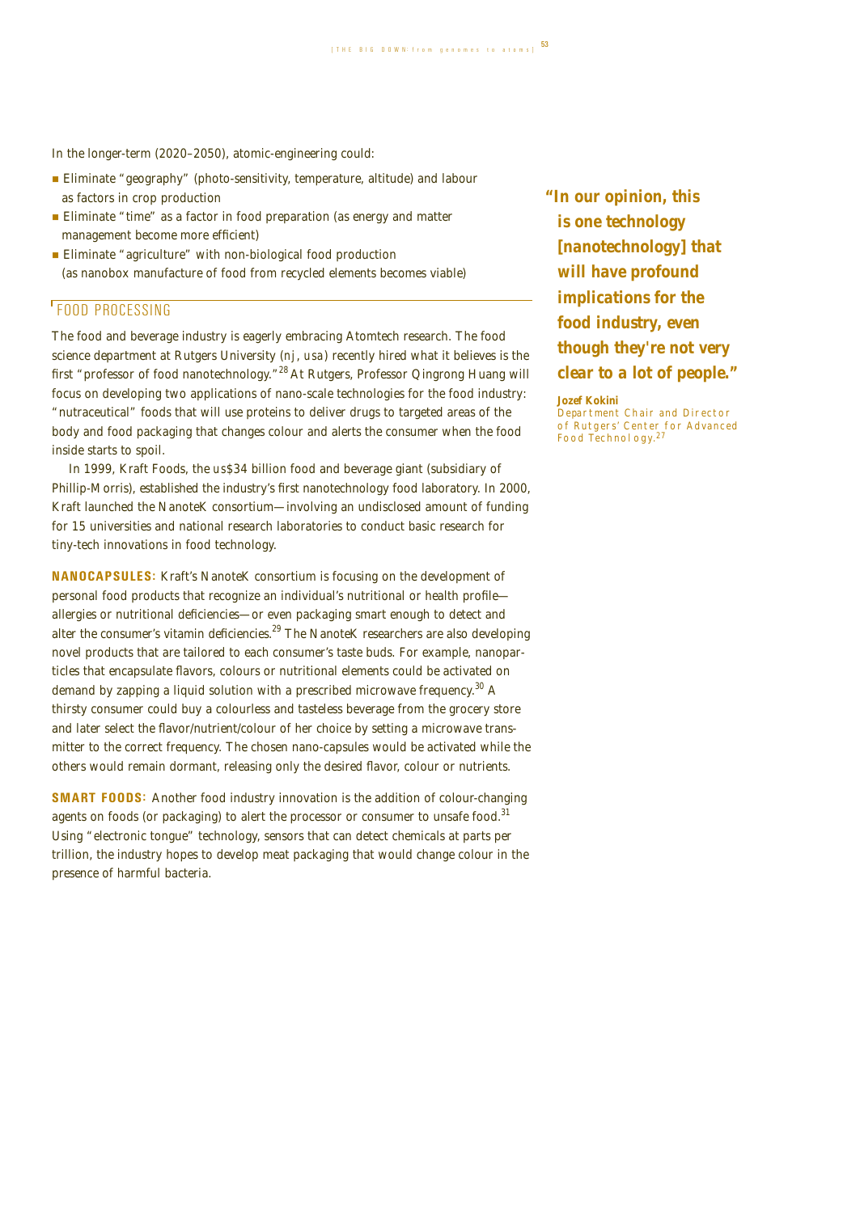In the longer-term (2020–2050), atomic-engineering could:

- Eliminate "geography" (photo-sensitivity, temperature, altitude) and labour as factors in crop production
- Eliminate "time" as a factor in food preparation (as energy and matter management become more efficient)
- Eliminate "agriculture" with non-biological food production (as nanobox manufacture of food from recycled elements becomes viable)

## FOOD PROCESSING

The food and beverage industry is eagerly embracing Atomtech research. The food science department at Rutgers University (NJ, USA) recently hired what it believes is the first "professor of food nanotechnology."[28] At Rutgers, Professor Qingrong Huang will focus on developing two applications of nano-scale technologies for the food industry: "nutraceutical" foods that will use proteins to deliver drugs to targeted areas of the body and food packaging that changes colour and alerts the consumer when the food inside starts to spoil.

In 1999, Kraft Foods, the US$34 billion food and beverage giant (subsidiary of Phillip-Morris), established the industry's first nanotechnology food laboratory. In 2000, Kraft launched the NanoteK consortium—involving an undisclosed amount of funding for 15 universities and national research laboratories to conduct basic research for tiny-tech innovations in food technology.

**NANOCAPSULES:** Kraft's NanoteK consortium is focusing on the development of personal food products that recognize an individual's nutritional or health profile—allergies or nutritional deficiencies—or even packaging smart enough to detect and alter the consumer's vitamin deficiencies.[29] The NanoteK researchers are also developing novel products that are tailored to each consumer's taste buds. For example, nanoparticles that encapsulate flavors, colours or nutritional elements could be activated on demand by zapping a liquid solution with a prescribed microwave frequency.[30] A thirsty consumer could buy a colourless and tasteless beverage from the grocery store and later select the flavor/nutrient/colour of her choice by setting a microwave transmitter to the correct frequency. The chosen nano-capsules would be activated while the others would remain dormant, releasing only the desired flavor, colour or nutrients.

**SMART FOODS:** Another food industry innovation is the addition of colour-changing agents on foods (or packaging) to alert the processor or consumer to unsafe food.[31] Using "electronic tongue" technology, sensors that can detect chemicals at parts per trillion, the industry hopes to develop meat packaging that would change colour in the presence of harmful bacteria.

> **"In our opinion, this is one technology [nanotechnology] that will have profound implications for the food industry, even though they're not very clear to a lot of people."**
>
> **Jozef Kokini**
> Department Chair and Director of Rutgers' Center for Advanced Food Technology.[27]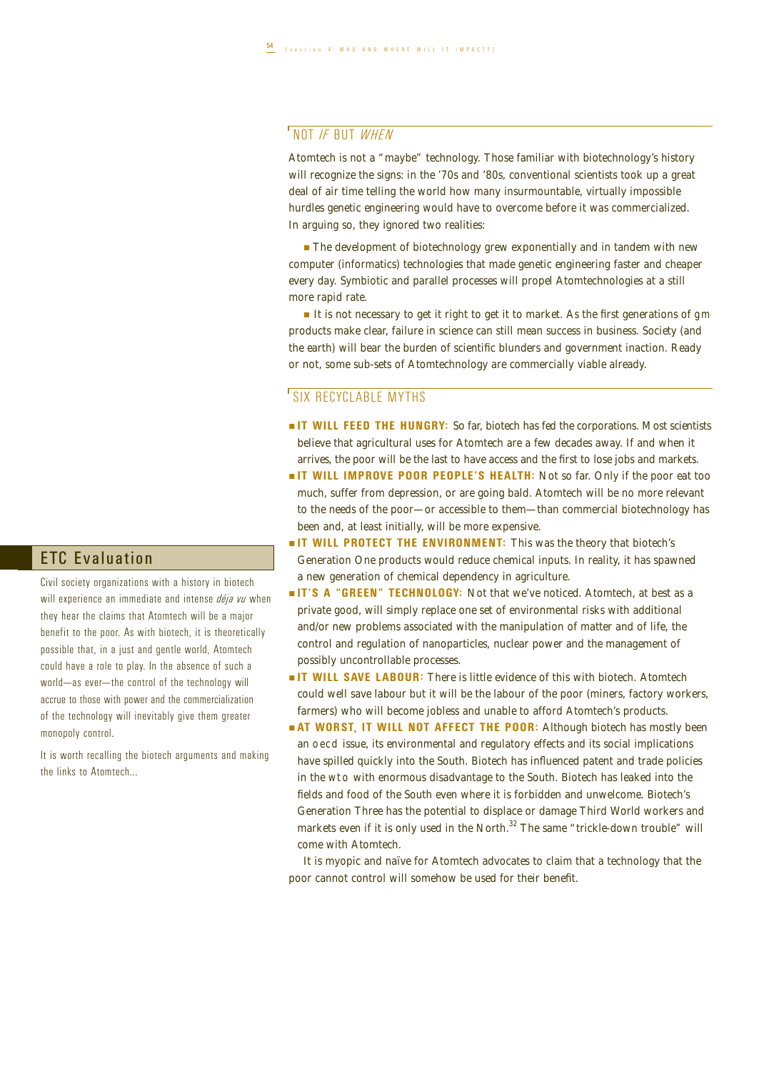## NOT *IF* BUT *WHEN*

Atomtech is not a "maybe" technology. Those familiar with biotechnology's history will recognize the signs: in the '70s and '80s, conventional scientists took up a great deal of air time telling the world how many insurmountable, virtually impossible hurdles genetic engineering would have to overcome before it was commercialized. In arguing so, they ignored two realities:

- The development of biotechnology grew exponentially and in tandem with new computer (informatics) technologies that made genetic engineering faster and cheaper every day. Symbiotic and parallel processes will propel Atomtechnologies at a still more rapid rate.
- It is not necessary to get it right to get it to market. As the first generations of gm products make clear, failure in science can still mean success in business. Society (and the earth) will bear the burden of scientific blunders and government inaction. Ready or not, some sub-sets of Atomtechnology are commercially viable already.

## SIX RECYCLABLE MYTHS

- **IT WILL FEED THE HUNGRY:** So far, biotech has fed the corporations. Most scientists believe that agricultural uses for Atomtech are a few decades away. If and when it arrives, the poor will be the last to have access and the first to lose jobs and markets.
- **IT WILL IMPROVE POOR PEOPLE'S HEALTH:** Not so far. Only if the poor eat too much, suffer from depression, or are going bald. Atomtech will be no more relevant to the needs of the poor—or accessible to them—than commercial biotechnology has been and, at least initially, will be more expensive.
- **IT WILL PROTECT THE ENVIRONMENT:** This was the theory that biotech's Generation One products would reduce chemical inputs. In reality, it has spawned a new generation of chemical dependency in agriculture.
- **IT'S A "GREEN" TECHNOLOGY:** Not that we've noticed. Atomtech, at best as a private good, will simply replace one set of environmental risks with additional and/or new problems associated with the manipulation of matter and of life, the control and regulation of nanoparticles, nuclear power and the management of possibly uncontrollable processes.
- **IT WILL SAVE LABOUR:** There is little evidence of this with biotech. Atomtech could well save labour but it will be the labour of the poor (miners, factory workers, farmers) who will become jobless and unable to afford Atomtech's products.
- **AT WORST, IT WILL NOT AFFECT THE POOR:** Although biotech has mostly been an oecd issue, its environmental and regulatory effects and its social implications have spilled quickly into the South. Biotech has influenced patent and trade policies in the wto with enormous disadvantage to the South. Biotech has leaked into the fields and food of the South even where it is forbidden and unwelcome. Biotech's Generation Three has the potential to displace or damage Third World workers and markets even if it is only used in the North.[32] The same "trickle-down trouble" will come with Atomtech.

It is myopic and naïve for Atomtech advocates to claim that a technology that the poor cannot control will somehow be used for their benefit.

## ETC Evaluation

Civil society organizations with a history in biotech will experience an immediate and intense *déja vu* when they hear the claims that Atomtech will be a major benefit to the poor. As with biotech, it is theoretically possible that, in a just and gentle world, Atomtech could have a role to play. In the absence of such a world—as ever—the control of the technology will accrue to those with power and the commercialization of the technology will inevitably give them greater monopoly control.

It is worth recalling the biotech arguments and making the links to Atomtech...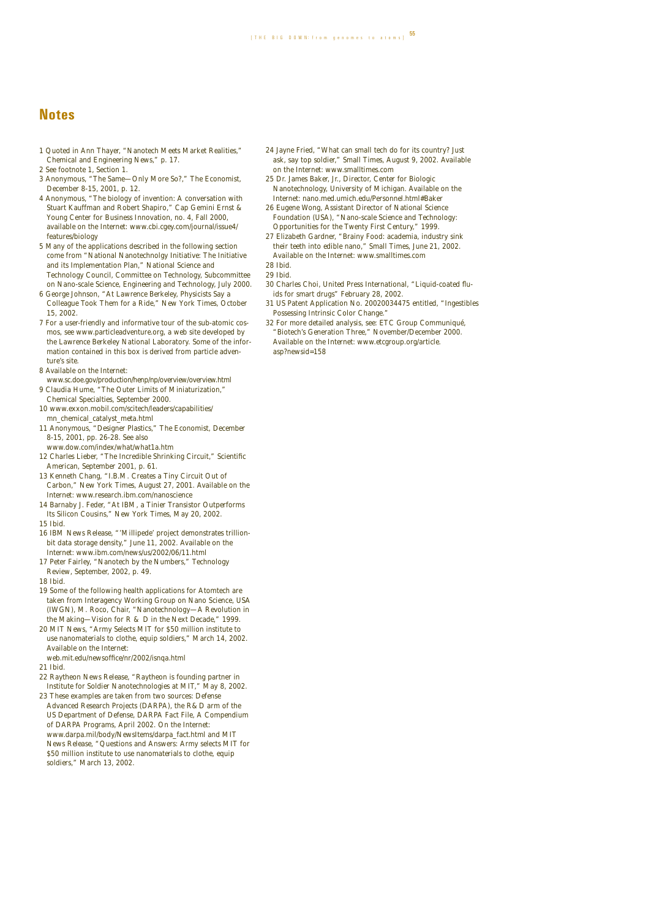# Notes

1 Quoted in Ann Thayer, "Nanotech Meets Market Realities," Chemical and Engineering News," p. 17.

2 See footnote 1, Section 1.

3 Anonymous, "The Same—Only More So?," The Economist, December 8-15, 2001, p. 12.

4 Anonymous, "The biology of invention: A conversation with Stuart Kauffman and Robert Shapiro," Cap Gemini Ernst & Young Center for Business Innovation, no. 4, Fall 2000, available on the Internet: www.cbi.cgey.com/journal/issue4/features/biology

5 Many of the applications described in the following section come from "National Nanotechnolgy Initiative: The Initiative and its Implementation Plan," National Science and Technology Council, Committee on Technology, Subcommittee on Nano-scale Science, Engineering and Technology, July 2000.

6 George Johnson, "At Lawrence Berkeley, Physicists Say a Colleague Took Them for a Ride," New York Times, October 15, 2002.

7 For a user-friendly and informative tour of the sub-atomic cosmos, see www.particleadventure.org, a web site developed by the Lawrence Berkeley National Laboratory. Some of the information contained in this box is derived from particle adventure's site.

8 Available on the Internet: www.sc.doe.gov/production/henp/np/overview/overview.html

9 Claudia Hume, "The Outer Limits of Miniaturization," Chemical Specialties, September 2000.

10 www.exxon.mobil.com/scitech/leaders/capabilities/mn_chemical_catalyst_meta.html

11 Anonymous, "Designer Plastics," The Economist, December 8-15, 2001, pp. 26-28. See also www.dow.com/index/what/what1a.htm

12 Charles Lieber, "The Incredible Shrinking Circuit," Scientific American, September 2001, p. 61.

13 Kenneth Chang, "I.B.M. Creates a Tiny Circuit Out of Carbon," New York Times, August 27, 2001. Available on the Internet: www.research.ibm.com/nanoscience

14 Barnaby J. Feder, "At IBM, a Tinier Transistor Outperforms Its Silicon Cousins," New York Times, May 20, 2002.

15 Ibid.

16 IBM News Release, "'Millipede' project demonstrates trillion-bit data storage density," June 11, 2002. Available on the Internet: www.ibm.com/news/us/2002/06/11.html

17 Peter Fairley, "Nanotech by the Numbers," Technology Review, September, 2002, p. 49.

18 Ibid.

19 Some of the following health applications for Atomtech are taken from Interagency Working Group on Nano Science, USA (IWGN), M. Roco, Chair, "Nanotechnology—A Revolution in the Making—Vision for R & D in the Next Decade," 1999.

20 MIT News, "Army Selects MIT for $50 million institute to use nanomaterials to clothe, equip soldiers," March 14, 2002. Available on the Internet: web.mit.edu/newsoffice/nr/2002/isnqa.html

21 Ibid.

22 Raytheon News Release, "Raytheon is founding partner in Institute for Soldier Nanotechnologies at MIT," May 8, 2002.

23 These examples are taken from two sources: Defense Advanced Research Projects (DARPA), the R&D arm of the US Department of Defense, DARPA Fact File, A Compendium of DARPA Programs, April 2002. On the Internet: www.darpa.mil/body/NewsItems/darpa_fact.html and MIT News Release, "Questions and Answers: Army selects MIT for $50 million institute to use nanomaterials to clothe, equip soldiers," March 13, 2002.

24 Jayne Fried, "What can small tech do for its country? Just ask, say top soldier," Small Times, August 9, 2002. Available on the Internet: www.smalltimes.com

25 Dr. James Baker, Jr., Director, Center for Biologic Nanotechnology, University of Michigan. Available on the Internet: nano.med.umich.edu/Personnel.html#Baker

26 Eugene Wong, Assistant Director of National Science Foundation (USA), "Nano-scale Science and Technology: Opportunities for the Twenty First Century," 1999.

27 Elizabeth Gardner, "Brainy Food: academia, industry sink their teeth into edible nano," Small Times, June 21, 2002. Available on the Internet: www.smalltimes.com

28 Ibid.

29 Ibid.

30 Charles Choi, United Press International, "Liquid-coated fluids for smart drugs" February 28, 2002.

31 US Patent Application No. 20020034475 entitled, "Ingestibles Possessing Intrinsic Color Change."

32 For more detailed analysis, see: ETC Group Communiqué, "Biotech's Generation Three," November/December 2000. Available on the Internet: www.etcgroup.org/article.asp?newsid=158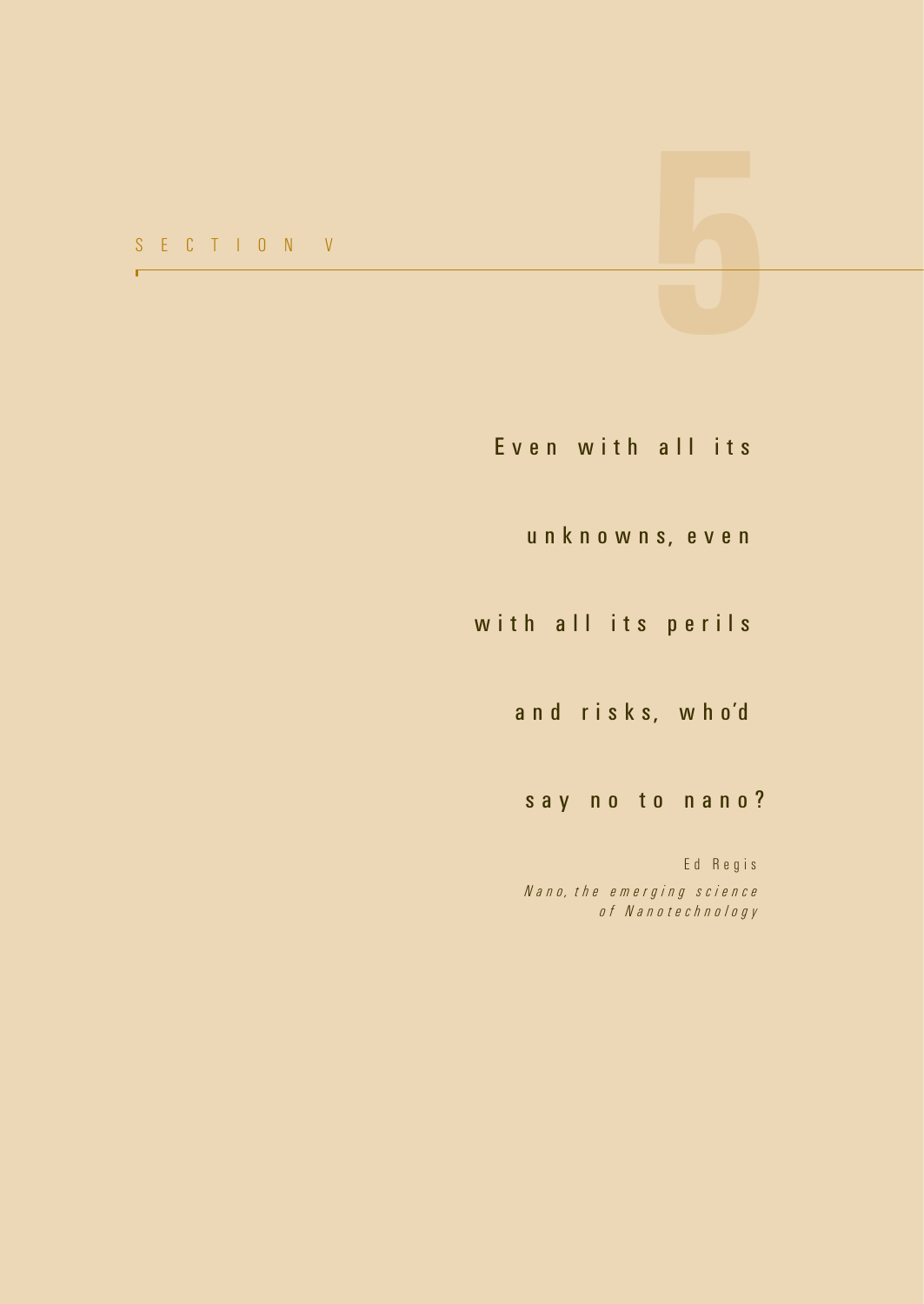# SECTION V

# 5

Even with all its unknowns, even with all its perils and risks, who'd say no to nano?

Ed Regis

*Nano, the emerging science of Nanotechnology*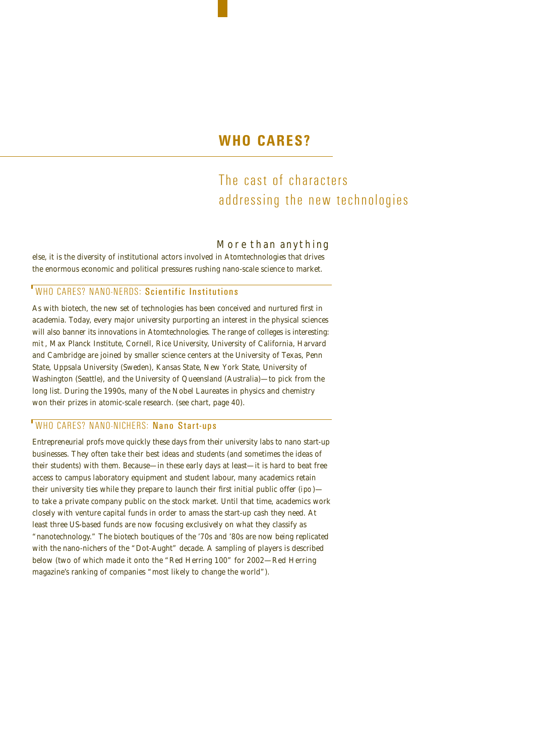# WHO CARES?

## The cast of characters addressing the new technologies

More than anything else, it is the diversity of institutional actors involved in Atomtechnologies that drives the enormous economic and political pressures rushing nano-scale science to market.

### WHO CARES? NANO-NERDS: Scientific Institutions

As with biotech, the new set of technologies has been conceived and nurtured first in academia. Today, every major university purporting an interest in the physical sciences will also banner its innovations in Atomtechnologies. The range of colleges is interesting: mit, Max Planck Institute, Cornell, Rice University, University of California, Harvard and Cambridge are joined by smaller science centers at the University of Texas, Penn State, Uppsala University (Sweden), Kansas State, New York State, University of Washington (Seattle), and the University of Queensland (Australia)—to pick from the long list. During the 1990s, many of the Nobel Laureates in physics and chemistry won their prizes in atomic-scale research. (see chart, page 40).

### WHO CARES? NANO-NICHERS: Nano Start-ups

Entrepreneurial profs move quickly these days from their university labs to nano start-up businesses. They often take their best ideas and students (and sometimes the ideas of their students) with them. Because—in these early days at least—it is hard to beat free access to campus laboratory equipment and student labour, many academics retain their university ties while they prepare to launch their first initial public offer (ipo)—to take a private company public on the stock market. Until that time, academics work closely with venture capital funds in order to amass the start-up cash they need. At least three US-based funds are now focusing exclusively on what they classify as "nanotechnology." The biotech boutiques of the '70s and '80s are now being replicated with the nano-nichers of the "Dot-Aught" decade. A sampling of players is described below (two of which made it onto the "Red Herring 100" for 2002—Red Herring magazine's ranking of companies "most likely to change the world").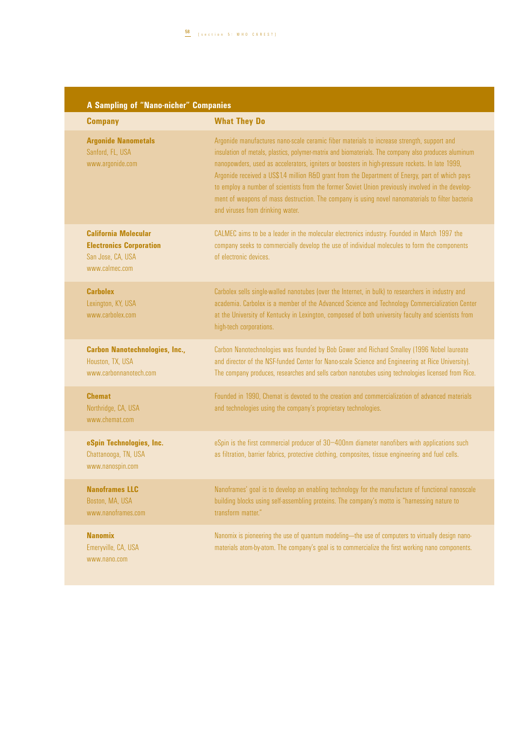## A Sampling of "Nano-nicher" Companies

| Company | What They Do |
|---|---|
| **Argonide Nanometals**<br>Sanford, FL, USA<br>www.argonide.com | Argonide manufactures nano-scale ceramic fiber materials to increase strength, support and insulation of metals, plastics, polymer-matrix and biomaterials. The company also produces aluminum nanopowders, used as accelerators, igniters or boosters in high-pressure rockets. In late 1999, Argonide received a US$1.4 million R&D grant from the Department of Energy, part of which pays to employ a number of scientists from the former Soviet Union previously involved in the development of weapons of mass destruction. The company is using novel nanomaterials to filter bacteria and viruses from drinking water. |
| **California Molecular Electronics Corporation**<br>San Jose, CA, USA<br>www.calmec.com | CALMEC aims to be a leader in the molecular electronics industry. Founded in March 1997 the company seeks to commercially develop the use of individual molecules to form the components of electronic devices. |
| **Carbolex**<br>Lexington, KY, USA<br>www.carbolex.com | Carbolex sells single-walled nanotubes (over the Internet, in bulk) to researchers in industry and academia. Carbolex is a member of the Advanced Science and Technology Commercialization Center at the University of Kentucky in Lexington, composed of both university faculty and scientists from high-tech corporations. |
| **Carbon Nanotechnologies, Inc.,**<br>Houston, TX, USA<br>www.carbonnanotech.com | Carbon Nanotechnologies was founded by Bob Gower and Richard Smalley (1996 Nobel laureate and director of the NSF-funded Center for Nano-scale Science and Engineering at Rice University). The company produces, researches and sells carbon nanotubes using technologies licensed from Rice. |
| **Chemat**<br>Northridge, CA, USA<br>www.chemat.com | Founded in 1990, Chemat is devoted to the creation and commercialization of advanced materials and technologies using the company's proprietary technologies. |
| **eSpin Technologies, Inc.**<br>Chattanooga, TN, USA<br>www.nanospin.com | eSpin is the first commercial producer of 30–400nm diameter nanofibers with applications such as filtration, barrier fabrics, protective clothing, composites, tissue engineering and fuel cells. |
| **Nanoframes LLC**<br>Boston, MA, USA<br>www.nanoframes.com | Nanoframes' goal is to develop an enabling technology for the manufacture of functional nanoscale building blocks using self-assembling proteins. The company's motto is "harnessing nature to transform matter." |
| **Nanomix**<br>Emeryville, CA, USA<br>www.nano.com | Nanomix is pioneering the use of quantum modeling—the use of computers to virtually design nanomaterials atom-by-atom. The company's goal is to commercialize the first working nano components. |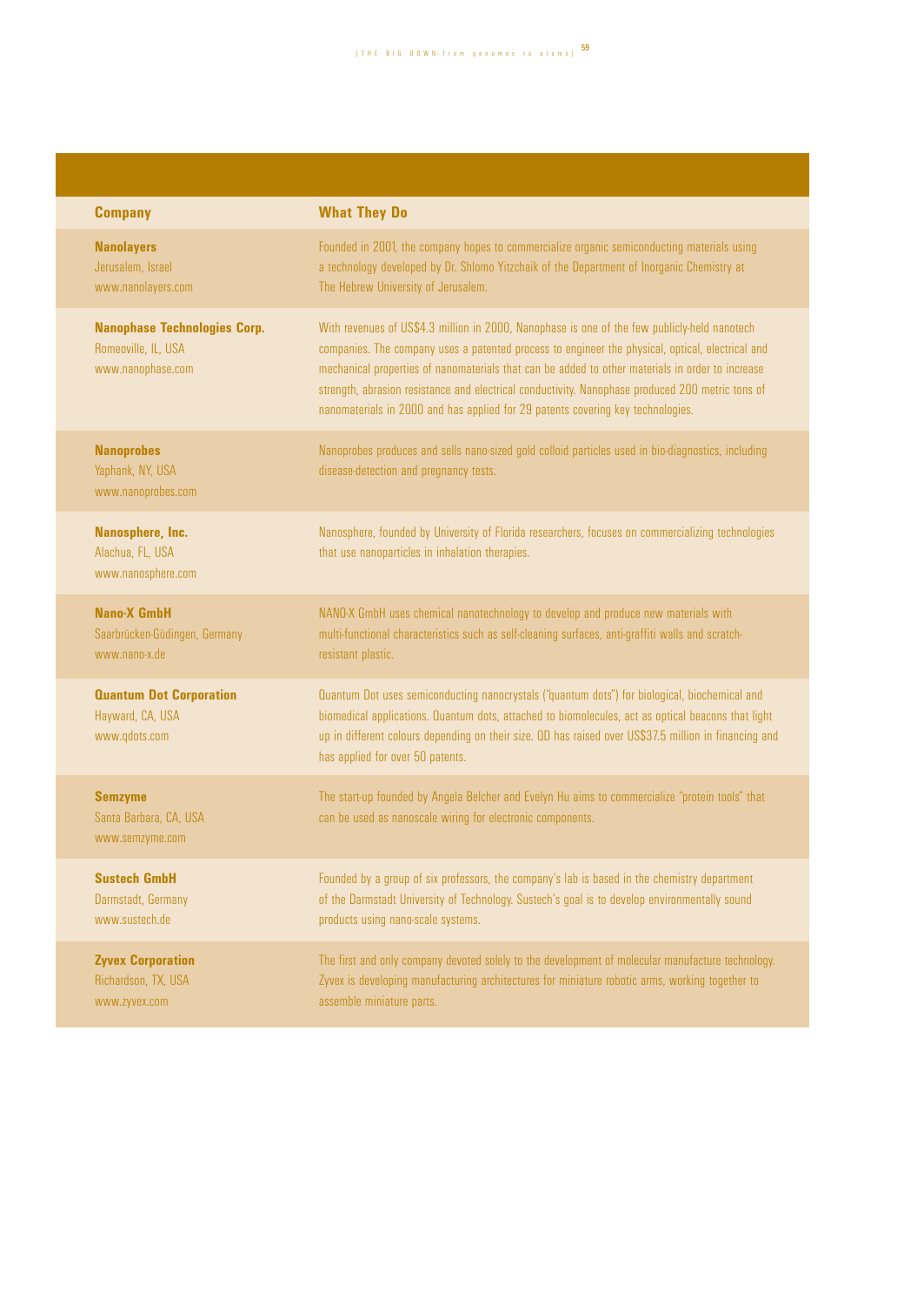| Company | What They Do |
|---|---|
| **Nanolayers**<br>Jerusalem, Israel<br>www.nanolayers.com | Founded in 2001, the company hopes to commercialize organic semiconducting materials using a technology developed by Dr. Shlomo Yitzchaik of the Department of Inorganic Chemistry at The Hebrew University of Jerusalem. |
| **Nanophase Technologies Corp.**<br>Romeoville, IL, USA<br>www.nanophase.com | With revenues of US$4.3 million in 2000, Nanophase is one of the few publicly-held nanotech companies. The company uses a patented process to engineer the physical, optical, electrical and mechanical properties of nanomaterials that can be added to other materials in order to increase strength, abrasion resistance and electrical conductivity. Nanophase produced 200 metric tons of nanomaterials in 2000 and has applied for 29 patents covering key technologies. |
| **Nanoprobes**<br>Yaphank, NY, USA<br>www.nanoprobes.com | Nanoprobes produces and sells nano-sized gold colloid particles used in bio-diagnostics, including disease-detection and pregnancy tests. |
| **Nanosphere, Inc.**<br>Alachua, FL, USA<br>www.nanosphere.com | Nanosphere, founded by University of Florida researchers, focuses on commercializing technologies that use nanoparticles in inhalation therapies. |
| **Nano-X GmbH**<br>Saarbrücken-Güdingen, Germany<br>www.nano-x.de | NANO-X GmbH uses chemical nanotechnology to develop and produce new materials with multi-functional characteristics such as self-cleaning surfaces, anti-graffiti walls and scratch-resistant plastic. |
| **Quantum Dot Corporation**<br>Hayward, CA, USA<br>www.qdots.com | Quantum Dot uses semiconducting nanocrystals ("quantum dots") for biological, biochemical and biomedical applications. Quantum dots, attached to biomolecules, act as optical beacons that light up in different colours depending on their size. QD has raised over US$37.5 million in financing and has applied for over 50 patents. |
| **Semzyme**<br>Santa Barbara, CA, USA<br>www.semzyme.com | The start-up founded by Angela Belcher and Evelyn Hu aims to commercialize "protein tools" that can be used as nanoscale wiring for electronic components. |
| **Sustech GmbH**<br>Darmstadt, Germany<br>www.sustech.de | Founded by a group of six professors, the company's lab is based in the chemistry department of the Darmstadt University of Technology. Sustech's goal is to develop environmentally sound products using nano-scale systems. |
| **Zyvex Corporation**<br>Richardson, TX, USA<br>www.zyvex.com | The first and only company devoted solely to the development of molecular manufacture technology. Zyvex is developing manufacturing architectures for miniature robotic arms, working together to assemble miniature parts. |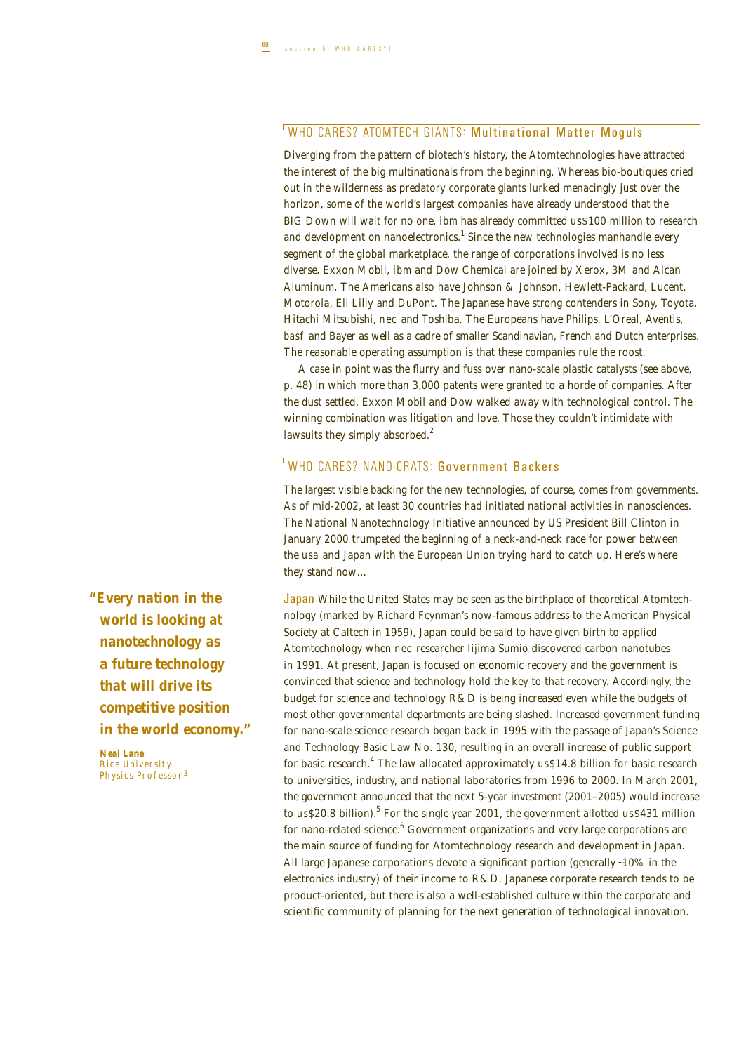## WHO CARES? ATOMTECH GIANTS: Multinational Matter Moguls

Diverging from the pattern of biotech's history, the Atomtechnologies have attracted the interest of the big multinationals from the beginning. Whereas bio-boutiques cried out in the wilderness as predatory corporate giants lurked menacingly just over the horizon, some of the world's largest companies have already understood that the BIG Down will wait for no one. ibm has already committed us$100 million to research and development on nanoelectronics.[1] Since the new technologies manhandle every segment of the global marketplace, the range of corporations involved is no less diverse. Exxon Mobil, ibm and Dow Chemical are joined by Xerox, 3M and Alcan Aluminum. The Americans also have Johnson & Johnson, Hewlett-Packard, Lucent, Motorola, Eli Lilly and DuPont. The Japanese have strong contenders in Sony, Toyota, Hitachi Mitsubishi, nec and Toshiba. The Europeans have Philips, L'Oreal, Aventis, basf and Bayer as well as a cadre of smaller Scandinavian, French and Dutch enterprises. The reasonable operating assumption is that these companies rule the roost.

A case in point was the flurry and fuss over nano-scale plastic catalysts (see above, p. 48) in which more than 3,000 patents were granted to a horde of companies. After the dust settled, Exxon Mobil and Dow walked away with technological control. The winning combination was litigation and love. Those they couldn't intimidate with lawsuits they simply absorbed.[2]

## WHO CARES? NANO-CRATS: Government Backers

The largest visible backing for the new technologies, of course, comes from governments. As of mid-2002, at least 30 countries had initiated national activities in nanosciences. The National Nanotechnology Initiative announced by US President Bill Clinton in January 2000 trumpeted the beginning of a neck-and-neck race for power between the usa and Japan with the European Union trying hard to catch up. Here's where they stand now…

> **"Every nation in the world is looking at nanotechnology as a future technology that will drive its competitive position in the world economy."**
>
> **Neal Lane**
> Rice University Physics Professor[3]

**Japan** While the United States may be seen as the birthplace of theoretical Atomtechnology (marked by Richard Feynman's now-famous address to the American Physical Society at Caltech in 1959), Japan could be said to have given birth to applied Atomtechnology when nec researcher Iijima Sumio discovered carbon nanotubes in 1991. At present, Japan is focused on economic recovery and the government is convinced that science and technology hold the key to that recovery. Accordingly, the budget for science and technology R&D is being increased even while the budgets of most other governmental departments are being slashed. Increased government funding for nano-scale science research began back in 1995 with the passage of Japan's Science and Technology Basic Law No. 130, resulting in an overall increase of public support for basic research.[4] The law allocated approximately us$14.8 billion for basic research to universities, industry, and national laboratories from 1996 to 2000. In March 2001, the government announced that the next 5-year investment (2001–2005) would increase to us$20.8 billion).[5] For the single year 2001, the government allotted us$431 million for nano-related science.[6] Government organizations and very large corporations are the main source of funding for Atomtechnology research and development in Japan. All large Japanese corporations devote a significant portion (generally ~10% in the electronics industry) of their income to R&D. Japanese corporate research tends to be product-oriented, but there is also a well-established culture within the corporate and scientific community of planning for the next generation of technological innovation.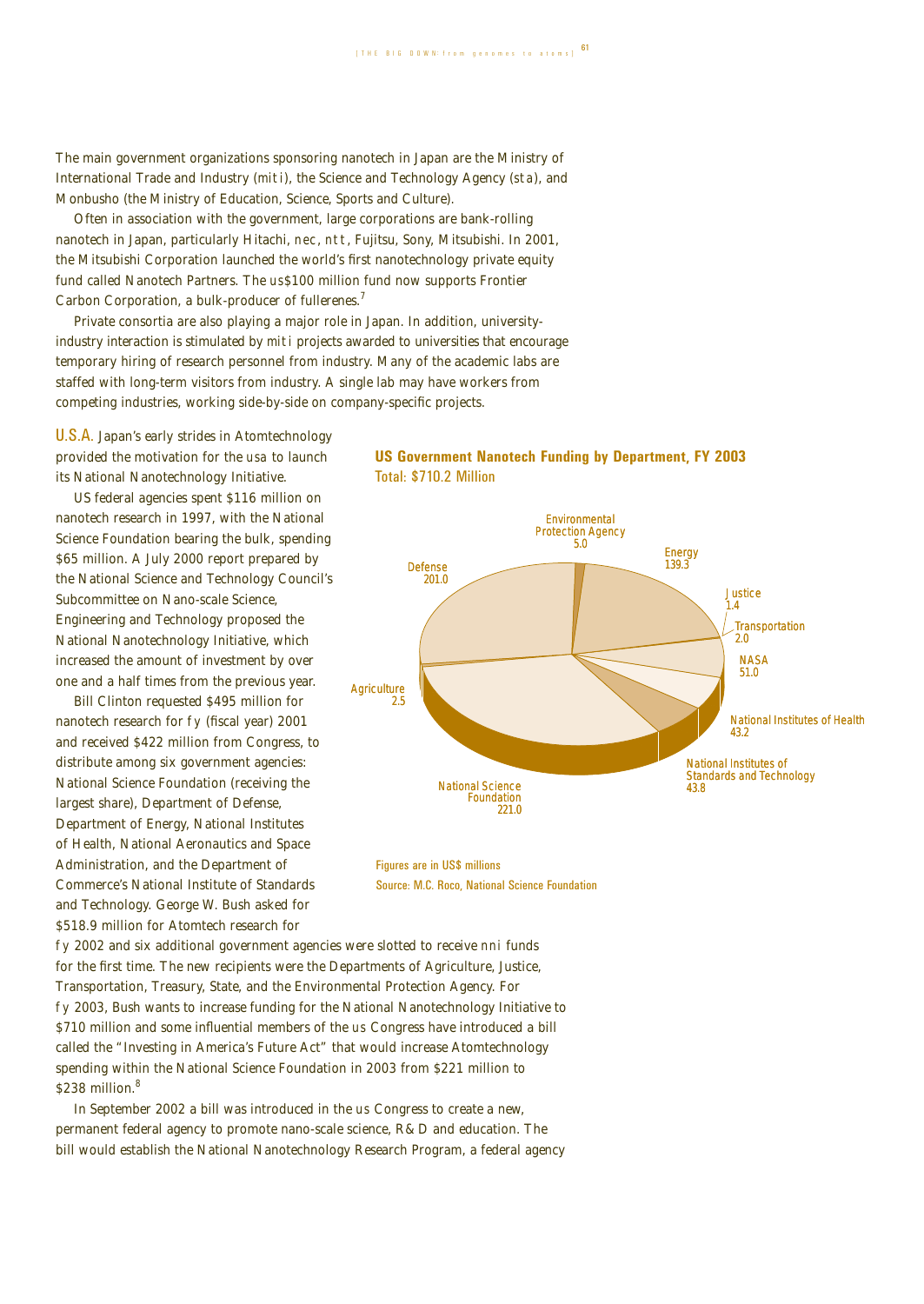The main government organizations sponsoring nanotech in Japan are the Ministry of International Trade and Industry (miti), the Science and Technology Agency (sta), and Monbusho (the Ministry of Education, Science, Sports and Culture).

Often in association with the government, large corporations are bank-rolling nanotech in Japan, particularly Hitachi, nec, ntt, Fujitsu, Sony, Mitsubishi. In 2001, the Mitsubishi Corporation launched the world's first nanotechnology private equity fund called Nanotech Partners. The us$100 million fund now supports Frontier Carbon Corporation, a bulk-producer of fullerenes.[7]

Private consortia are also playing a major role in Japan. In addition, university-industry interaction is stimulated by miti projects awarded to universities that encourage temporary hiring of research personnel from industry. Many of the academic labs are staffed with long-term visitors from industry. A single lab may have workers from competing industries, working side-by-side on company-specific projects.

**U.S.A.** Japan's early strides in Atomtechnology provided the motivation for the usa to launch its National Nanotechnology Initiative.

US federal agencies spent $116 million on nanotech research in 1997, with the National Science Foundation bearing the bulk, spending $65 million. A July 2000 report prepared by the National Science and Technology Council's Subcommittee on Nano-scale Science, Engineering and Technology proposed the National Nanotechnology Initiative, which increased the amount of investment by over one and a half times from the previous year.

Bill Clinton requested $495 million for nanotech research for fy (fiscal year) 2001 and received $422 million from Congress, to distribute among six government agencies: National Science Foundation (receiving the largest share), Department of Defense, Department of Energy, National Institutes of Health, National Aeronautics and Space Administration, and the Department of Commerce's National Institute of Standards and Technology. George W. Bush asked for $518.9 million for Atomtech research for fy 2002 and six additional government agencies were slotted to receive nni funds for the first time. The new recipients were the Departments of Agriculture, Justice, Transportation, Treasury, State, and the Environmental Protection Agency. For fy 2003, Bush wants to increase funding for the National Nanotechnology Initiative to $710 million and some influential members of the us Congress have introduced a bill called the "Investing in America's Future Act" that would increase Atomtechnology spending within the National Science Foundation in 2003 from $221 million to $238 million.[8]

In September 2002 a bill was introduced in the us Congress to create a new, permanent federal agency to promote nano-scale science, R&D and education. The bill would establish the National Nanotechnology Research Program, a federal agency

**US Government Nanotech Funding by Department, FY 2003**

Total: $710.2 Million

| Department | Funding |
|---|---|
| National Science Foundation | 221.0 |
| Defense | 201.0 |
| Energy | 139.3 |
| NASA | 51.0 |
| National Institutes of Standards and Technology | 43.8 |
| National Institutes of Health | 43.2 |
| Environmental Protection Agency | 5.0 |
| Agriculture | 2.5 |
| Transportation | 2.0 |
| Justice | 1.4 |

Figures are in US$ millions

Source: M.C. Roco, National Science Foundation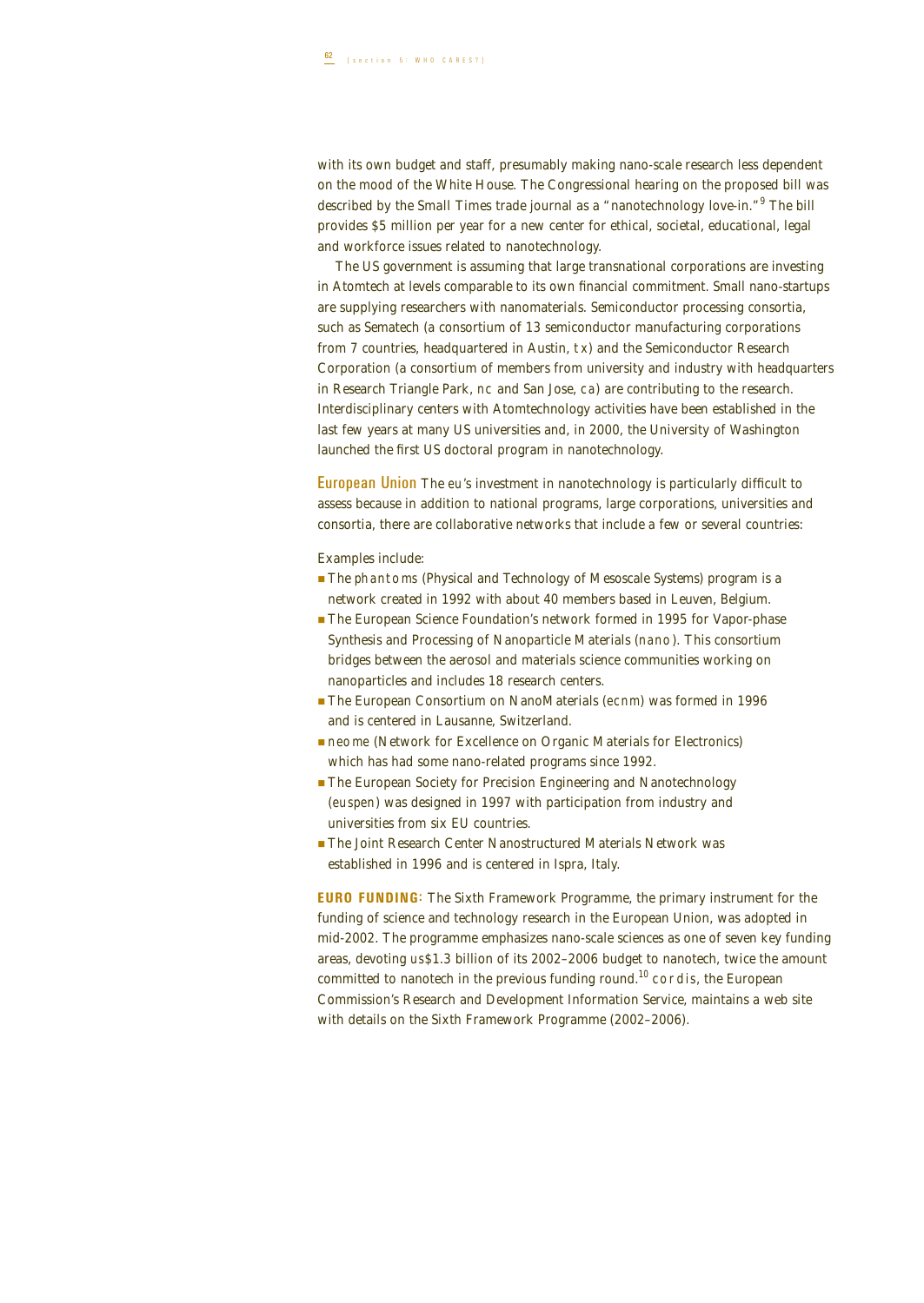with its own budget and staff, presumably making nano-scale research less dependent on the mood of the White House. The Congressional hearing on the proposed bill was described by the Small Times trade journal as a "nanotechnology love-in."[9] The bill provides $5 million per year for a new center for ethical, societal, educational, legal and workforce issues related to nanotechnology.

The US government is assuming that large transnational corporations are investing in Atomtech at levels comparable to its own financial commitment. Small nano-startups are supplying researchers with nanomaterials. Semiconductor processing consortia, such as Sematech (a consortium of 13 semiconductor manufacturing corporations from 7 countries, headquartered in Austin, tx) and the Semiconductor Research Corporation (a consortium of members from university and industry with headquarters in Research Triangle Park, nc and San Jose, ca) are contributing to the research. Interdisciplinary centers with Atomtechnology activities have been established in the last few years at many US universities and, in 2000, the University of Washington launched the first US doctoral program in nanotechnology.

**European Union** The eu's investment in nanotechnology is particularly difficult to assess because in addition to national programs, large corporations, universities and consortia, there are collaborative networks that include a few or several countries:

Examples include:

- The phantoms (Physical and Technology of Mesoscale Systems) program is a network created in 1992 with about 40 members based in Leuven, Belgium.
- The European Science Foundation's network formed in 1995 for Vapor-phase Synthesis and Processing of Nanoparticle Materials (nano). This consortium bridges between the aerosol and materials science communities working on nanoparticles and includes 18 research centers.
- The European Consortium on NanoMaterials (ecnm) was formed in 1996 and is centered in Lausanne, Switzerland.
- neome (Network for Excellence on Organic Materials for Electronics) which has had some nano-related programs since 1992.
- The European Society for Precision Engineering and Nanotechnology (euspen) was designed in 1997 with participation from industry and universities from six EU countries.
- The Joint Research Center Nanostructured Materials Network was established in 1996 and is centered in Ispra, Italy.

**EURO FUNDING:** The Sixth Framework Programme, the primary instrument for the funding of science and technology research in the European Union, was adopted in mid-2002. The programme emphasizes nano-scale sciences as one of seven key funding areas, devoting us$1.3 billion of its 2002–2006 budget to nanotech, twice the amount committed to nanotech in the previous funding round.[10] cordis, the European Commission's Research and Development Information Service, maintains a web site with details on the Sixth Framework Programme (2002–2006).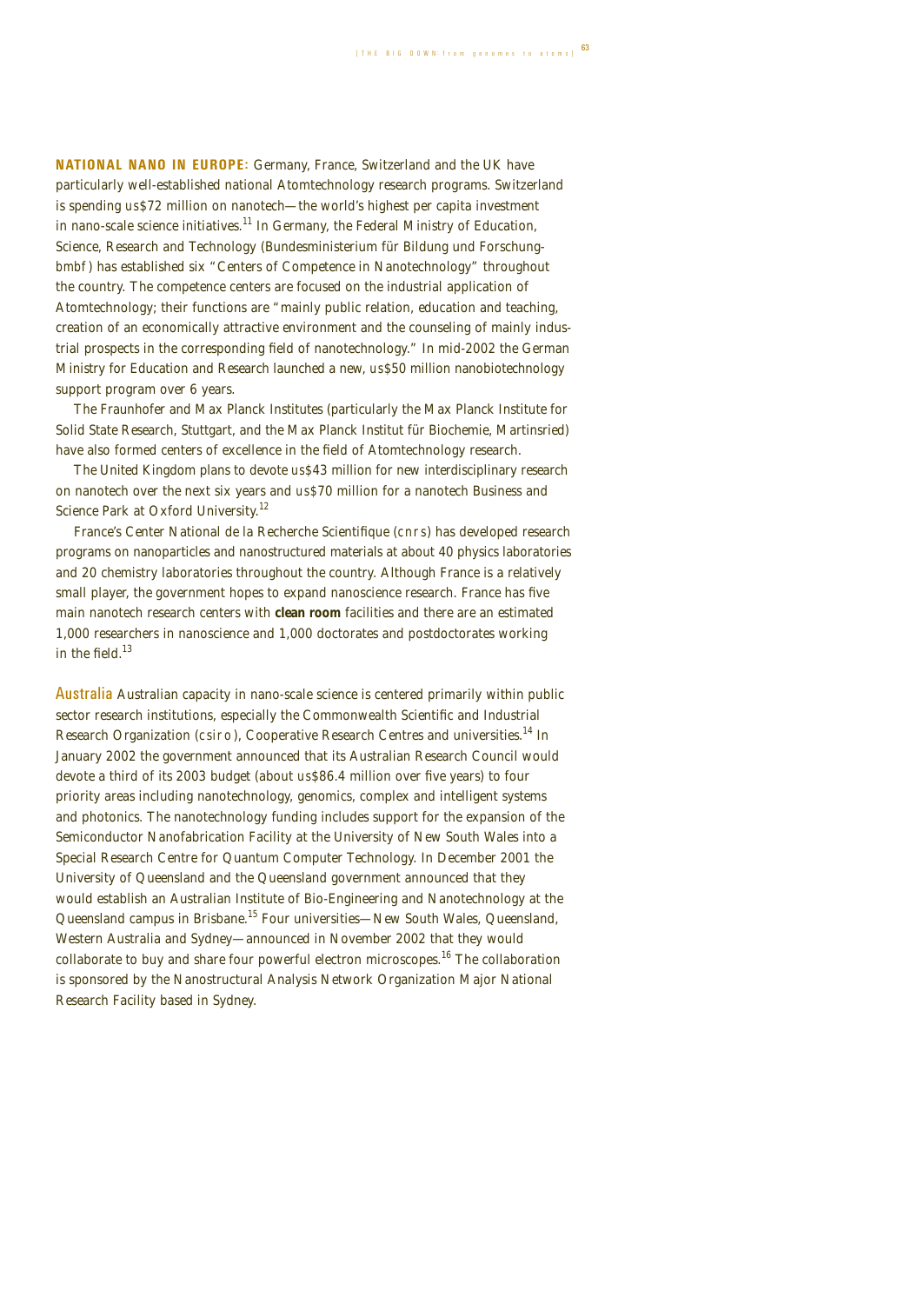**NATIONAL NANO IN EUROPE:** Germany, France, Switzerland and the UK have particularly well-established national Atomtechnology research programs. Switzerland is spending us$72 million on nanotech—the world's highest per capita investment in nano-scale science initiatives.[11] In Germany, the Federal Ministry of Education, Science, Research and Technology (Bundesministerium für Bildung und Forschung-bmbf) has established six "Centers of Competence in Nanotechnology" throughout the country. The competence centers are focused on the industrial application of Atomtechnology; their functions are "mainly public relation, education and teaching, creation of an economically attractive environment and the counseling of mainly industrial prospects in the corresponding field of nanotechnology." In mid-2002 the German Ministry for Education and Research launched a new, us$50 million nanobiotechnology support program over 6 years.

The Fraunhofer and Max Planck Institutes (particularly the Max Planck Institute for Solid State Research, Stuttgart, and the Max Planck Institut für Biochemie, Martinsried) have also formed centers of excellence in the field of Atomtechnology research.

The United Kingdom plans to devote us$43 million for new interdisciplinary research on nanotech over the next six years and us$70 million for a nanotech Business and Science Park at Oxford University.[12]

France's Center National de la Recherche Scientifique (cnrs) has developed research programs on nanoparticles and nanostructured materials at about 40 physics laboratories and 20 chemistry laboratories throughout the country. Although France is a relatively small player, the government hopes to expand nanoscience research. France has five main nanotech research centers with **clean room** facilities and there are an estimated 1,000 researchers in nanoscience and 1,000 doctorates and postdoctorates working in the field.[13]

**Australia** Australian capacity in nano-scale science is centered primarily within public sector research institutions, especially the Commonwealth Scientific and Industrial Research Organization (csiro), Cooperative Research Centres and universities.[14] In January 2002 the government announced that its Australian Research Council would devote a third of its 2003 budget (about us$86.4 million over five years) to four priority areas including nanotechnology, genomics, complex and intelligent systems and photonics. The nanotechnology funding includes support for the expansion of the Semiconductor Nanofabrication Facility at the University of New South Wales into a Special Research Centre for Quantum Computer Technology. In December 2001 the University of Queensland and the Queensland government announced that they would establish an Australian Institute of Bio-Engineering and Nanotechnology at the Queensland campus in Brisbane.[15] Four universities—New South Wales, Queensland, Western Australia and Sydney—announced in November 2002 that they would collaborate to buy and share four powerful electron microscopes.[16] The collaboration is sponsored by the Nanostructural Analysis Network Organization Major National Research Facility based in Sydney.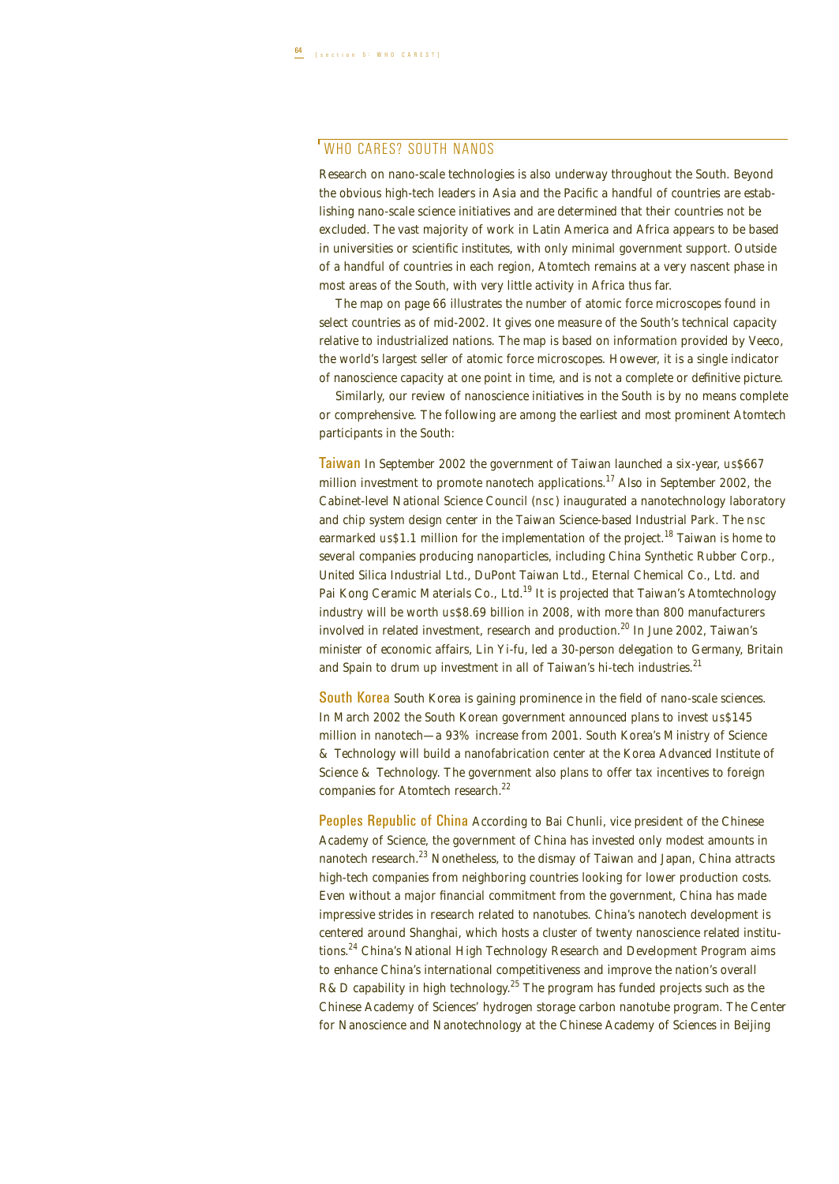## WHO CARES? SOUTH NANOS

Research on nano-scale technologies is also underway throughout the South. Beyond the obvious high-tech leaders in Asia and the Pacific a handful of countries are establishing nano-scale science initiatives and are determined that their countries not be excluded. The vast majority of work in Latin America and Africa appears to be based in universities or scientific institutes, with only minimal government support. Outside of a handful of countries in each region, Atomtech remains at a very nascent phase in most areas of the South, with very little activity in Africa thus far.

The map on page 66 illustrates the number of atomic force microscopes found in select countries as of mid-2002. It gives one measure of the South's technical capacity relative to industrialized nations. The map is based on information provided by Veeco, the world's largest seller of atomic force microscopes. However, it is a single indicator of nanoscience capacity at one point in time, and is not a complete or definitive picture.

Similarly, our review of nanoscience initiatives in the South is by no means complete or comprehensive. The following are among the earliest and most prominent Atomtech participants in the South:

**Taiwan** In September 2002 the government of Taiwan launched a six-year, US$667 million investment to promote nanotech applications.[17] Also in September 2002, the Cabinet-level National Science Council (NSC) inaugurated a nanotechnology laboratory and chip system design center in the Taiwan Science-based Industrial Park. The NSC earmarked US$1.1 million for the implementation of the project.[18] Taiwan is home to several companies producing nanoparticles, including China Synthetic Rubber Corp., United Silica Industrial Ltd., DuPont Taiwan Ltd., Eternal Chemical Co., Ltd. and Pai Kong Ceramic Materials Co., Ltd.[19] It is projected that Taiwan's Atomtechnology industry will be worth US$8.69 billion in 2008, with more than 800 manufacturers involved in related investment, research and production.[20] In June 2002, Taiwan's minister of economic affairs, Lin Yi-fu, led a 30-person delegation to Germany, Britain and Spain to drum up investment in all of Taiwan's hi-tech industries.[21]

**South Korea** South Korea is gaining prominence in the field of nano-scale sciences. In March 2002 the South Korean government announced plans to invest US$145 million in nanotech—a 93% increase from 2001. South Korea's Ministry of Science & Technology will build a nanofabrication center at the Korea Advanced Institute of Science & Technology. The government also plans to offer tax incentives to foreign companies for Atomtech research.[22]

**Peoples Republic of China** According to Bai Chunli, vice president of the Chinese Academy of Science, the government of China has invested only modest amounts in nanotech research.[23] Nonetheless, to the dismay of Taiwan and Japan, China attracts high-tech companies from neighboring countries looking for lower production costs. Even without a major financial commitment from the government, China has made impressive strides in research related to nanotubes. China's nanotech development is centered around Shanghai, which hosts a cluster of twenty nanoscience related institutions.[24] China's National High Technology Research and Development Program aims to enhance China's international competitiveness and improve the nation's overall R&D capability in high technology.[25] The program has funded projects such as the Chinese Academy of Sciences' hydrogen storage carbon nanotube program. The Center for Nanoscience and Nanotechnology at the Chinese Academy of Sciences in Beijing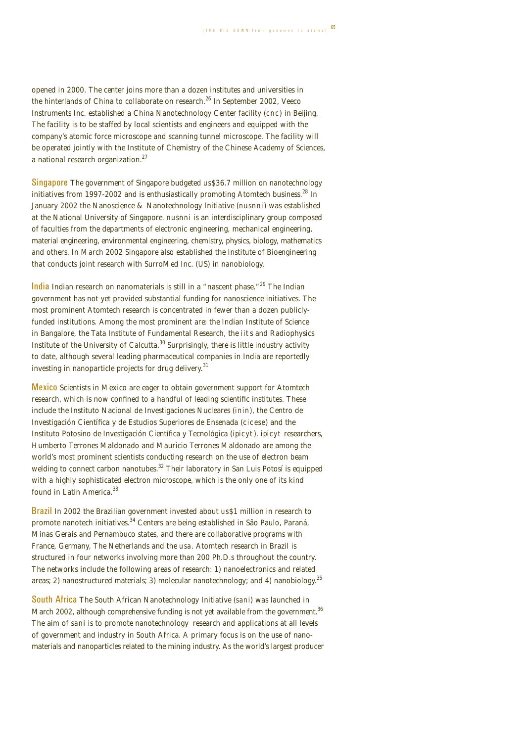opened in 2000. The center joins more than a dozen institutes and universities in the hinterlands of China to collaborate on research.[26] In September 2002, Veeco Instruments Inc. established a China Nanotechnology Center facility (cnc) in Beijing. The facility is to be staffed by local scientists and engineers and equipped with the company's atomic force microscope and scanning tunnel microscope. The facility will be operated jointly with the Institute of Chemistry of the Chinese Academy of Sciences, a national research organization.[27]

**Singapore** The government of Singapore budgeted us$36.7 million on nanotechnology initiatives from 1997-2002 and is enthusiastically promoting Atomtech business.[28] In January 2002 the Nanoscience & Nanotechnology Initiative (nusnni) was established at the National University of Singapore. nusnni is an interdisciplinary group composed of faculties from the departments of electronic engineering, mechanical engineering, material engineering, environmental engineering, chemistry, physics, biology, mathematics and others. In March 2002 Singapore also established the Institute of Bioengineering that conducts joint research with SurroMed Inc. (US) in nanobiology.

**India** Indian research on nanomaterials is still in a "nascent phase."[29] The Indian government has not yet provided substantial funding for nanoscience initiatives. The most prominent Atomtech research is concentrated in fewer than a dozen publicly-funded institutions. Among the most prominent are: the Indian Institute of Science in Bangalore, the Tata Institute of Fundamental Research, the iits and Radiophysics Institute of the University of Calcutta.[30] Surprisingly, there is little industry activity to date, although several leading pharmaceutical companies in India are reportedly investing in nanoparticle projects for drug delivery.[31]

**Mexico** Scientists in Mexico are eager to obtain government support for Atomtech research, which is now confined to a handful of leading scientific institutes. These include the Instituto Nacional de Investigaciones Nucleares (inin), the Centro de Investigación Científica y de Estudios Superiores de Ensenada (cicese) and the Instituto Potosino de Investigación Científica y Tecnológica (ipicyt). ipicyt researchers, Humberto Terrones Maldonado and Mauricio Terrones Maldonado are among the world's most prominent scientists conducting research on the use of electron beam welding to connect carbon nanotubes.[32] Their laboratory in San Luis Potosí is equipped with a highly sophisticated electron microscope, which is the only one of its kind found in Latin America.[33]

**Brazil** In 2002 the Brazilian government invested about us$1 million in research to promote nanotech initiatives.[34] Centers are being established in São Paulo, Paraná, Minas Gerais and Pernambuco states, and there are collaborative programs with France, Germany, The Netherlands and the usa. Atomtech research in Brazil is structured in four networks involving more than 200 Ph.D.s throughout the country. The networks include the following areas of research: 1) nanoelectronics and related areas; 2) nanostructured materials; 3) molecular nanotechnology; and 4) nanobiology.[35]

**South Africa** The South African Nanotechnology Initiative (sani) was launched in March 2002, although comprehensive funding is not yet available from the government.[36] The aim of sani is to promote nanotechnology research and applications at all levels of government and industry in South Africa. A primary focus is on the use of nano-materials and nanoparticles related to the mining industry. As the world's largest producer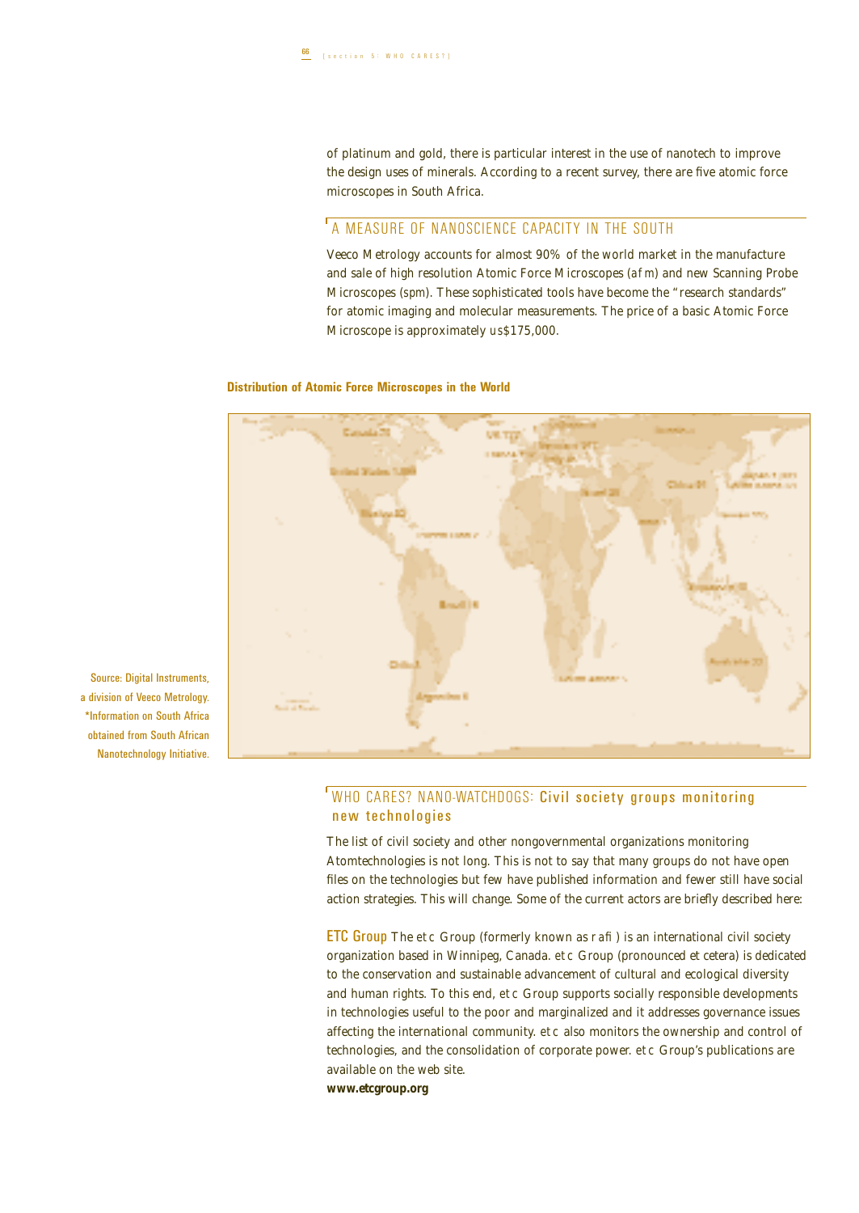of platinum and gold, there is particular interest in the use of nanotech to improve the design uses of minerals. According to a recent survey, there are five atomic force microscopes in South Africa.

## A MEASURE OF NANOSCIENCE CAPACITY IN THE SOUTH

Veeco Metrology accounts for almost 90% of the world market in the manufacture and sale of high resolution Atomic Force Microscopes (afm) and new Scanning Probe Microscopes (spm). These sophisticated tools have become the "research standards" for atomic imaging and molecular measurements. The price of a basic Atomic Force Microscope is approximately us$175,000.

**Distribution of Atomic Force Microscopes in the World**

Source: Digital Instruments, a division of Veeco Metrology. *Information on South Africa obtained from South African Nanotechnology Initiative.

## WHO CARES? NANO-WATCHDOGS: Civil society groups monitoring new technologies

The list of civil society and other nongovernmental organizations monitoring Atomtechnologies is not long. This is not to say that many groups do not have open files on the technologies but few have published information and fewer still have social action strategies. This will change. Some of the current actors are briefly described here:

**ETC Group** The etc Group (formerly known as rafi) is an international civil society organization based in Winnipeg, Canada. etc Group (pronounced et cetera) is dedicated to the conservation and sustainable advancement of cultural and ecological diversity and human rights. To this end, etc Group supports socially responsible developments in technologies useful to the poor and marginalized and it addresses governance issues affecting the international community. etc also monitors the ownership and control of technologies, and the consolidation of corporate power. etc Group's publications are available on the web site.

**www.etcgroup.org**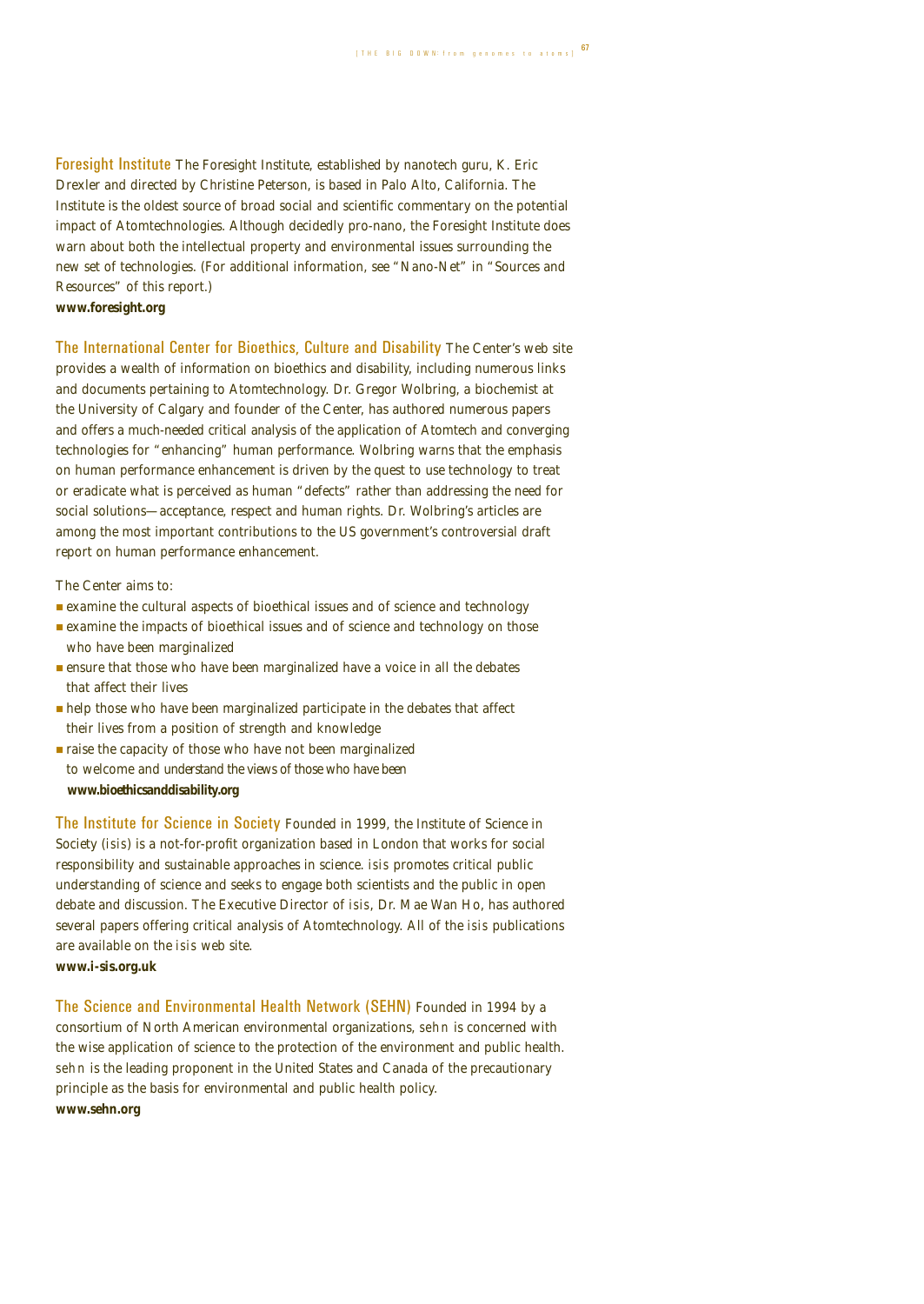**Foresight Institute** The Foresight Institute, established by nanotech guru, K. Eric Drexler and directed by Christine Peterson, is based in Palo Alto, California. The Institute is the oldest source of broad social and scientific commentary on the potential impact of Atomtechnologies. Although decidedly pro-nano, the Foresight Institute does warn about both the intellectual property and environmental issues surrounding the new set of technologies. (For additional information, see "Nano-Net" in "Sources and Resources" of this report.)
**www.foresight.org**

**The International Center for Bioethics, Culture and Disability** The Center's web site provides a wealth of information on bioethics and disability, including numerous links and documents pertaining to Atomtechnology. Dr. Gregor Wolbring, a biochemist at the University of Calgary and founder of the Center, has authored numerous papers and offers a much-needed critical analysis of the application of Atomtech and converging technologies for "enhancing" human performance. Wolbring warns that the emphasis on human performance enhancement is driven by the quest to use technology to treat or eradicate what is perceived as human "defects" rather than addressing the need for social solutions—acceptance, respect and human rights. Dr. Wolbring's articles are among the most important contributions to the US government's controversial draft report on human performance enhancement.

The Center aims to:

- examine the cultural aspects of bioethical issues and of science and technology
- examine the impacts of bioethical issues and of science and technology on those who have been marginalized
- ensure that those who have been marginalized have a voice in all the debates that affect their lives
- help those who have been marginalized participate in the debates that affect their lives from a position of strength and knowledge
- raise the capacity of those who have not been marginalized to welcome and understand the views of those who have been

**www.bioethicsanddisability.org**

**The Institute for Science in Society** Founded in 1999, the Institute of Science in Society (ISIS) is a not-for-profit organization based in London that works for social responsibility and sustainable approaches in science. ISIS promotes critical public understanding of science and seeks to engage both scientists and the public in open debate and discussion. The Executive Director of ISIS, Dr. Mae Wan Ho, has authored several papers offering critical analysis of Atomtechnology. All of the ISIS publications are available on the ISIS web site.
**www.i-sis.org.uk**

**The Science and Environmental Health Network (SEHN)** Founded in 1994 by a consortium of North American environmental organizations, SEHN is concerned with the wise application of science to the protection of the environment and public health. SEHN is the leading proponent in the United States and Canada of the precautionary principle as the basis for environmental and public health policy.
**www.sehn.org**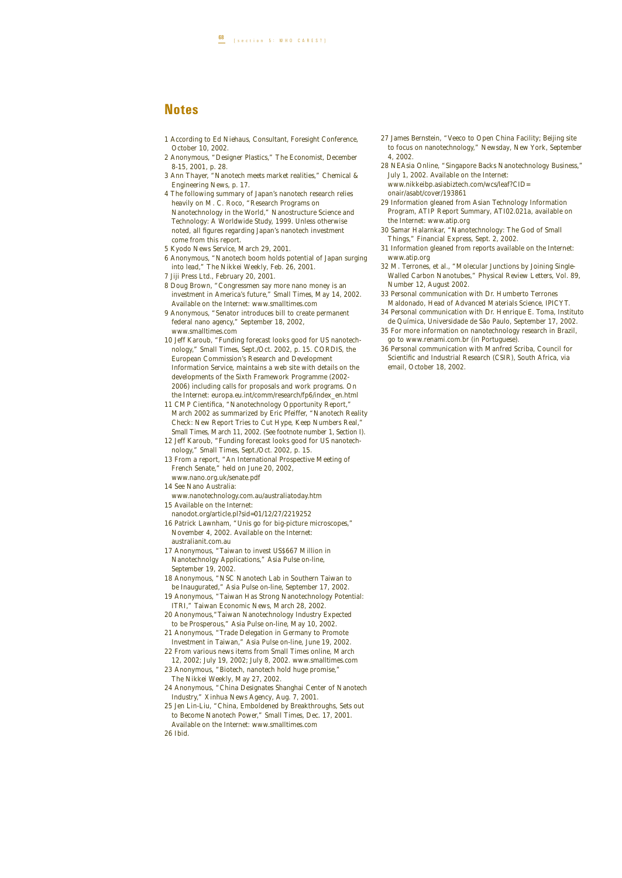## Notes

1 According to Ed Niehaus, Consultant, Foresight Conference, October 10, 2002.

2 Anonymous, "Designer Plastics," The Economist, December 8-15, 2001, p. 28.

3 Ann Thayer, "Nanotech meets market realities," Chemical & Engineering News, p. 17.

4 The following summary of Japan's nanotech research relies heavily on M. C. Roco, "Research Programs on Nanotechnology in the World," Nanostructure Science and Technology: A Worldwide Study, 1999. Unless otherwise noted, all figures regarding Japan's nanotech investment come from this report.

5 Kyodo News Service, March 29, 2001.

6 Anonymous, "Nanotech boom holds potential of Japan surging into lead," The Nikkei Weekly, Feb. 26, 2001.

7 Jiji Press Ltd., February 20, 2001.

8 Doug Brown, "Congressmen say more nano money is an investment in America's future," Small Times, May 14, 2002. Available on the Internet: www.smalltimes.com

9 Anonymous, "Senator introduces bill to create permanent federal nano agency," September 18, 2002, www.smalltimes.com

10 Jeff Karoub, "Funding forecast looks good for US nanotechnology," Small Times, Sept./Oct. 2002, p. 15. CORDIS, the European Commission's Research and Development Information Service, maintains a web site with details on the developments of the Sixth Framework Programme (2002-2006) including calls for proposals and work programs. On the Internet: europa.eu.int/comm/research/fp6/index_en.html

11 CMP Cientifica, "Nanotechnology Opportunity Report," March 2002 as summarized by Eric Pfeiffer, "Nanotech Reality Check: New Report Tries to Cut Hype, Keep Numbers Real," Small Times, March 11, 2002. (See footnote number 1, Section I).

12 Jeff Karoub, "Funding forecast looks good for US nanotechnology," Small Times, Sept./Oct. 2002, p. 15.

13 From a report, "An International Prospective Meeting of French Senate," held on June 20, 2002, www.nano.org.uk/senate.pdf

14 See Nano Australia: www.nanotechnology.com.au/australiatoday.htm

15 Available on the Internet: nanodot.org/article.pl?sid=01/12/27/2219252

16 Patrick Lawnham, "Unis go for big-picture microscopes," November 4, 2002. Available on the Internet: australianit.com.au

17 Anonymous, "Taiwan to invest US$667 Million in Nanotechnolgy Applications," Asia Pulse on-line, September 19, 2002.

18 Anonymous, "NSC Nanotech Lab in Southern Taiwan to be Inaugurated," Asia Pulse on-line, September 17, 2002.

19 Anonymous, "Taiwan Has Strong Nanotechnology Potential: ITRI," Taiwan Economic News, March 28, 2002.

20 Anonymous,"Taiwan Nanotechnology Industry Expected to be Prosperous," Asia Pulse on-line, May 10, 2002.

21 Anonymous, "Trade Delegation in Germany to Promote Investment in Taiwan," Asia Pulse on-line, June 19, 2002.

22 From various news items from Small Times online, March 12, 2002; July 19, 2002; July 8, 2002. www.smalltimes.com

23 Anonymous, "Biotech, nanotech hold huge promise," The Nikkei Weekly, May 27, 2002.

24 Anonymous, "China Designates Shanghai Center of Nanotech Industry," Xinhua News Agency, Aug. 7, 2001.

25 Jen Lin-Liu, "China, Emboldened by Breakthroughs, Sets out to Become Nanotech Power," Small Times, Dec. 17, 2001. Available on the Internet: www.smalltimes.com

26 Ibid.

27 James Bernstein, "Veeco to Open China Facility; Beijing site to focus on nanotechnology," Newsday, New York, September 4, 2002.

28 NEAsia Online, "Singapore Backs Nanotechnology Business," July 1, 2002. Available on the Internet: www.nikkeibp.asiabiztech.com/wcs/leaf?CID=onair/asabt/cover/193861

29 Information gleaned from Asian Technology Information Program, ATIP Report Summary, ATI02.021a, available on the Internet: www.atip.org

30 Samar Halarnkar, "Nanotechnology: The God of Small Things," Financial Express, Sept. 2, 2002.

31 Information gleaned from reports available on the Internet: www.atip.org

32 M. Terrones, et al., "Molecular Junctions by Joining Single-Walled Carbon Nanotubes," Physical Review Letters, Vol. 89, Number 12, August 2002.

33 Personal communication with Dr. Humberto Terrones Maldonado, Head of Advanced Materials Science, IPICYT.

34 Personal communication with Dr. Henrique E. Toma, Instituto de Química, Universidade de São Paulo, September 17, 2002.

35 For more information on nanotechnology research in Brazil, go to www.renami.com.br (in Portuguese).

36 Personal communication with Manfred Scriba, Council for Scientific and Industrial Research (CSIR), South Africa, via email, October 18, 2002.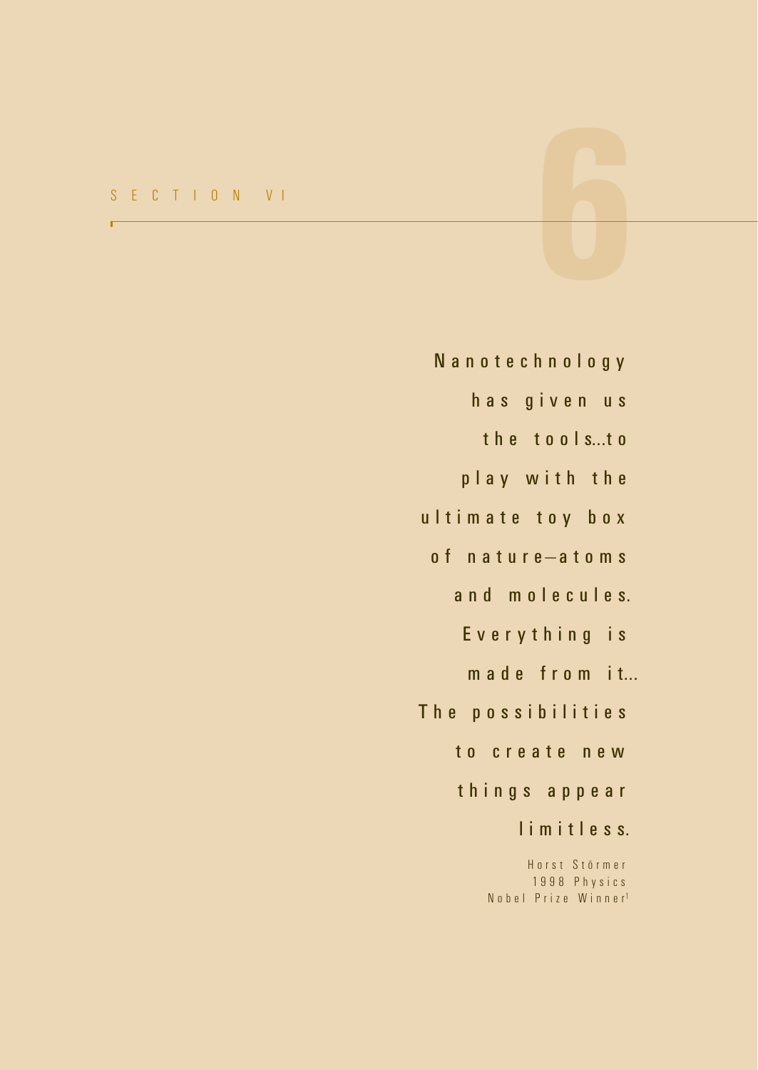# SECTION VI

Nanotechnology has given us the tools...to play with the ultimate toy box of nature—atoms and molecules. Everything is made from it... The possibilities to create new things appear limitless.

Horst Störmer
1998 Physics
Nobel Prize Winner[1]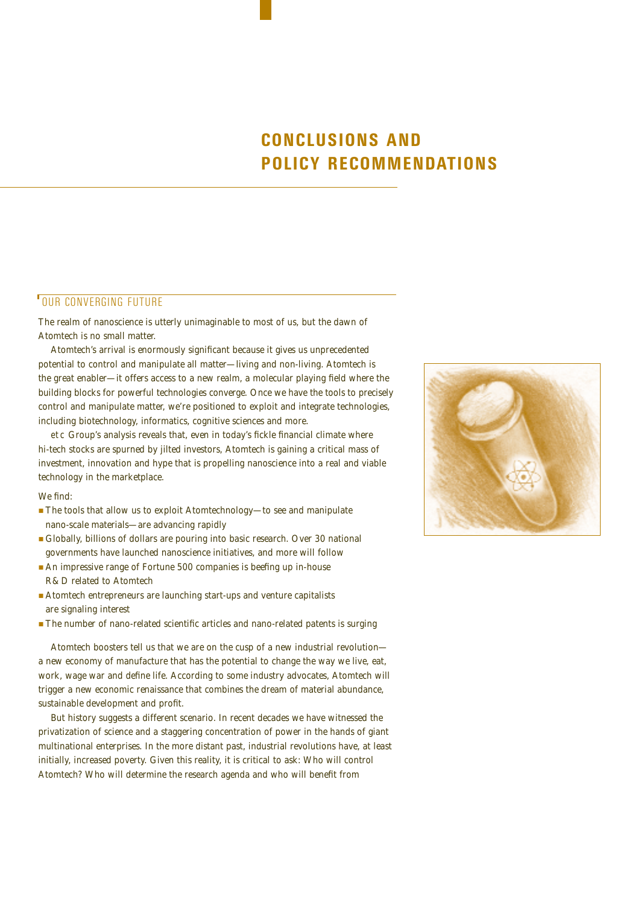# CONCLUSIONS AND POLICY RECOMMENDATIONS

## OUR CONVERGING FUTURE

The realm of nanoscience is utterly unimaginable to most of us, but the dawn of Atomtech is no small matter.

Atomtech's arrival is enormously significant because it gives us unprecedented potential to control and manipulate all matter—living and non-living. Atomtech is the great enabler—it offers access to a new realm, a molecular playing field where the building blocks for powerful technologies converge. Once we have the tools to precisely control and manipulate matter, we're positioned to exploit and integrate technologies, including biotechnology, informatics, cognitive sciences and more.

etc Group's analysis reveals that, even in today's fickle financial climate where hi-tech stocks are spurned by jilted investors, Atomtech is gaining a critical mass of investment, innovation and hype that is propelling nanoscience into a real and viable technology in the marketplace.

We find:

- The tools that allow us to exploit Atomtechnology—to see and manipulate nano-scale materials—are advancing rapidly
- Globally, billions of dollars are pouring into basic research. Over 30 national governments have launched nanoscience initiatives, and more will follow
- An impressive range of Fortune 500 companies is beefing up in-house R&D related to Atomtech
- Atomtech entrepreneurs are launching start-ups and venture capitalists are signaling interest
- The number of nano-related scientific articles and nano-related patents is surging

Atomtech boosters tell us that we are on the cusp of a new industrial revolution—a new economy of manufacture that has the potential to change the way we live, eat, work, wage war and define life. According to some industry advocates, Atomtech will trigger a new economic renaissance that combines the dream of material abundance, sustainable development and profit.

But history suggests a different scenario. In recent decades we have witnessed the privatization of science and a staggering concentration of power in the hands of giant multinational enterprises. In the more distant past, industrial revolutions have, at least initially, increased poverty. Given this reality, it is critical to ask: Who will control Atomtech? Who will determine the research agenda and who will benefit from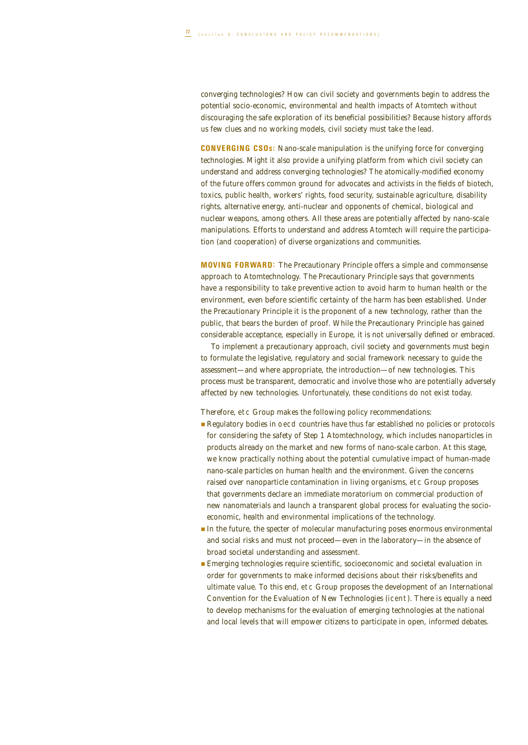converging technologies? How can civil society and governments begin to address the potential socio-economic, environmental and health impacts of Atomtech without discouraging the safe exploration of its beneficial possibilities? Because history affords us few clues and no working models, civil society must take the lead.

**CONVERGING CSOs:** Nano-scale manipulation is the unifying force for converging technologies. Might it also provide a unifying platform from which civil society can understand and address converging technologies? The atomically-modified economy of the future offers common ground for advocates and activists in the fields of biotech, toxics, public health, workers' rights, food security, sustainable agriculture, disability rights, alternative energy, anti-nuclear and opponents of chemical, biological and nuclear weapons, among others. All these areas are potentially affected by nano-scale manipulations. Efforts to understand and address Atomtech will require the participation (and cooperation) of diverse organizations and communities.

**MOVING FORWARD:** The Precautionary Principle offers a simple and commonsense approach to Atomtechnology. The Precautionary Principle says that governments have a responsibility to take preventive action to avoid harm to human health or the environment, even before scientific certainty of the harm has been established. Under the Precautionary Principle it is the proponent of a new technology, rather than the public, that bears the burden of proof. While the Precautionary Principle has gained considerable acceptance, especially in Europe, it is not universally defined or embraced.

To implement a precautionary approach, civil society and governments must begin to formulate the legislative, regulatory and social framework necessary to guide the assessment—and where appropriate, the introduction—of new technologies. This process must be transparent, democratic and involve those who are potentially adversely affected by new technologies. Unfortunately, these conditions do not exist today.

Therefore, etc Group makes the following policy recommendations:

- Regulatory bodies in oecd countries have thus far established no policies or protocols for considering the safety of Step 1 Atomtechnology, which includes nanoparticles in products already on the market and new forms of nano-scale carbon. At this stage, we know practically nothing about the potential cumulative impact of human-made nano-scale particles on human health and the environment. Given the concerns raised over nanoparticle contamination in living organisms, etc Group proposes that governments declare an immediate moratorium on commercial production of new nanomaterials and launch a transparent global process for evaluating the socio-economic, health and environmental implications of the technology.
- In the future, the specter of molecular manufacturing poses enormous environmental and social risks and must not proceed—even in the laboratory—in the absence of broad societal understanding and assessment.
- Emerging technologies require scientific, socioeconomic and societal evaluation in order for governments to make informed decisions about their risks/benefits and ultimate value. To this end, etc Group proposes the development of an International Convention for the Evaluation of New Technologies (icent). There is equally a need to develop mechanisms for the evaluation of emerging technologies at the national and local levels that will empower citizens to participate in open, informed debates.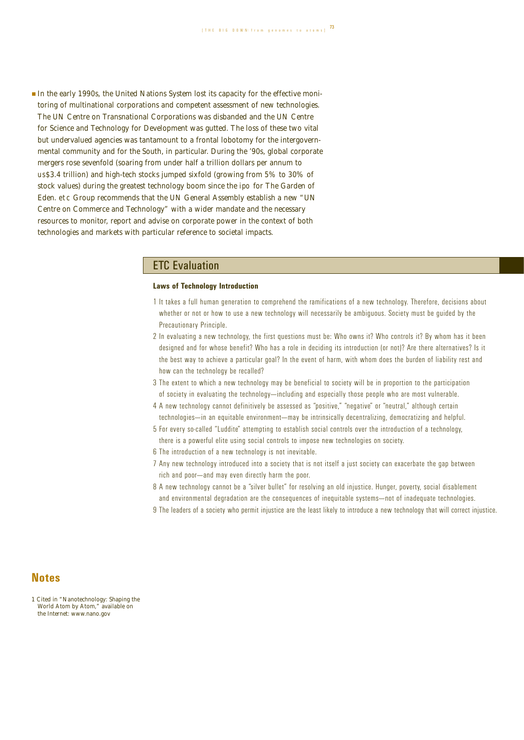- In the early 1990s, the United Nations System lost its capacity for the effective monitoring of multinational corporations and competent assessment of new technologies. The UN Centre on Transnational Corporations was disbanded and the UN Centre for Science and Technology for Development was gutted. The loss of these two vital but undervalued agencies was tantamount to a frontal lobotomy for the intergovernmental community and for the South, in particular. During the '90s, global corporate mergers rose sevenfold (soaring from under half a trillion dollars per annum to us$3.4 trillion) and high-tech stocks jumped sixfold (growing from 5% to 30% of stock values) during the greatest technology boom since the ipo for The Garden of Eden. etc Group recommends that the UN General Assembly establish a new "UN Centre on Commerce and Technology" with a wider mandate and the necessary resources to monitor, report and advise on corporate power in the context of both technologies and markets with particular reference to societal impacts.

## ETC Evaluation

**Laws of Technology Introduction**

1. It takes a full human generation to comprehend the ramifications of a new technology. Therefore, decisions about whether or not or how to use a new technology will necessarily be ambiguous. Society must be guided by the Precautionary Principle.
2. In evaluating a new technology, the first questions must be: Who owns it? Who controls it? By whom has it been designed and for whose benefit? Who has a role in deciding its introduction (or not)? Are there alternatives? Is it the best way to achieve a particular goal? In the event of harm, with whom does the burden of liability rest and how can the technology be recalled?
3. The extent to which a new technology may be beneficial to society will be in proportion to the participation of society in evaluating the technology—including and especially those people who are most vulnerable.
4. A new technology cannot definitively be assessed as "positive," "negative" or "neutral," although certain technologies—in an equitable environment—may be intrinsically decentralizing, democratizing and helpful.
5. For every so-called "Luddite" attempting to establish social controls over the introduction of a technology, there is a powerful elite using social controls to impose new technologies on society.
6. The introduction of a new technology is not inevitable.
7. Any new technology introduced into a society that is not itself a just society can exacerbate the gap between rich and poor—and may even directly harm the poor.
8. A new technology cannot be a "silver bullet" for resolving an old injustice. Hunger, poverty, social disablement and environmental degradation are the consequences of inequitable systems—not of inadequate technologies.
9. The leaders of a society who permit injustice are the least likely to introduce a new technology that will correct injustice.

## Notes

1 Cited in "Nanotechnology: Shaping the World Atom by Atom," available on the Internet: www.nano.gov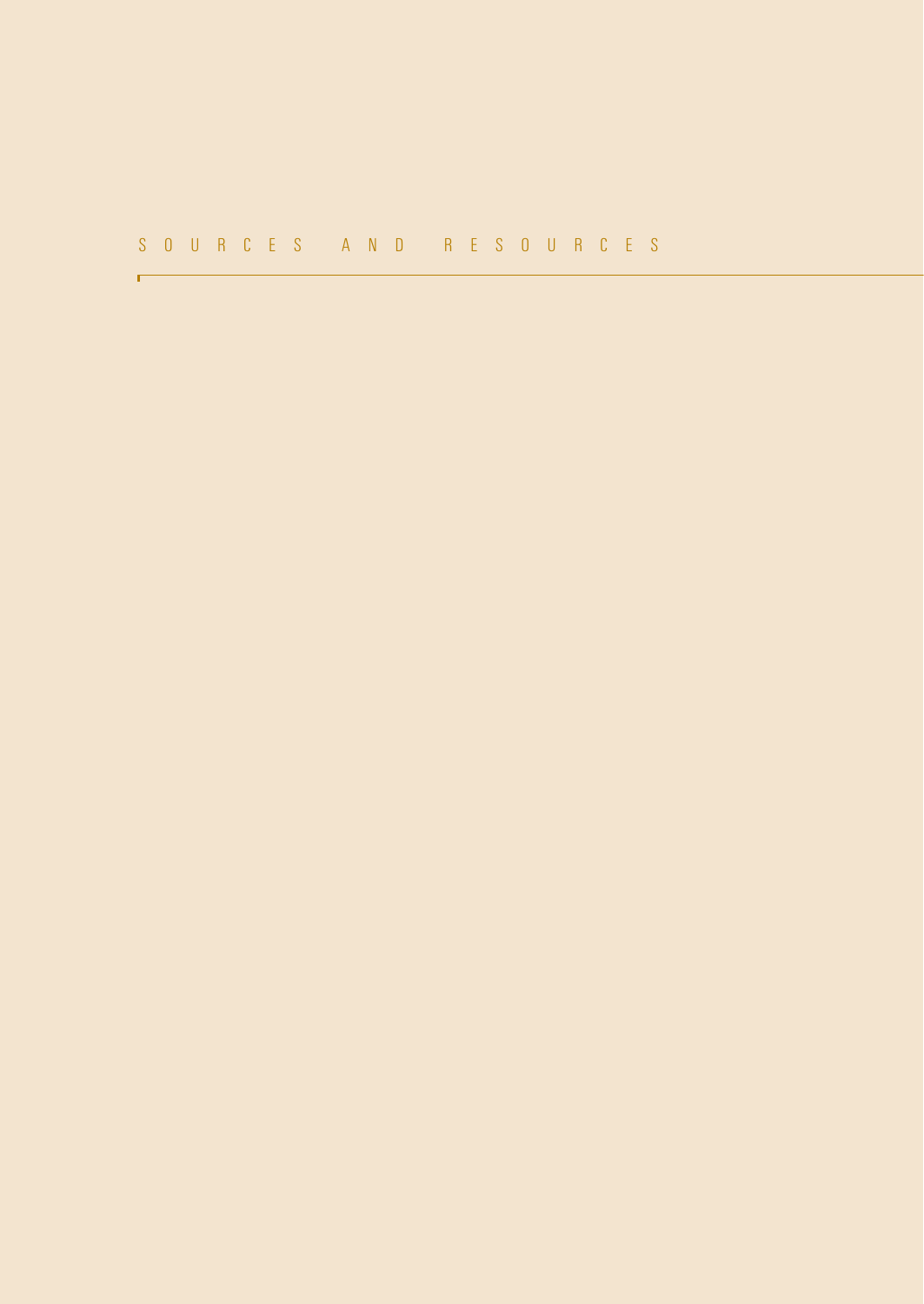# SOURCES AND RESOURCES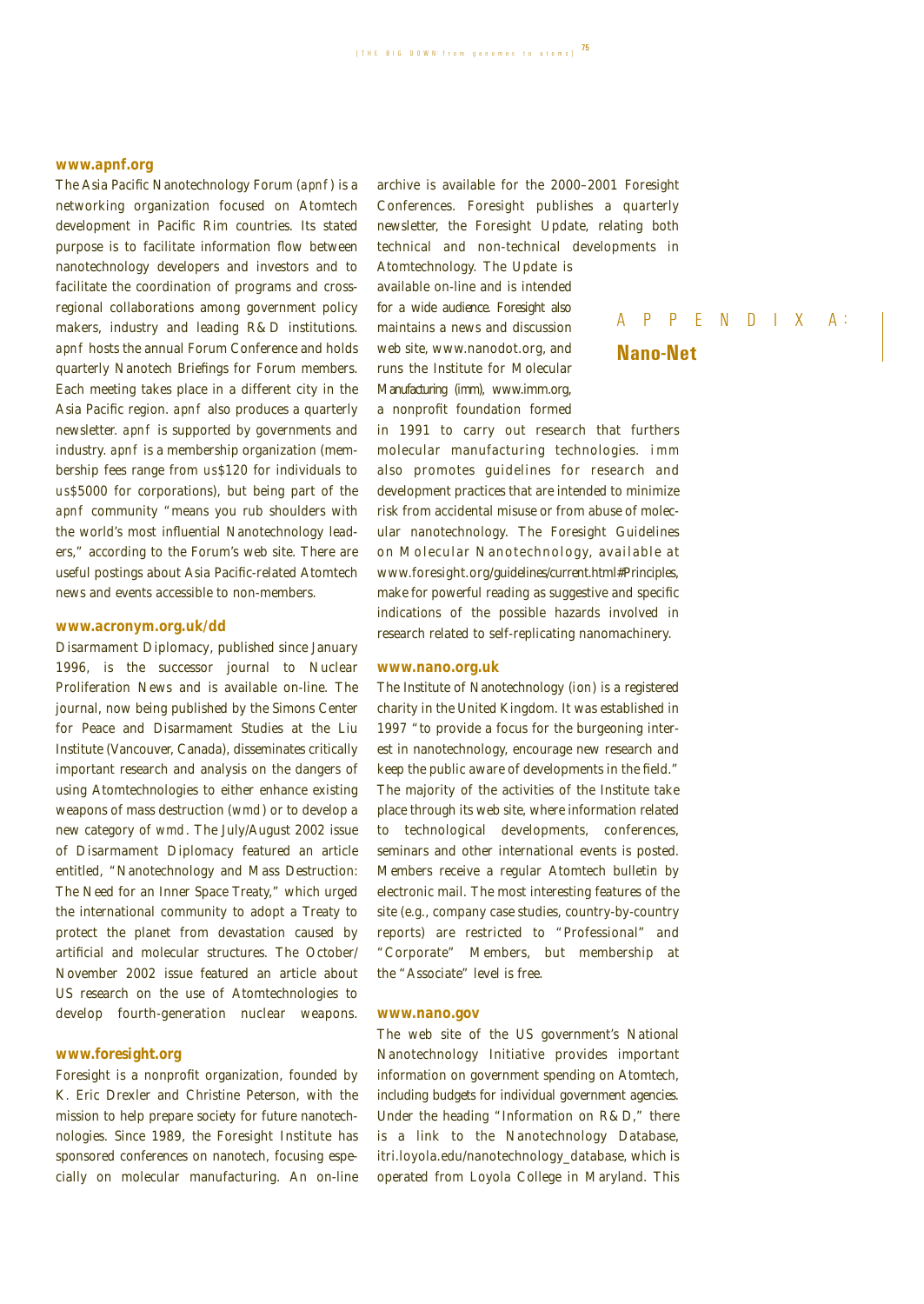## APPENDIX A: Nano-Net

### www.apnf.org

The Asia Pacific Nanotechnology Forum (*apnf*) is a networking organization focused on Atomtech development in Pacific Rim countries. Its stated purpose is to facilitate information flow between nanotechnology developers and investors and to facilitate the coordination of programs and cross-regional collaborations among government policy makers, industry and leading R&D institutions. *apnf* hosts the annual Forum Conference and holds quarterly Nanotech Briefings for Forum members. Each meeting takes place in a different city in the Asia Pacific region. *apnf* also produces a quarterly newsletter. *apnf* is supported by governments and industry. *apnf* is a membership organization (membership fees range from us$120 for individuals to us$5000 for corporations), but being part of the *apnf* community "means you rub shoulders with the world's most influential Nanotechnology leaders," according to the Forum's web site. There are useful postings about Asia Pacific-related Atomtech news and events accessible to non-members.

### www.acronym.org.uk/dd

Disarmament Diplomacy, published since January 1996, is the successor journal to Nuclear Proliferation News and is available on-line. The journal, now being published by the Simons Center for Peace and Disarmament Studies at the Liu Institute (Vancouver, Canada), disseminates critically important research and analysis on the dangers of using Atomtechnologies to either enhance existing weapons of mass destruction (*wmd*) or to develop a new category of *wmd*. The July/August 2002 issue of Disarmament Diplomacy featured an article entitled, "Nanotechnology and Mass Destruction: The Need for an Inner Space Treaty," which urged the international community to adopt a Treaty to protect the planet from devastation caused by artificial and molecular structures. The October/November 2002 issue featured an article about US research on the use of Atomtechnologies to develop fourth-generation nuclear weapons.

### www.foresight.org

Foresight is a nonprofit organization, founded by K. Eric Drexler and Christine Peterson, with the mission to help prepare society for future nanotechnologies. Since 1989, the Foresight Institute has sponsored conferences on nanotech, focusing especially on molecular manufacturing. An on-line archive is available for the 2000–2001 Foresight Conferences. Foresight publishes a quarterly newsletter, the Foresight Update, relating both technical and non-technical developments in Atomtechnology. The Update is available on-line and is intended for a wide audience. Foresight also maintains a news and discussion web site, www.nanodot.org, and runs the Institute for Molecular Manufacturing (imm), www.imm.org, a nonprofit foundation formed in 1991 to carry out research that furthers molecular manufacturing technologies. *imm* also promotes guidelines for research and development practices that are intended to minimize risk from accidental misuse or from abuse of molecular nanotechnology. The Foresight Guidelines on Molecular Nanotechnology, available at www.foresight.org/guidelines/current.html#Principles, make for powerful reading as suggestive and specific indications of the possible hazards involved in research related to self-replicating nanomachinery.

### www.nano.org.uk

The Institute of Nanotechnology (ion) is a registered charity in the United Kingdom. It was established in 1997 "to provide a focus for the burgeoning interest in nanotechnology, encourage new research and keep the public aware of developments in the field." The majority of the activities of the Institute take place through its web site, where information related to technological developments, conferences, seminars and other international events is posted. Members receive a regular Atomtech bulletin by electronic mail. The most interesting features of the site (e.g., company case studies, country-by-country reports) are restricted to "Professional" and "Corporate" Members, but membership at the "Associate" level is free.

### www.nano.gov

The web site of the US government's National Nanotechnology Initiative provides important information on government spending on Atomtech, including budgets for individual government agencies. Under the heading "Information on R&D," there is a link to the Nanotechnology Database, itri.loyola.edu/nanotechnology_database, which is operated from Loyola College in Maryland. This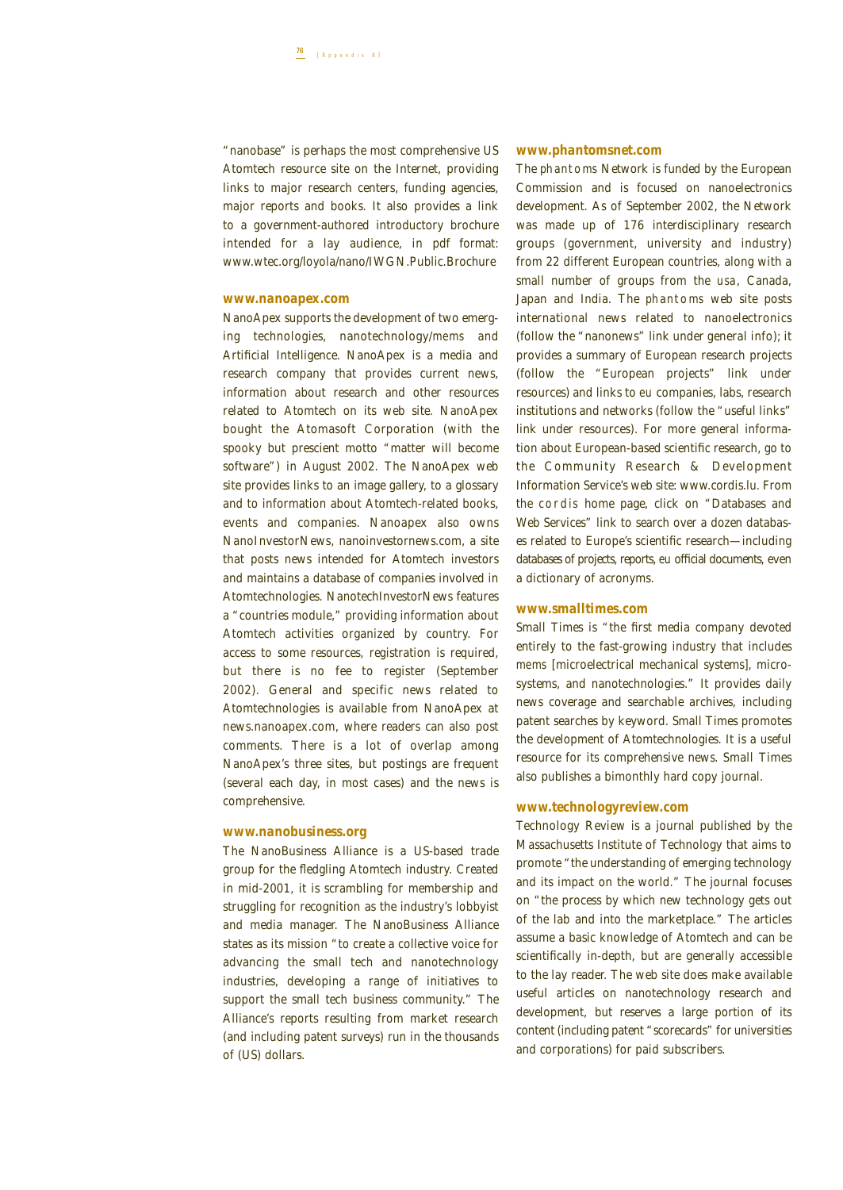"nanobase" is perhaps the most comprehensive US Atomtech resource site on the Internet, providing links to major research centers, funding agencies, major reports and books. It also provides a link to a government-authored introductory brochure intended for a lay audience, in pdf format: www.wtec.org/loyola/nano/IWGN.Public.Brochure

### www.nanoapex.com

NanoApex supports the development of two emerging technologies, nanotechnology/mems and Artificial Intelligence. NanoApex is a media and research company that provides current news, information about research and other resources related to Atomtech on its web site. NanoApex bought the Atomasoft Corporation (with the spooky but prescient motto "matter will become software") in August 2002. The NanoApex web site provides links to an image gallery, to a glossary and to information about Atomtech-related books, events and companies. Nanoapex also owns NanoInvestorNews, nanoinvestornews.com, a site that posts news intended for Atomtech investors and maintains a database of companies involved in Atomtechnologies. NanotechInvestorNews features a "countries module," providing information about Atomtech activities organized by country. For access to some resources, registration is required, but there is no fee to register (September 2002). General and specific news related to Atomtechnologies is available from NanoApex at news.nanoapex.com, where readers can also post comments. There is a lot of overlap among NanoApex's three sites, but postings are frequent (several each day, in most cases) and the news is comprehensive.

### www.nanobusiness.org

The NanoBusiness Alliance is a US-based trade group for the fledgling Atomtech industry. Created in mid-2001, it is scrambling for membership and struggling for recognition as the industry's lobbyist and media manager. The NanoBusiness Alliance states as its mission "to create a collective voice for advancing the small tech and nanotechnology industries, developing a range of initiatives to support the small tech business community." The Alliance's reports resulting from market research (and including patent surveys) run in the thousands of (US) dollars.

### www.phantomsnet.com

The phantoms Network is funded by the European Commission and is focused on nanoelectronics development. As of September 2002, the Network was made up of 176 interdisciplinary research groups (government, university and industry) from 22 different European countries, along with a small number of groups from the usa, Canada, Japan and India. The phantoms web site posts international news related to nanoelectronics (follow the "nanonews" link under general info); it provides a summary of European research projects (follow the "European projects" link under resources) and links to eu companies, labs, research institutions and networks (follow the "useful links" link under resources). For more general information about European-based scientific research, go to the Community Research & Development Information Service's web site: www.cordis.lu. From the cordis home page, click on "Databases and Web Services" link to search over a dozen databases related to Europe's scientific research—including databases of projects, reports, eu official documents, even a dictionary of acronyms.

### www.smalltimes.com

Small Times is "the first media company devoted entirely to the fast-growing industry that includes mems [microelectrical mechanical systems], microsystems, and nanotechnologies." It provides daily news coverage and searchable archives, including patent searches by keyword. Small Times promotes the development of Atomtechnologies. It is a useful resource for its comprehensive news. Small Times also publishes a bimonthly hard copy journal.

### www.technologyreview.com

Technology Review is a journal published by the Massachusetts Institute of Technology that aims to promote "the understanding of emerging technology and its impact on the world." The journal focuses on "the process by which new technology gets out of the lab and into the marketplace." The articles assume a basic knowledge of Atomtech and can be scientifically in-depth, but are generally accessible to the lay reader. The web site does make available useful articles on nanotechnology research and development, but reserves a large portion of its content (including patent "scorecards" for universities and corporations) for paid subscribers.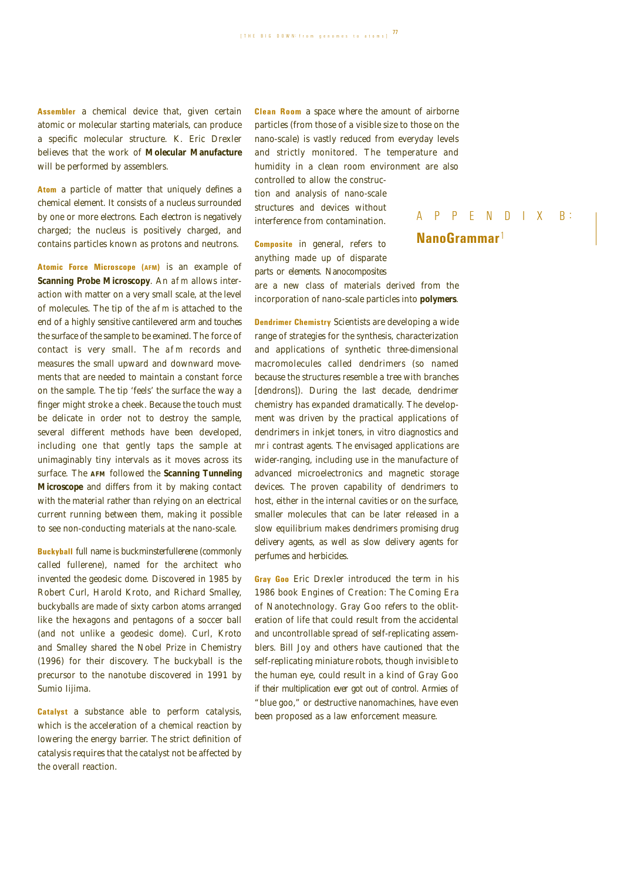## APPENDIX B: NanoGrammar[1]

**Assembler** a chemical device that, given certain atomic or molecular starting materials, can produce a specific molecular structure. K. Eric Drexler believes that the work of **Molecular Manufacture** will be performed by assemblers.

**Atom** a particle of matter that uniquely defines a chemical element. It consists of a nucleus surrounded by one or more electrons. Each electron is negatively charged; the nucleus is positively charged, and contains particles known as protons and neutrons.

**Atomic Force Microscope (AFM)** is an example of **Scanning Probe Microscopy**. An AFM allows interaction with matter on a very small scale, at the level of molecules. The tip of the AFM is attached to the end of a highly sensitive cantilevered arm and touches the surface of the sample to be examined. The force of contact is very small. The AFM records and measures the small upward and downward movements that are needed to maintain a constant force on the sample. The tip 'feels' the surface the way a finger might stroke a cheek. Because the touch must be delicate in order not to destroy the sample, several different methods have been developed, including one that gently taps the sample at unimaginably tiny intervals as it moves across its surface. The AFM followed the **Scanning Tunneling Microscope** and differs from it by making contact with the material rather than relying on an electrical current running between them, making it possible to see non-conducting materials at the nano-scale.

**Buckyball** full name is buckminsterfullerene (commonly called fullerene), named for the architect who invented the geodesic dome. Discovered in 1985 by Robert Curl, Harold Kroto, and Richard Smalley, buckyballs are made of sixty carbon atoms arranged like the hexagons and pentagons of a soccer ball (and not unlike a geodesic dome). Curl, Kroto and Smalley shared the Nobel Prize in Chemistry (1996) for their discovery. The buckyball is the precursor to the nanotube discovered in 1991 by Sumio Iijima.

**Catalyst** a substance able to perform catalysis, which is the acceleration of a chemical reaction by lowering the energy barrier. The strict definition of catalysis requires that the catalyst not be affected by the overall reaction.

**Clean Room** a space where the amount of airborne particles (from those of a visible size to those on the nano-scale) is vastly reduced from everyday levels and strictly monitored. The temperature and humidity in a clean room environment are also controlled to allow the construction and analysis of nano-scale structures and devices without interference from contamination.

**Composite** in general, refers to anything made up of disparate parts or elements. Nanocomposites are a new class of materials derived from the incorporation of nano-scale particles into **polymers**.

**Dendrimer Chemistry** Scientists are developing a wide range of strategies for the synthesis, characterization and applications of synthetic three-dimensional macromolecules called dendrimers (so named because the structures resemble a tree with branches [dendrons]). During the last decade, dendrimer chemistry has expanded dramatically. The development was driven by the practical applications of dendrimers in inkjet toners, in vitro diagnostics and MRI contrast agents. The envisaged applications are wider-ranging, including use in the manufacture of advanced microelectronics and magnetic storage devices. The proven capability of dendrimers to host, either in the internal cavities or on the surface, smaller molecules that can be later released in a slow equilibrium makes dendrimers promising drug delivery agents, as well as slow delivery agents for perfumes and herbicides.

**Gray Goo** Eric Drexler introduced the term in his 1986 book Engines of Creation: The Coming Era of Nanotechnology. Gray Goo refers to the obliteration of life that could result from the accidental and uncontrollable spread of self-replicating assemblers. Bill Joy and others have cautioned that the self-replicating miniature robots, though invisible to the human eye, could result in a kind of Gray Goo if their multiplication ever got out of control. Armies of "blue goo," or destructive nanomachines, have even been proposed as a law enforcement measure.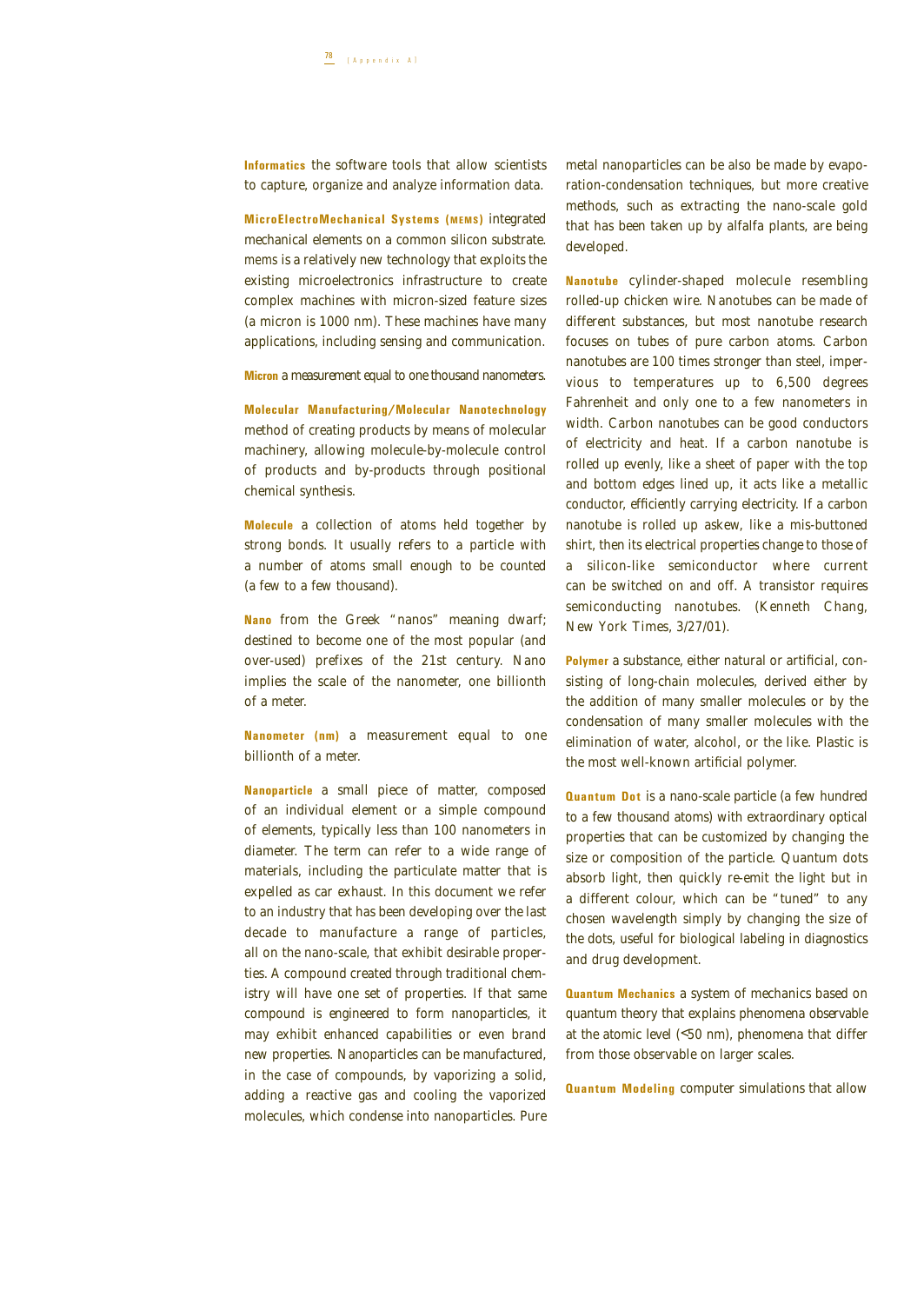**Informatics** the software tools that allow scientists to capture, organize and analyze information data.

**MicroElectroMechanical Systems (MEMS)** integrated mechanical elements on a common silicon substrate. mems is a relatively new technology that exploits the existing microelectronics infrastructure to create complex machines with micron-sized feature sizes (a micron is 1000 nm). These machines have many applications, including sensing and communication.

**Micron** a measurement equal to one thousand nanometers.

**Molecular Manufacturing/Molecular Nanotechnology** method of creating products by means of molecular machinery, allowing molecule-by-molecule control of products and by-products through positional chemical synthesis.

**Molecule** a collection of atoms held together by strong bonds. It usually refers to a particle with a number of atoms small enough to be counted (a few to a few thousand).

**Nano** from the Greek "nanos" meaning dwarf; destined to become one of the most popular (and over-used) prefixes of the 21st century. Nano implies the scale of the nanometer, one billionth of a meter.

**Nanometer (nm)** a measurement equal to one billionth of a meter.

**Nanoparticle** a small piece of matter, composed of an individual element or a simple compound of elements, typically less than 100 nanometers in diameter. The term can refer to a wide range of materials, including the particulate matter that is expelled as car exhaust. In this document we refer to an industry that has been developing over the last decade to manufacture a range of particles, all on the nano-scale, that exhibit desirable properties. A compound created through traditional chemistry will have one set of properties. If that same compound is engineered to form nanoparticles, it may exhibit enhanced capabilities or even brand new properties. Nanoparticles can be manufactured, in the case of compounds, by vaporizing a solid, adding a reactive gas and cooling the vaporized molecules, which condense into nanoparticles. Pure metal nanoparticles can be also be made by evaporation-condensation techniques, but more creative methods, such as extracting the nano-scale gold that has been taken up by alfalfa plants, are being developed.

**Nanotube** cylinder-shaped molecule resembling rolled-up chicken wire. Nanotubes can be made of different substances, but most nanotube research focuses on tubes of pure carbon atoms. Carbon nanotubes are 100 times stronger than steel, impervious to temperatures up to 6,500 degrees Fahrenheit and only one to a few nanometers in width. Carbon nanotubes can be good conductors of electricity and heat. If a carbon nanotube is rolled up evenly, like a sheet of paper with the top and bottom edges lined up, it acts like a metallic conductor, efficiently carrying electricity. If a carbon nanotube is rolled up askew, like a mis-buttoned shirt, then its electrical properties change to those of a silicon-like semiconductor where current can be switched on and off. A transistor requires semiconducting nanotubes. (Kenneth Chang, New York Times, 3/27/01).

**Polymer** a substance, either natural or artificial, consisting of long-chain molecules, derived either by the addition of many smaller molecules or by the condensation of many smaller molecules with the elimination of water, alcohol, or the like. Plastic is the most well-known artificial polymer.

**Quantum Dot** is a nano-scale particle (a few hundred to a few thousand atoms) with extraordinary optical properties that can be customized by changing the size or composition of the particle. Quantum dots absorb light, then quickly re-emit the light but in a different colour, which can be "tuned" to any chosen wavelength simply by changing the size of the dots, useful for biological labeling in diagnostics and drug development.

**Quantum Mechanics** a system of mechanics based on quantum theory that explains phenomena observable at the atomic level (<50 nm), phenomena that differ from those observable on larger scales.

**Quantum Modeling** computer simulations that allow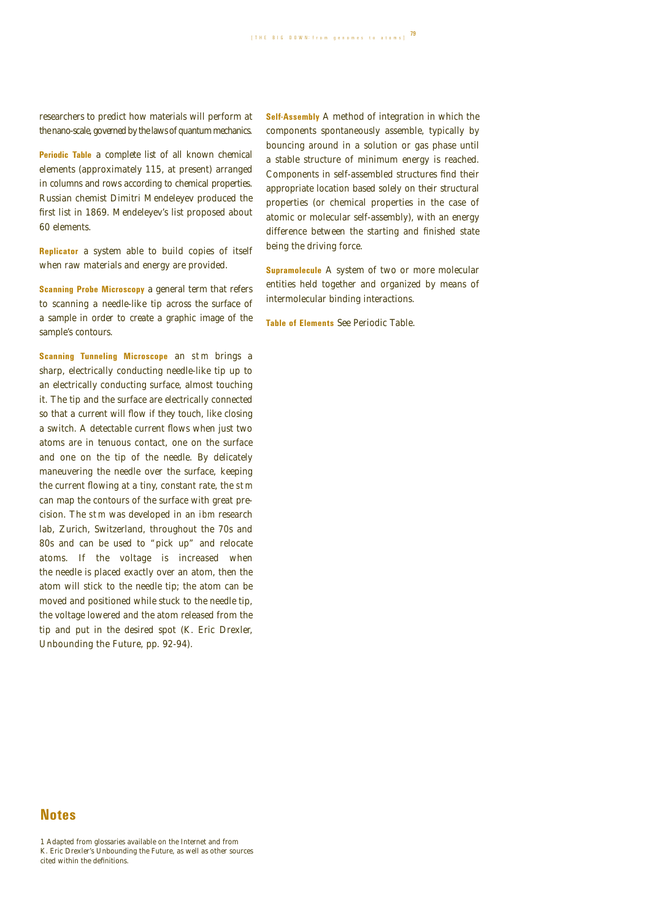researchers to predict how materials will perform at the nano-scale, governed by the laws of quantum mechanics.

**Periodic Table** a complete list of all known chemical elements (approximately 115, at present) arranged in columns and rows according to chemical properties. Russian chemist Dimitri Mendeleyev produced the first list in 1869. Mendeleyev's list proposed about 60 elements.

**Replicator** a system able to build copies of itself when raw materials and energy are provided.

**Scanning Probe Microscopy** a general term that refers to scanning a needle-like tip across the surface of a sample in order to create a graphic image of the sample's contours.

**Scanning Tunneling Microscope** an stm brings a sharp, electrically conducting needle-like tip up to an electrically conducting surface, almost touching it. The tip and the surface are electrically connected so that a current will flow if they touch, like closing a switch. A detectable current flows when just two atoms are in tenuous contact, one on the surface and one on the tip of the needle. By delicately maneuvering the needle over the surface, keeping the current flowing at a tiny, constant rate, the stm can map the contours of the surface with great precision. The stm was developed in an ibm research lab, Zurich, Switzerland, throughout the 70s and 80s and can be used to "pick up" and relocate atoms. If the voltage is increased when the needle is placed exactly over an atom, then the atom will stick to the needle tip; the atom can be moved and positioned while stuck to the needle tip, the voltage lowered and the atom released from the tip and put in the desired spot (K. Eric Drexler, Unbounding the Future, pp. 92-94).

**Self-Assembly** A method of integration in which the components spontaneously assemble, typically by bouncing around in a solution or gas phase until a stable structure of minimum energy is reached. Components in self-assembled structures find their appropriate location based solely on their structural properties (or chemical properties in the case of atomic or molecular self-assembly), with an energy difference between the starting and finished state being the driving force.

**Supramolecule** A system of two or more molecular entities held together and organized by means of intermolecular binding interactions.

**Table of Elements** See Periodic Table.

## Notes

1 Adapted from glossaries available on the Internet and from K. Eric Drexler's Unbounding the Future, as well as other sources cited within the definitions.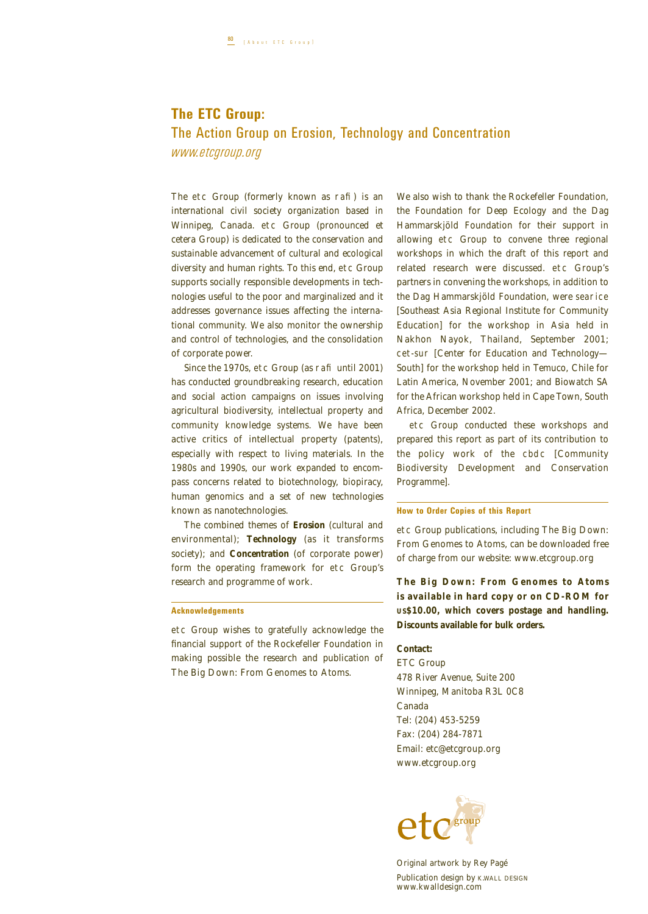# The ETC Group:

## The Action Group on Erosion, Technology and Concentration

*www.etcgroup.org*

The etc Group (formerly known as rafi) is an international civil society organization based in Winnipeg, Canada. etc Group (pronounced et cetera Group) is dedicated to the conservation and sustainable advancement of cultural and ecological diversity and human rights. To this end, etc Group supports socially responsible developments in technologies useful to the poor and marginalized and it addresses governance issues affecting the international community. We also monitor the ownership and control of technologies, and the consolidation of corporate power.

Since the 1970s, etc Group (as rafi until 2001) has conducted groundbreaking research, education and social action campaigns on issues involving agricultural biodiversity, intellectual property and community knowledge systems. We have been active critics of intellectual property (patents), especially with respect to living materials. In the 1980s and 1990s, our work expanded to encompass concerns related to biotechnology, biopiracy, human genomics and a set of new technologies known as nanotechnologies.

The combined themes of **Erosion** (cultural and environmental); **Technology** (as it transforms society); and **Concentration** (of corporate power) form the operating framework for etc Group's research and programme of work.

#### Acknowledgements

etc Group wishes to gratefully acknowledge the financial support of the Rockefeller Foundation in making possible the research and publication of The Big Down: From Genomes to Atoms.

We also wish to thank the Rockefeller Foundation, the Foundation for Deep Ecology and the Dag Hammarskjöld Foundation for their support in allowing etc Group to convene three regional workshops in which the draft of this report and related research were discussed. etc Group's partners in convening the workshops, in addition to the Dag Hammarskjöld Foundation, were searice [Southeast Asia Regional Institute for Community Education] for the workshop in Asia held in Nakhon Nayok, Thailand, September 2001; cet-sur [Center for Education and Technology—South] for the workshop held in Temuco, Chile for Latin America, November 2001; and Biowatch SA for the African workshop held in Cape Town, South Africa, December 2002.

etc Group conducted these workshops and prepared this report as part of its contribution to the policy work of the cbdc [Community Biodiversity Development and Conservation Programme].

#### How to Order Copies of this Report

etc Group publications, including The Big Down: From Genomes to Atoms, can be downloaded free of charge from our website: www.etcgroup.org

**The Big Down: From Genomes to Atoms is available in hard copy or on CD-ROM for US$10.00, which covers postage and handling. Discounts available for bulk orders.**

**Contact:**
ETC Group
478 River Avenue, Suite 200
Winnipeg, Manitoba R3L 0C8
Canada
Tel: (204) 453-5259
Fax: (204) 284-7871
Email: etc@etcgroup.org
www.etcgroup.org

etc group

Original artwork by Rey Pagé

Publication design by K.WALL DESIGN
www.kwalldesign.com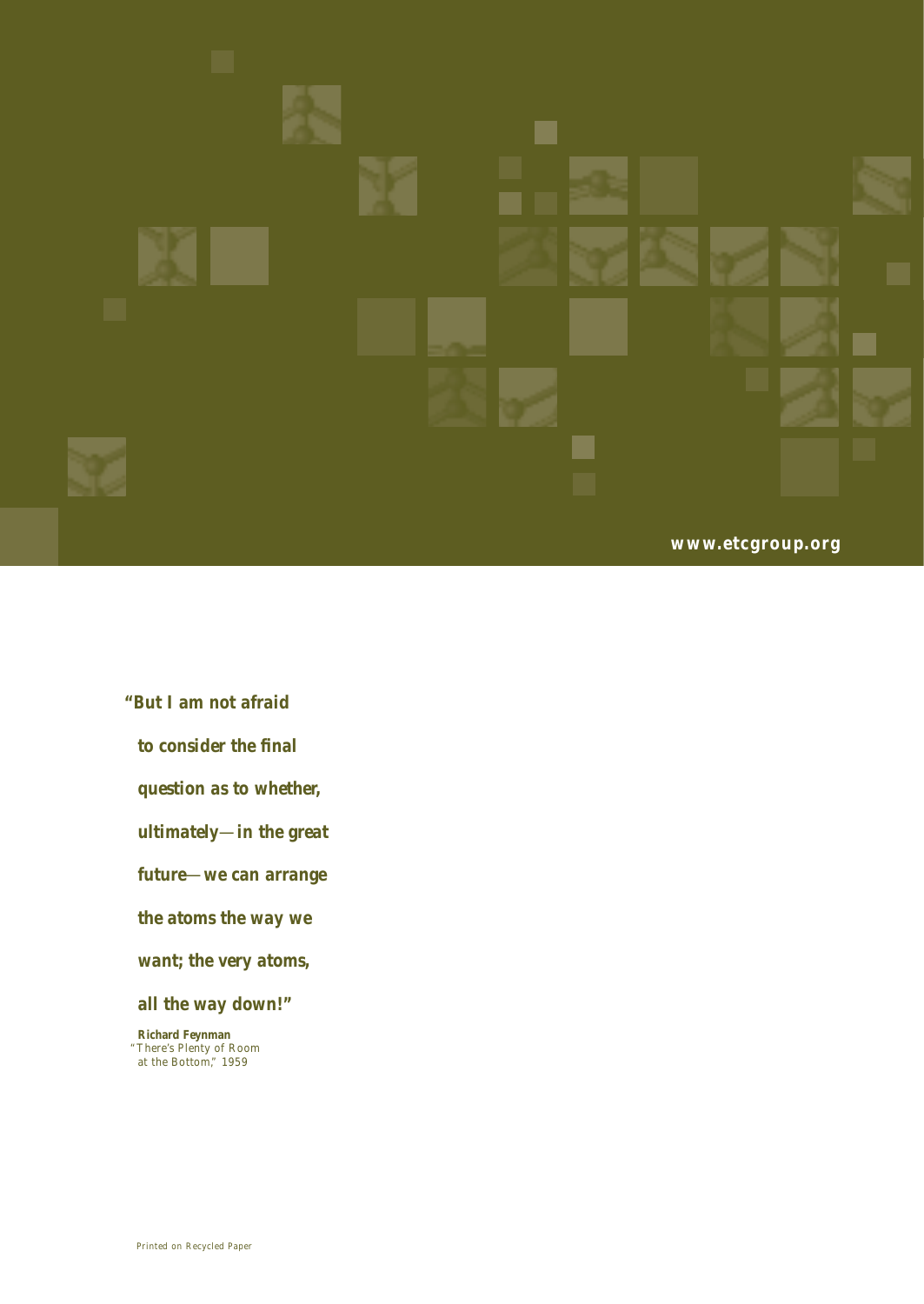www.etcgroup.org

**"But I am not afraid to consider the final question as to whether, ultimately—in the great future—we can arrange the atoms the way we want; the very atoms, all the way down!"**

**Richard Feynman**
"There's Plenty of Room at the Bottom," 1959

*Printed on Recycled Paper*